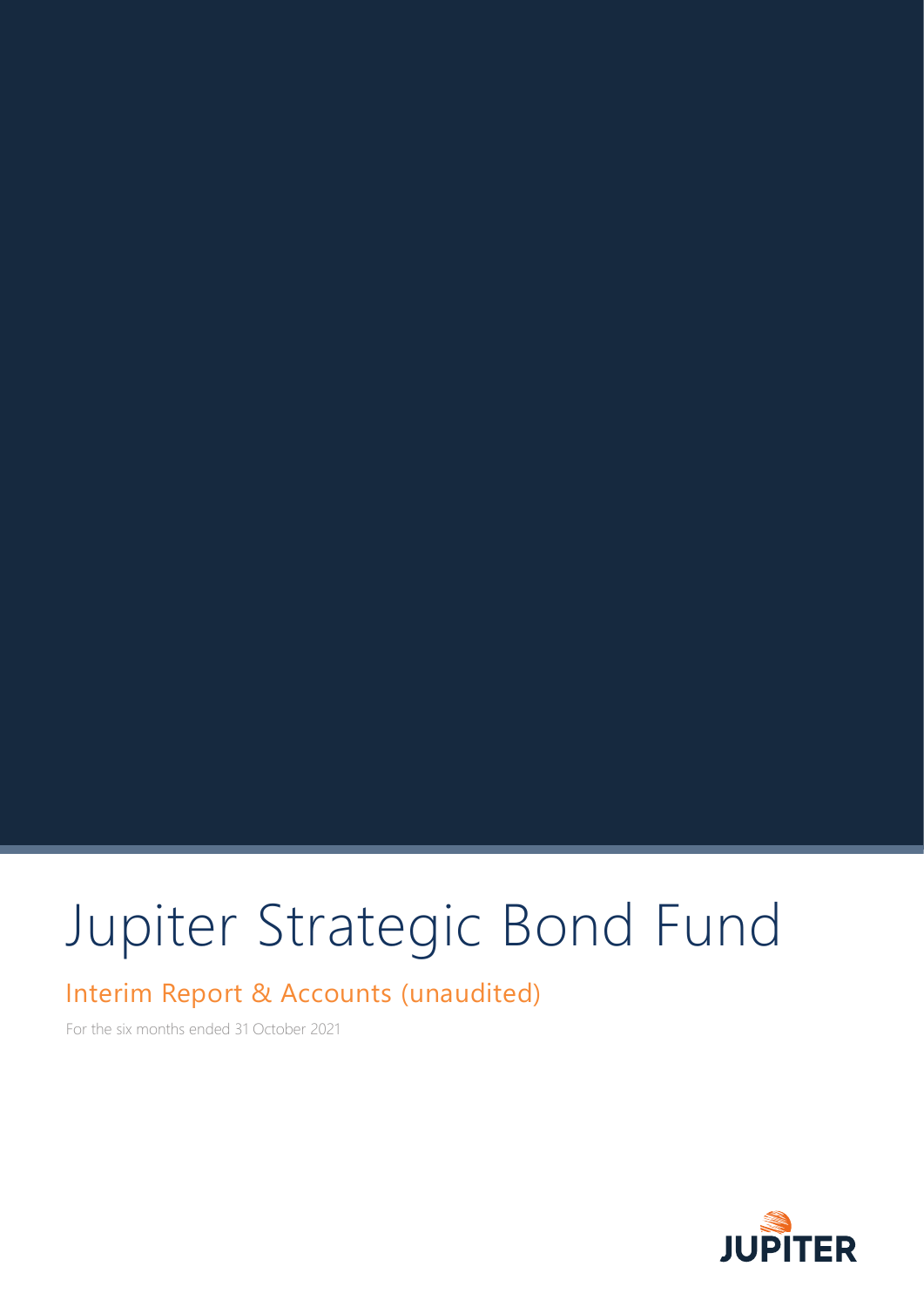# Jupiter Strategic Bond Fund

## Interim Report & Accounts (unaudited)

For the six months ended 31 October 2021

JUPITER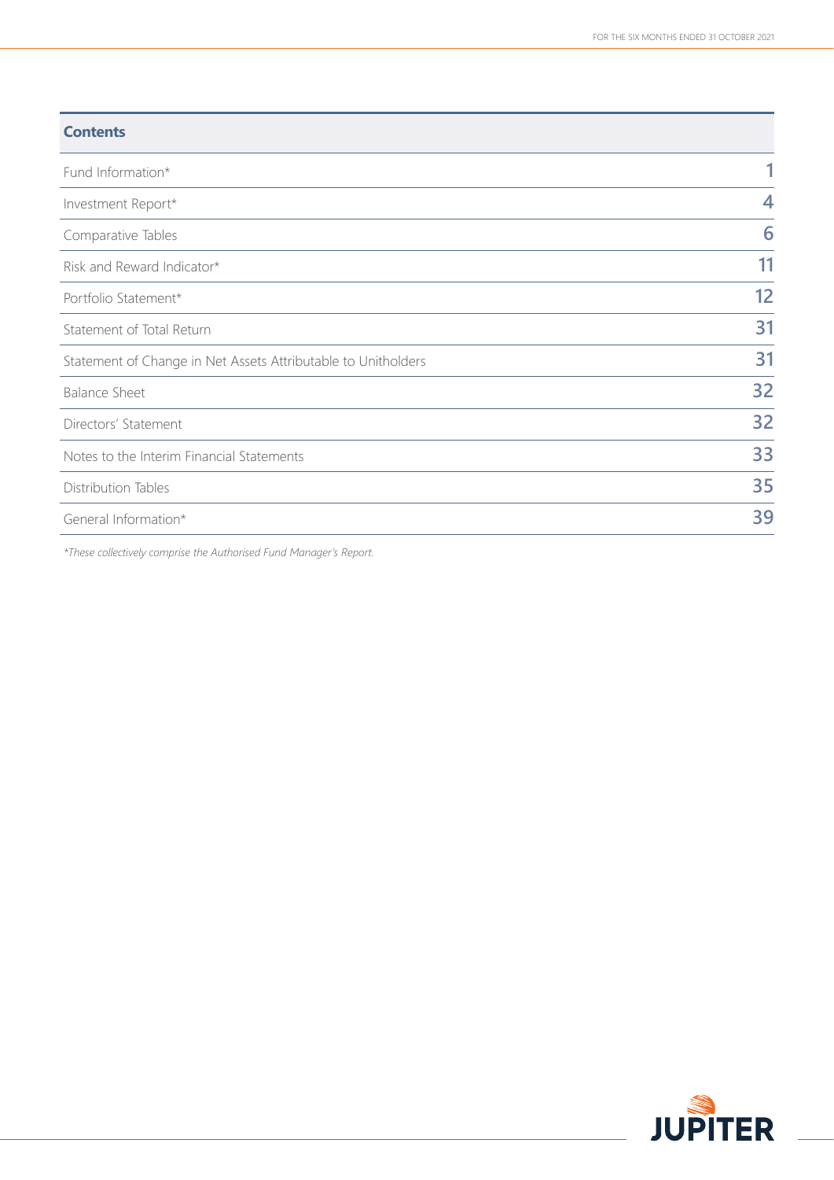## Contents

| | |
|---|---|
| Fund Information* | 1 |
| Investment Report* | 4 |
| Comparative Tables | 6 |
| Risk and Reward Indicator* | 11 |
| Portfolio Statement* | 12 |
| Statement of Total Return | 31 |
| Statement of Change in Net Assets Attributable to Unitholders | 31 |
| Balance Sheet | 32 |
| Directors' Statement | 32 |
| Notes to the Interim Financial Statements | 33 |
| Distribution Tables | 35 |
| General Information* | 39 |

*These collectively comprise the Authorised Fund Manager's Report.*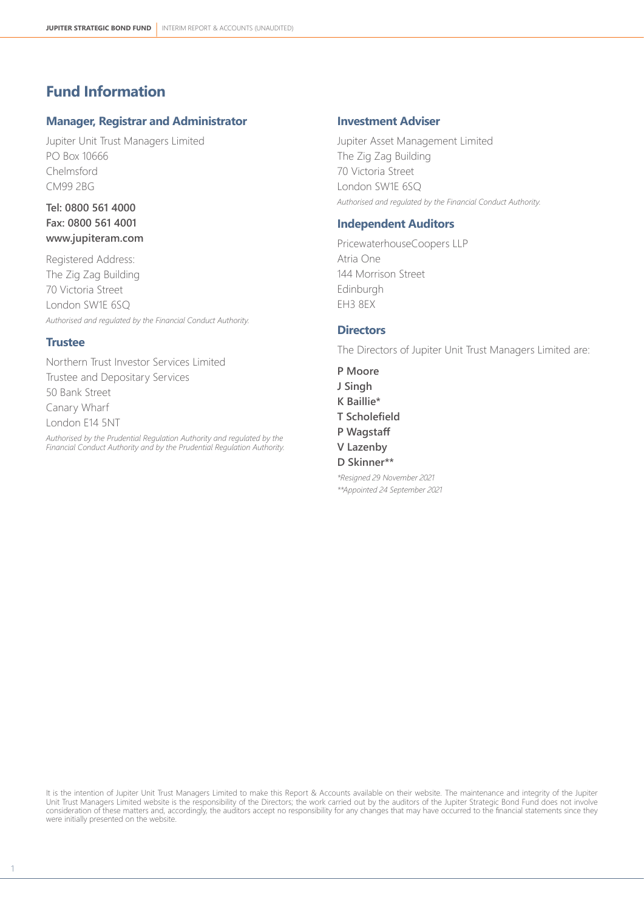# Fund Information

## Manager, Registrar and Administrator

Jupiter Unit Trust Managers Limited
PO Box 10666
Chelmsford
CM99 2BG

**Tel: 0800 561 4000**
**Fax: 0800 561 4001**
**www.jupiteram.com**

Registered Address:
The Zig Zag Building
70 Victoria Street
London SW1E 6SQ
*Authorised and regulated by the Financial Conduct Authority.*

## Trustee

Northern Trust Investor Services Limited
Trustee and Depositary Services
50 Bank Street
Canary Wharf
London E14 5NT
*Authorised by the Prudential Regulation Authority and regulated by the Financial Conduct Authority and by the Prudential Regulation Authority.*

## Investment Adviser

Jupiter Asset Management Limited
The Zig Zag Building
70 Victoria Street
London SW1E 6SQ
*Authorised and regulated by the Financial Conduct Authority.*

## Independent Auditors

PricewaterhouseCoopers LLP
Atria One
144 Morrison Street
Edinburgh
EH3 8EX

## Directors

The Directors of Jupiter Unit Trust Managers Limited are:

**P Moore**
**J Singh**
**K Baillie***
**T Scholefield**
**P Wagstaff**
**V Lazenby**
**D Skinner****

*\*Resigned 29 November 2021*
*\*\*Appointed 24 September 2021*

It is the intention of Jupiter Unit Trust Managers Limited to make this Report & Accounts available on their website. The maintenance and integrity of the Jupiter Unit Trust Managers Limited website is the responsibility of the Directors; the work carried out by the auditors of the Jupiter Strategic Bond Fund does not involve consideration of these matters and, accordingly, the auditors accept no responsibility for any changes that may have occurred to the financial statements since they were initially presented on the website.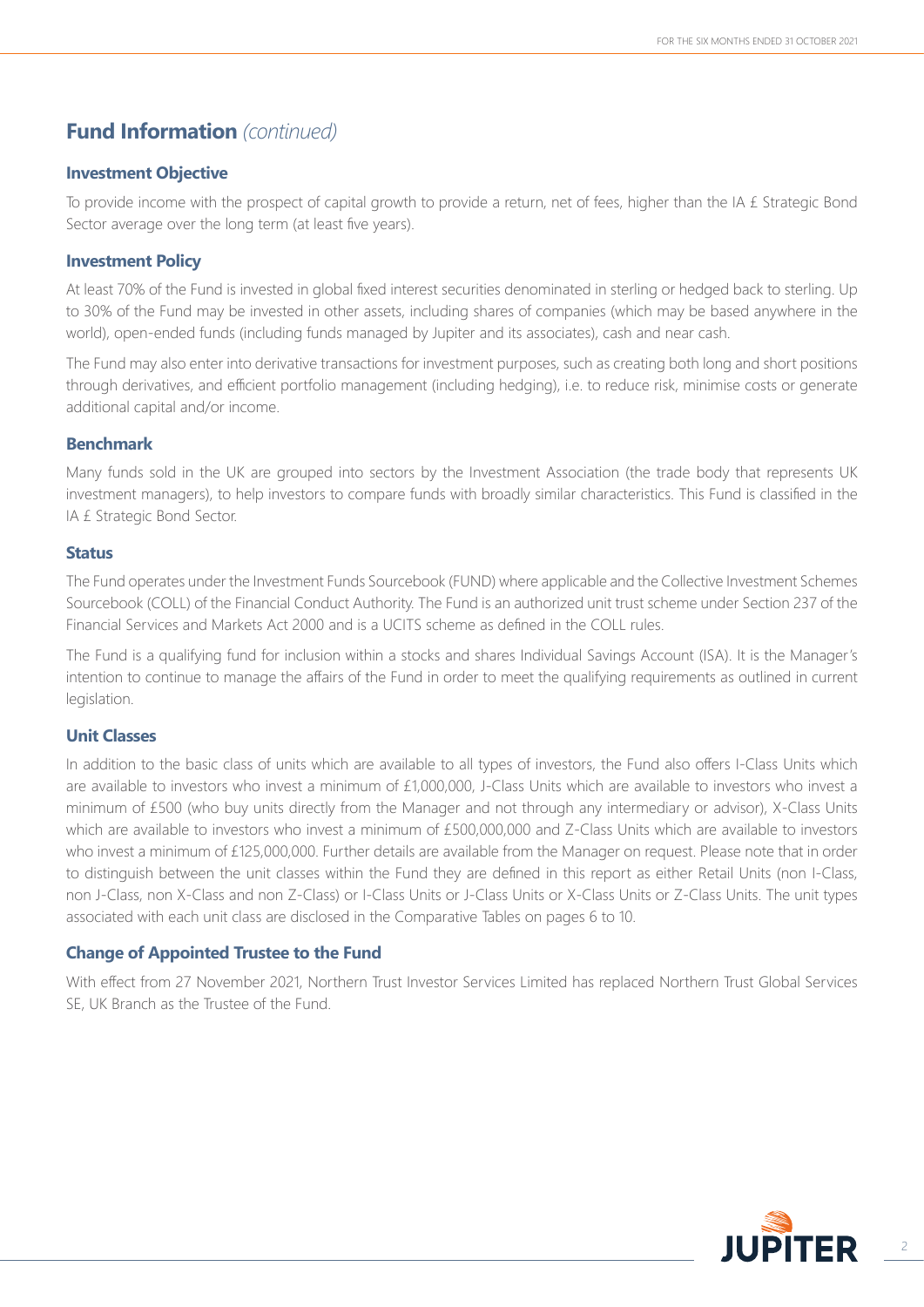## Fund Information *(continued)*

### Investment Objective

To provide income with the prospect of capital growth to provide a return, net of fees, higher than the IA £ Strategic Bond Sector average over the long term (at least five years).

### Investment Policy

At least 70% of the Fund is invested in global fixed interest securities denominated in sterling or hedged back to sterling. Up to 30% of the Fund may be invested in other assets, including shares of companies (which may be based anywhere in the world), open-ended funds (including funds managed by Jupiter and its associates), cash and near cash.

The Fund may also enter into derivative transactions for investment purposes, such as creating both long and short positions through derivatives, and efficient portfolio management (including hedging), i.e. to reduce risk, minimise costs or generate additional capital and/or income.

### Benchmark

Many funds sold in the UK are grouped into sectors by the Investment Association (the trade body that represents UK investment managers), to help investors to compare funds with broadly similar characteristics. This Fund is classified in the IA £ Strategic Bond Sector.

### Status

The Fund operates under the Investment Funds Sourcebook (FUND) where applicable and the Collective Investment Schemes Sourcebook (COLL) of the Financial Conduct Authority. The Fund is an authorized unit trust scheme under Section 237 of the Financial Services and Markets Act 2000 and is a UCITS scheme as defined in the COLL rules.

The Fund is a qualifying fund for inclusion within a stocks and shares Individual Savings Account (ISA). It is the Manager's intention to continue to manage the affairs of the Fund in order to meet the qualifying requirements as outlined in current legislation.

### Unit Classes

In addition to the basic class of units which are available to all types of investors, the Fund also offers I-Class Units which are available to investors who invest a minimum of £1,000,000, J-Class Units which are available to investors who invest a minimum of £500 (who buy units directly from the Manager and not through any intermediary or advisor), X-Class Units which are available to investors who invest a minimum of £500,000,000 and Z-Class Units which are available to investors who invest a minimum of £125,000,000. Further details are available from the Manager on request. Please note that in order to distinguish between the unit classes within the Fund they are defined in this report as either Retail Units (non I-Class, non J-Class, non X-Class and non Z-Class) or I-Class Units or J-Class Units or X-Class Units or Z-Class Units. The unit types associated with each unit class are disclosed in the Comparative Tables on pages 6 to 10.

### Change of Appointed Trustee to the Fund

With effect from 27 November 2021, Northern Trust Investor Services Limited has replaced Northern Trust Global Services SE, UK Branch as the Trustee of the Fund.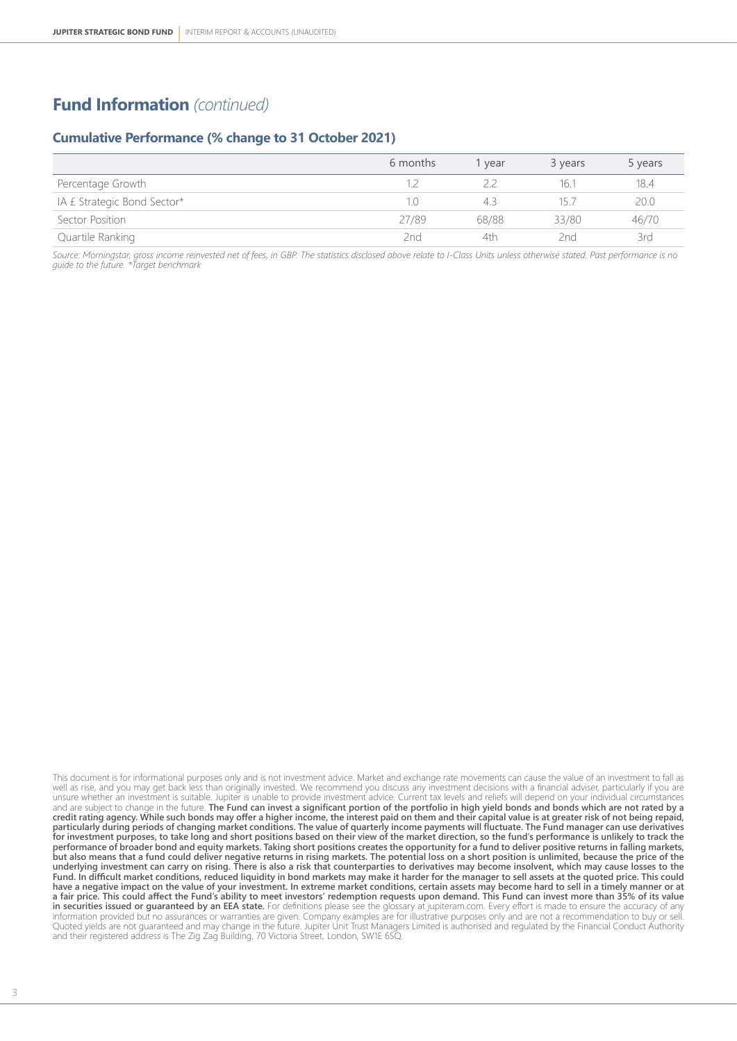## Fund Information *(continued)*

### Cumulative Performance (% change to 31 October 2021)

| | 6 months | 1 year | 3 years | 5 years |
|---|---|---|---|---|
| Percentage Growth | 1.2 | 2.2 | 16.1 | 18.4 |
| IA £ Strategic Bond Sector* | 1.0 | 4.3 | 15.7 | 20.0 |
| Sector Position | 27/89 | 68/88 | 33/80 | 46/70 |
| Quartile Ranking | 2nd | 4th | 2nd | 3rd |

*Source: Morningstar, gross income reinvested net of fees, in GBP. The statistics disclosed above relate to I-Class Units unless otherwise stated. Past performance is no guide to the future. *Target benchmark*

This document is for informational purposes only and is not investment advice. Market and exchange rate movements can cause the value of an investment to fall as well as rise, and you may get back less than originally invested. We recommend you discuss any investment decisions with a financial adviser, particularly if you are unsure whether an investment is suitable. Jupiter is unable to provide investment advice. Current tax levels and reliefs will depend on your individual circumstances and are subject to change in the future. **The Fund can invest a significant portion of the portfolio in high yield bonds and bonds which are not rated by a credit rating agency. While such bonds may offer a higher income, the interest paid on them and their capital value is at greater risk of not being repaid, particularly during periods of changing market conditions. The value of quarterly income payments will fluctuate. The Fund manager can use derivatives for investment purposes, to take long and short positions based on their view of the market direction, so the fund's performance is unlikely to track the performance of broader bond and equity markets. Taking short positions creates the opportunity for a fund to deliver positive returns in falling markets, but also means that a fund could deliver negative returns in rising markets. The potential loss on a short position is unlimited, because the price of the underlying investment can carry on rising. There is also a risk that counterparties to derivatives may become insolvent, which may cause losses to the Fund. In difficult market conditions, reduced liquidity in bond markets may make it harder for the manager to sell assets at the quoted price. This could have a negative impact on the value of your investment. In extreme market conditions, certain assets may become hard to sell in a timely manner or at a fair price. This could affect the Fund's ability to meet investors' redemption requests upon demand. This Fund can invest more than 35% of its value in securities issued or guaranteed by an EEA state.** For definitions please see the glossary at jupiteram.com. Every effort is made to ensure the accuracy of any information provided but no assurances or warranties are given. Company examples are for illustrative purposes only and are not a recommendation to buy or sell. Quoted yields are not guaranteed and may change in the future. Jupiter Unit Trust Managers Limited is authorised and regulated by the Financial Conduct Authority and their registered address is The Zig Zag Building, 70 Victoria Street, London, SW1E 6SQ.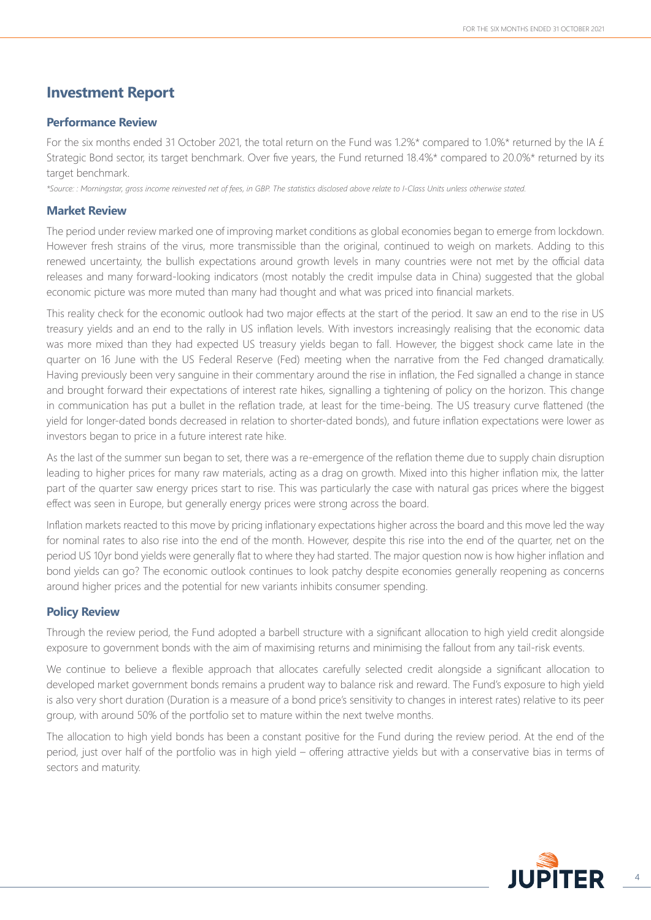# Investment Report

## Performance Review

For the six months ended 31 October 2021, the total return on the Fund was 1.2%* compared to 1.0%* returned by the IA £ Strategic Bond sector, its target benchmark. Over five years, the Fund returned 18.4%* compared to 20.0%* returned by its target benchmark.

*\*Source: : Morningstar, gross income reinvested net of fees, in GBP. The statistics disclosed above relate to I-Class Units unless otherwise stated.*

## Market Review

The period under review marked one of improving market conditions as global economies began to emerge from lockdown. However fresh strains of the virus, more transmissible than the original, continued to weigh on markets. Adding to this renewed uncertainty, the bullish expectations around growth levels in many countries were not met by the official data releases and many forward-looking indicators (most notably the credit impulse data in China) suggested that the global economic picture was more muted than many had thought and what was priced into financial markets.

This reality check for the economic outlook had two major effects at the start of the period. It saw an end to the rise in US treasury yields and an end to the rally in US inflation levels. With investors increasingly realising that the economic data was more mixed than they had expected US treasury yields began to fall. However, the biggest shock came late in the quarter on 16 June with the US Federal Reserve (Fed) meeting when the narrative from the Fed changed dramatically. Having previously been very sanguine in their commentary around the rise in inflation, the Fed signalled a change in stance and brought forward their expectations of interest rate hikes, signalling a tightening of policy on the horizon. This change in communication has put a bullet in the reflation trade, at least for the time-being. The US treasury curve flattened (the yield for longer-dated bonds decreased in relation to shorter-dated bonds), and future inflation expectations were lower as investors began to price in a future interest rate hike.

As the last of the summer sun began to set, there was a re-emergence of the reflation theme due to supply chain disruption leading to higher prices for many raw materials, acting as a drag on growth. Mixed into this higher inflation mix, the latter part of the quarter saw energy prices start to rise. This was particularly the case with natural gas prices where the biggest effect was seen in Europe, but generally energy prices were strong across the board.

Inflation markets reacted to this move by pricing inflationary expectations higher across the board and this move led the way for nominal rates to also rise into the end of the month. However, despite this rise into the end of the quarter, net on the period US 10yr bond yields were generally flat to where they had started. The major question now is how higher inflation and bond yields can go? The economic outlook continues to look patchy despite economies generally reopening as concerns around higher prices and the potential for new variants inhibits consumer spending.

## Policy Review

Through the review period, the Fund adopted a barbell structure with a significant allocation to high yield credit alongside exposure to government bonds with the aim of maximising returns and minimising the fallout from any tail-risk events.

We continue to believe a flexible approach that allocates carefully selected credit alongside a significant allocation to developed market government bonds remains a prudent way to balance risk and reward. The Fund's exposure to high yield is also very short duration (Duration is a measure of a bond price's sensitivity to changes in interest rates) relative to its peer group, with around 50% of the portfolio set to mature within the next twelve months.

The allocation to high yield bonds has been a constant positive for the Fund during the review period. At the end of the period, just over half of the portfolio was in high yield – offering attractive yields but with a conservative bias in terms of sectors and maturity.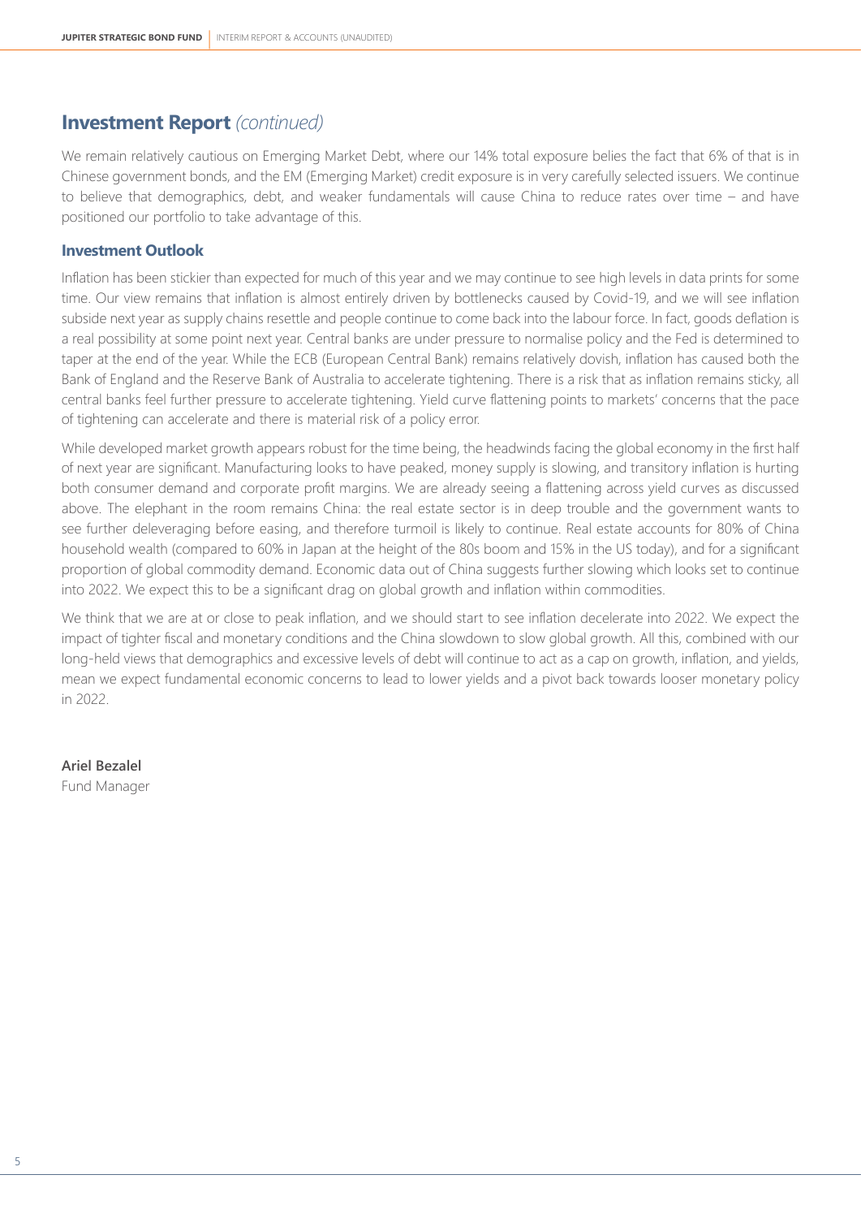## Investment Report *(continued)*

We remain relatively cautious on Emerging Market Debt, where our 14% total exposure belies the fact that 6% of that is in Chinese government bonds, and the EM (Emerging Market) credit exposure is in very carefully selected issuers. We continue to believe that demographics, debt, and weaker fundamentals will cause China to reduce rates over time – and have positioned our portfolio to take advantage of this.

### Investment Outlook

Inflation has been stickier than expected for much of this year and we may continue to see high levels in data prints for some time. Our view remains that inflation is almost entirely driven by bottlenecks caused by Covid-19, and we will see inflation subside next year as supply chains resettle and people continue to come back into the labour force. In fact, goods deflation is a real possibility at some point next year. Central banks are under pressure to normalise policy and the Fed is determined to taper at the end of the year. While the ECB (European Central Bank) remains relatively dovish, inflation has caused both the Bank of England and the Reserve Bank of Australia to accelerate tightening. There is a risk that as inflation remains sticky, all central banks feel further pressure to accelerate tightening. Yield curve flattening points to markets' concerns that the pace of tightening can accelerate and there is material risk of a policy error.

While developed market growth appears robust for the time being, the headwinds facing the global economy in the first half of next year are significant. Manufacturing looks to have peaked, money supply is slowing, and transitory inflation is hurting both consumer demand and corporate profit margins. We are already seeing a flattening across yield curves as discussed above. The elephant in the room remains China: the real estate sector is in deep trouble and the government wants to see further deleveraging before easing, and therefore turmoil is likely to continue. Real estate accounts for 80% of China household wealth (compared to 60% in Japan at the height of the 80s boom and 15% in the US today), and for a significant proportion of global commodity demand. Economic data out of China suggests further slowing which looks set to continue into 2022. We expect this to be a significant drag on global growth and inflation within commodities.

We think that we are at or close to peak inflation, and we should start to see inflation decelerate into 2022. We expect the impact of tighter fiscal and monetary conditions and the China slowdown to slow global growth. All this, combined with our long-held views that demographics and excessive levels of debt will continue to act as a cap on growth, inflation, and yields, mean we expect fundamental economic concerns to lead to lower yields and a pivot back towards looser monetary policy in 2022.

**Ariel Bezalel**
Fund Manager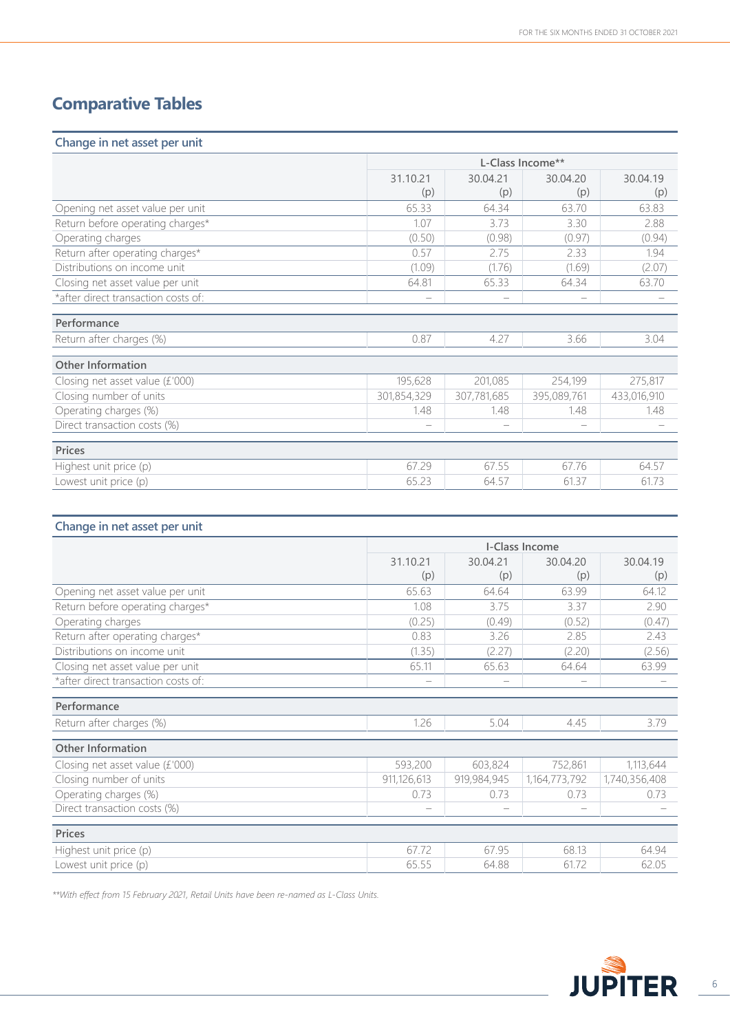## Comparative Tables

### Change in net asset per unit

| | L-Class Income** | | | |
|---|---|---|---|---|
| | 31.10.21 (p) | 30.04.21 (p) | 30.04.20 (p) | 30.04.19 (p) |
| Opening net asset value per unit | 65.33 | 64.34 | 63.70 | 63.83 |
| Return before operating charges* | 1.07 | 3.73 | 3.30 | 2.88 |
| Operating charges | (0.50) | (0.98) | (0.97) | (0.94) |
| Return after operating charges* | 0.57 | 2.75 | 2.33 | 1.94 |
| Distributions on income unit | (1.09) | (1.76) | (1.69) | (2.07) |
| Closing net asset value per unit | 64.81 | 65.33 | 64.34 | 63.70 |
| *after direct transaction costs of: | – | – | – | – |
| **Performance** | | | | |
| Return after charges (%) | 0.87 | 4.27 | 3.66 | 3.04 |
| **Other Information** | | | | |
| Closing net asset value (£'000) | 195,628 | 201,085 | 254,199 | 275,817 |
| Closing number of units | 301,854,329 | 307,781,685 | 395,089,761 | 433,016,910 |
| Operating charges (%) | 1.48 | 1.48 | 1.48 | 1.48 |
| Direct transaction costs (%) | – | – | – | – |
| **Prices** | | | | |
| Highest unit price (p) | 67.29 | 67.55 | 67.76 | 64.57 |
| Lowest unit price (p) | 65.23 | 64.57 | 61.37 | 61.73 |

### Change in net asset per unit

| | I-Class Income | | | |
|---|---|---|---|---|
| | 31.10.21 (p) | 30.04.21 (p) | 30.04.20 (p) | 30.04.19 (p) |
| Opening net asset value per unit | 65.63 | 64.64 | 63.99 | 64.12 |
| Return before operating charges* | 1.08 | 3.75 | 3.37 | 2.90 |
| Operating charges | (0.25) | (0.49) | (0.52) | (0.47) |
| Return after operating charges* | 0.83 | 3.26 | 2.85 | 2.43 |
| Distributions on income unit | (1.35) | (2.27) | (2.20) | (2.56) |
| Closing net asset value per unit | 65.11 | 65.63 | 64.64 | 63.99 |
| *after direct transaction costs of: | – | – | – | – |
| **Performance** | | | | |
| Return after charges (%) | 1.26 | 5.04 | 4.45 | 3.79 |
| **Other Information** | | | | |
| Closing net asset value (£'000) | 593,200 | 603,824 | 752,861 | 1,113,644 |
| Closing number of units | 911,126,613 | 919,984,945 | 1,164,773,792 | 1,740,356,408 |
| Operating charges (%) | 0.73 | 0.73 | 0.73 | 0.73 |
| Direct transaction costs (%) | – | – | – | – |
| **Prices** | | | | |
| Highest unit price (p) | 67.72 | 67.95 | 68.13 | 64.94 |
| Lowest unit price (p) | 65.55 | 64.88 | 61.72 | 62.05 |

*\*\*With effect from 15 February 2021, Retail Units have been re-named as L-Class Units.*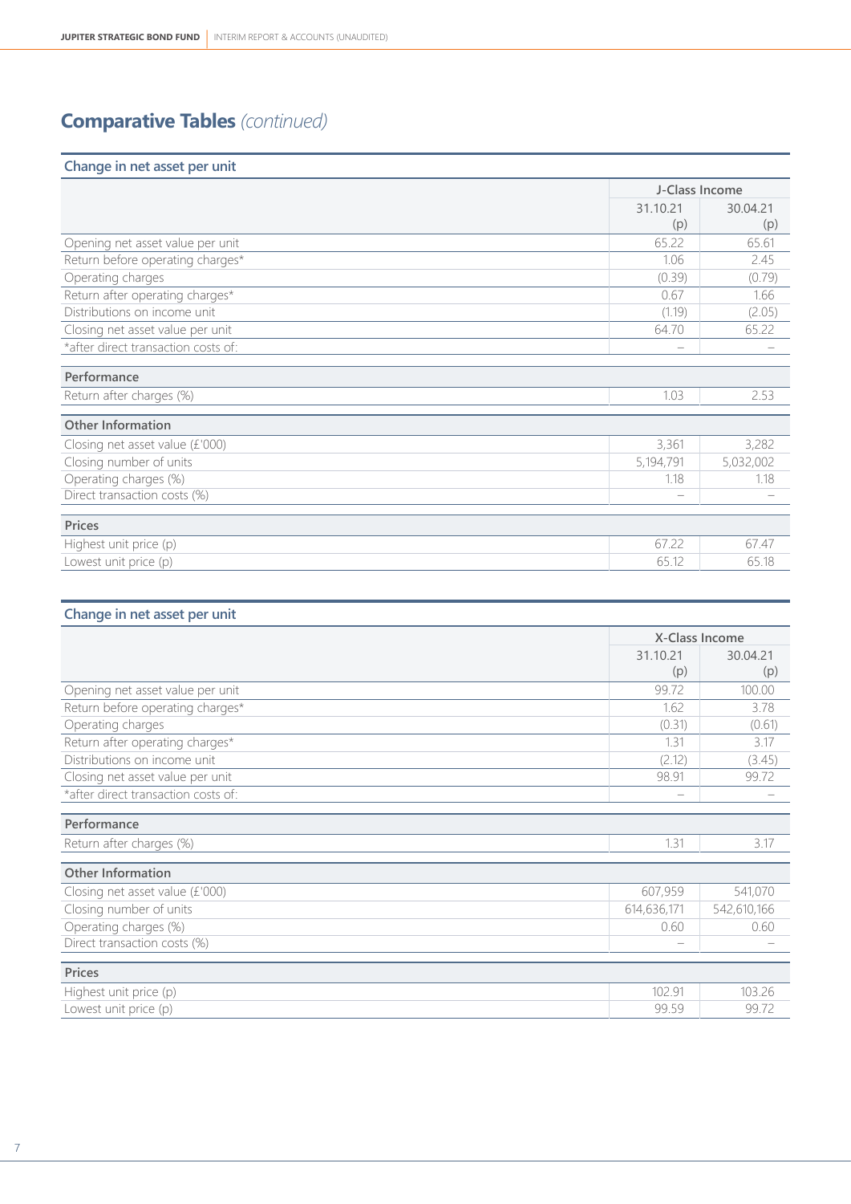# Comparative Tables *(continued)*

## Change in net asset per unit

| | J-Class Income | |
|---|---|---|
| | 31.10.21 (p) | 30.04.21 (p) |
| Opening net asset value per unit | 65.22 | 65.61 |
| Return before operating charges* | 1.06 | 2.45 |
| Operating charges | (0.39) | (0.79) |
| Return after operating charges* | 0.67 | 1.66 |
| Distributions on income unit | (1.19) | (2.05) |
| Closing net asset value per unit | 64.70 | 65.22 |
| *after direct transaction costs of: | – | – |
| **Performance** | | |
| Return after charges (%) | 1.03 | 2.53 |
| **Other Information** | | |
| Closing net asset value (£'000) | 3,361 | 3,282 |
| Closing number of units | 5,194,791 | 5,032,002 |
| Operating charges (%) | 1.18 | 1.18 |
| Direct transaction costs (%) | – | – |
| **Prices** | | |
| Highest unit price (p) | 67.22 | 67.47 |
| Lowest unit price (p) | 65.12 | 65.18 |

## Change in net asset per unit

| | X-Class Income | |
|---|---|---|
| | 31.10.21 (p) | 30.04.21 (p) |
| Opening net asset value per unit | 99.72 | 100.00 |
| Return before operating charges* | 1.62 | 3.78 |
| Operating charges | (0.31) | (0.61) |
| Return after operating charges* | 1.31 | 3.17 |
| Distributions on income unit | (2.12) | (3.45) |
| Closing net asset value per unit | 98.91 | 99.72 |
| *after direct transaction costs of: | – | – |
| **Performance** | | |
| Return after charges (%) | 1.31 | 3.17 |
| **Other Information** | | |
| Closing net asset value (£'000) | 607,959 | 541,070 |
| Closing number of units | 614,636,171 | 542,610,166 |
| Operating charges (%) | 0.60 | 0.60 |
| Direct transaction costs (%) | – | – |
| **Prices** | | |
| Highest unit price (p) | 102.91 | 103.26 |
| Lowest unit price (p) | 99.59 | 99.72 |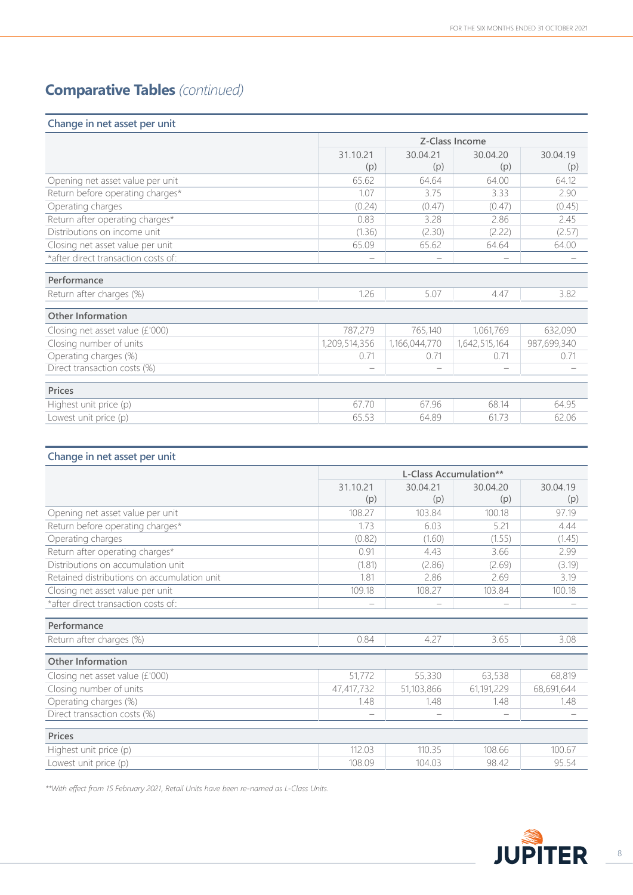## Comparative Tables *(continued)*

**Change in net asset per unit**

| | Z-Class Income | | | |
|---|---|---|---|---|
| | 31.10.21 (p) | 30.04.21 (p) | 30.04.20 (p) | 30.04.19 (p) |
| Opening net asset value per unit | 65.62 | 64.64 | 64.00 | 64.12 |
| Return before operating charges* | 1.07 | 3.75 | 3.33 | 2.90 |
| Operating charges | (0.24) | (0.47) | (0.47) | (0.45) |
| Return after operating charges* | 0.83 | 3.28 | 2.86 | 2.45 |
| Distributions on income unit | (1.36) | (2.30) | (2.22) | (2.57) |
| Closing net asset value per unit | 65.09 | 65.62 | 64.64 | 64.00 |
| *after direct transaction costs of: | – | – | – | – |
| **Performance** | | | | |
| Return after charges (%) | 1.26 | 5.07 | 4.47 | 3.82 |
| **Other Information** | | | | |
| Closing net asset value (£'000) | 787,279 | 765,140 | 1,061,769 | 632,090 |
| Closing number of units | 1,209,514,356 | 1,166,044,770 | 1,642,515,164 | 987,699,340 |
| Operating charges (%) | 0.71 | 0.71 | 0.71 | 0.71 |
| Direct transaction costs (%) | – | – | – | – |
| **Prices** | | | | |
| Highest unit price (p) | 67.70 | 67.96 | 68.14 | 64.95 |
| Lowest unit price (p) | 65.53 | 64.89 | 61.73 | 62.06 |

**Change in net asset per unit**

| | L-Class Accumulation** | | | |
|---|---|---|---|---|
| | 31.10.21 (p) | 30.04.21 (p) | 30.04.20 (p) | 30.04.19 (p) |
| Opening net asset value per unit | 108.27 | 103.84 | 100.18 | 97.19 |
| Return before operating charges* | 1.73 | 6.03 | 5.21 | 4.44 |
| Operating charges | (0.82) | (1.60) | (1.55) | (1.45) |
| Return after operating charges* | 0.91 | 4.43 | 3.66 | 2.99 |
| Distributions on accumulation unit | (1.81) | (2.86) | (2.69) | (3.19) |
| Retained distributions on accumulation unit | 1.81 | 2.86 | 2.69 | 3.19 |
| Closing net asset value per unit | 109.18 | 108.27 | 103.84 | 100.18 |
| *after direct transaction costs of: | – | – | – | – |
| **Performance** | | | | |
| Return after charges (%) | 0.84 | 4.27 | 3.65 | 3.08 |
| **Other Information** | | | | |
| Closing net asset value (£'000) | 51,772 | 55,330 | 63,538 | 68,819 |
| Closing number of units | 47,417,732 | 51,103,866 | 61,191,229 | 68,691,644 |
| Operating charges (%) | 1.48 | 1.48 | 1.48 | 1.48 |
| Direct transaction costs (%) | – | – | – | – |
| **Prices** | | | | |
| Highest unit price (p) | 112.03 | 110.35 | 108.66 | 100.67 |
| Lowest unit price (p) | 108.09 | 104.03 | 98.42 | 95.54 |

*\*\*With effect from 15 February 2021, Retail Units have been re-named as L-Class Units.*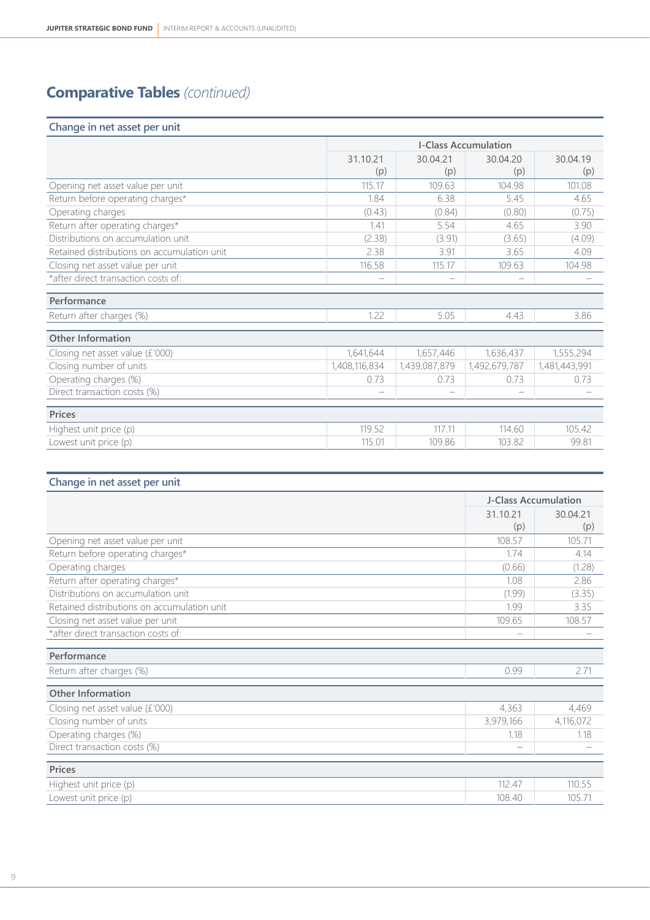# Comparative Tables *(continued)*

## Change in net asset per unit

| | I-Class Accumulation | | | |
|---|---|---|---|---|
| | 31.10.21 (p) | 30.04.21 (p) | 30.04.20 (p) | 30.04.19 (p) |
| Opening net asset value per unit | 115.17 | 109.63 | 104.98 | 101.08 |
| Return before operating charges* | 1.84 | 6.38 | 5.45 | 4.65 |
| Operating charges | (0.43) | (0.84) | (0.80) | (0.75) |
| Return after operating charges* | 1.41 | 5.54 | 4.65 | 3.90 |
| Distributions on accumulation unit | (2.38) | (3.91) | (3.65) | (4.09) |
| Retained distributions on accumulation unit | 2.38 | 3.91 | 3.65 | 4.09 |
| Closing net asset value per unit | 116.58 | 115.17 | 109.63 | 104.98 |
| *after direct transaction costs of: | – | – | – | – |
| **Performance** | | | | |
| Return after charges (%) | 1.22 | 5.05 | 4.43 | 3.86 |
| **Other Information** | | | | |
| Closing net asset value (£'000) | 1,641,644 | 1,657,446 | 1,636,437 | 1,555,294 |
| Closing number of units | 1,408,116,834 | 1,439,087,879 | 1,492,679,787 | 1,481,443,991 |
| Operating charges (%) | 0.73 | 0.73 | 0.73 | 0.73 |
| Direct transaction costs (%) | – | – | – | – |
| **Prices** | | | | |
| Highest unit price (p) | 119.52 | 117.11 | 114.60 | 105.42 |
| Lowest unit price (p) | 115.01 | 109.86 | 103.82 | 99.81 |

## Change in net asset per unit

| | J-Class Accumulation | |
|---|---|---|
| | 31.10.21 (p) | 30.04.21 (p) |
| Opening net asset value per unit | 108.57 | 105.71 |
| Return before operating charges* | 1.74 | 4.14 |
| Operating charges | (0.66) | (1.28) |
| Return after operating charges* | 1.08 | 2.86 |
| Distributions on accumulation unit | (1.99) | (3.35) |
| Retained distributions on accumulation unit | 1.99 | 3.35 |
| Closing net asset value per unit | 109.65 | 108.57 |
| *after direct transaction costs of: | – | – |
| **Performance** | | |
| Return after charges (%) | 0.99 | 2.71 |
| **Other Information** | | |
| Closing net asset value (£'000) | 4,363 | 4,469 |
| Closing number of units | 3,979,166 | 4,116,072 |
| Operating charges (%) | 1.18 | 1.18 |
| Direct transaction costs (%) | – | – |
| **Prices** | | |
| Highest unit price (p) | 112.47 | 110.55 |
| Lowest unit price (p) | 108.40 | 105.71 |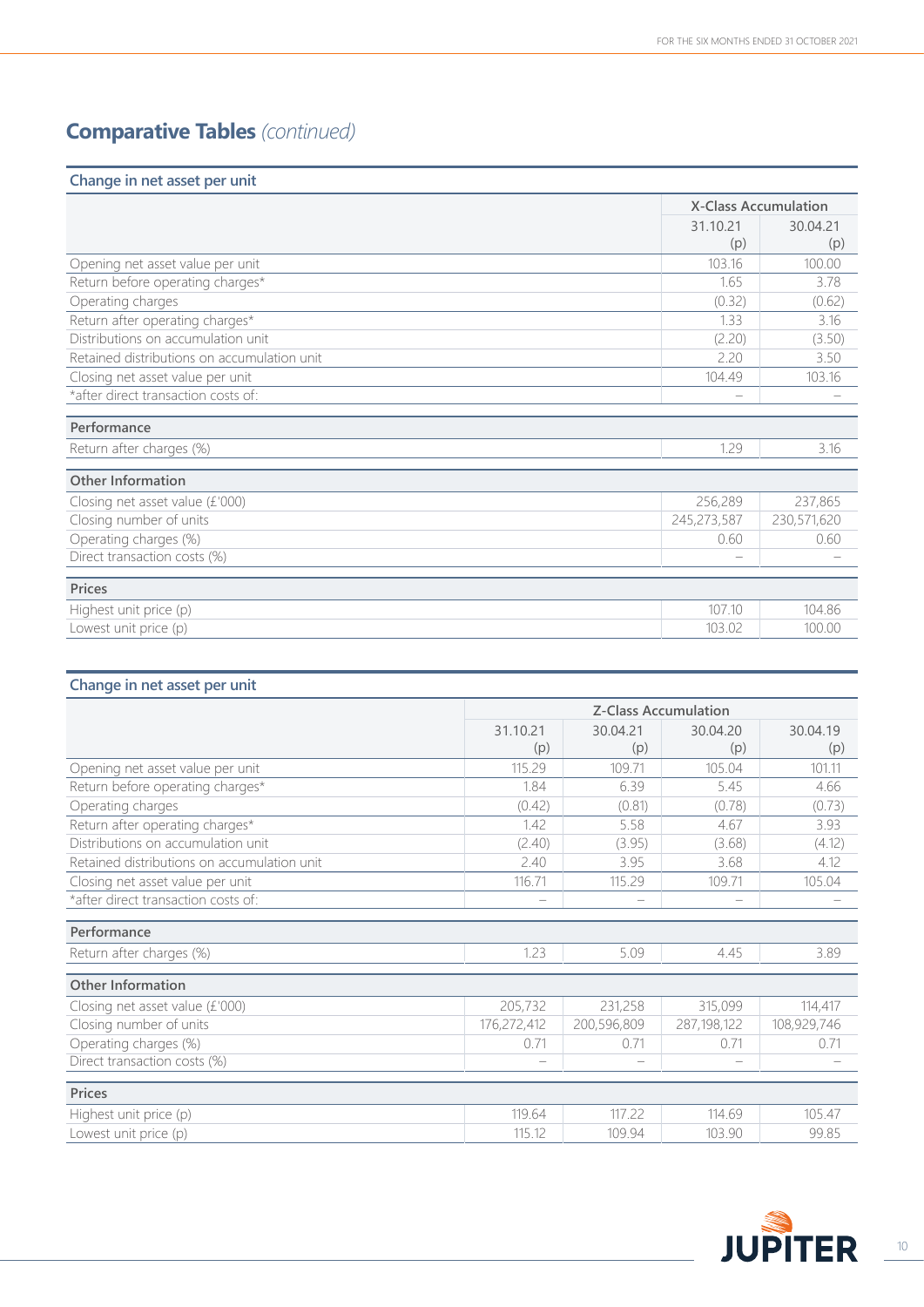# Comparative Tables *(continued)*

## Change in net asset per unit

| | X-Class Accumulation | |
|---|---|---|
| | 31.10.21 (p) | 30.04.21 (p) |
| Opening net asset value per unit | 103.16 | 100.00 |
| Return before operating charges* | 1.65 | 3.78 |
| Operating charges | (0.32) | (0.62) |
| Return after operating charges* | 1.33 | 3.16 |
| Distributions on accumulation unit | (2.20) | (3.50) |
| Retained distributions on accumulation unit | 2.20 | 3.50 |
| Closing net asset value per unit | 104.49 | 103.16 |
| *after direct transaction costs of: | – | – |
| **Performance** | | |
| Return after charges (%) | 1.29 | 3.16 |
| **Other Information** | | |
| Closing net asset value (£'000) | 256,289 | 237,865 |
| Closing number of units | 245,273,587 | 230,571,620 |
| Operating charges (%) | 0.60 | 0.60 |
| Direct transaction costs (%) | – | – |
| **Prices** | | |
| Highest unit price (p) | 107.10 | 104.86 |
| Lowest unit price (p) | 103.02 | 100.00 |

## Change in net asset per unit

| | Z-Class Accumulation | | | |
|---|---|---|---|---|
| | 31.10.21 (p) | 30.04.21 (p) | 30.04.20 (p) | 30.04.19 (p) |
| Opening net asset value per unit | 115.29 | 109.71 | 105.04 | 101.11 |
| Return before operating charges* | 1.84 | 6.39 | 5.45 | 4.66 |
| Operating charges | (0.42) | (0.81) | (0.78) | (0.73) |
| Return after operating charges* | 1.42 | 5.58 | 4.67 | 3.93 |
| Distributions on accumulation unit | (2.40) | (3.95) | (3.68) | (4.12) |
| Retained distributions on accumulation unit | 2.40 | 3.95 | 3.68 | 4.12 |
| Closing net asset value per unit | 116.71 | 115.29 | 109.71 | 105.04 |
| *after direct transaction costs of: | – | – | – | – |
| **Performance** | | | | |
| Return after charges (%) | 1.23 | 5.09 | 4.45 | 3.89 |
| **Other Information** | | | | |
| Closing net asset value (£'000) | 205,732 | 231,258 | 315,099 | 114,417 |
| Closing number of units | 176,272,412 | 200,596,809 | 287,198,122 | 108,929,746 |
| Operating charges (%) | 0.71 | 0.71 | 0.71 | 0.71 |
| Direct transaction costs (%) | – | – | – | – |
| **Prices** | | | | |
| Highest unit price (p) | 119.64 | 117.22 | 114.69 | 105.47 |
| Lowest unit price (p) | 115.12 | 109.94 | 103.90 | 99.85 |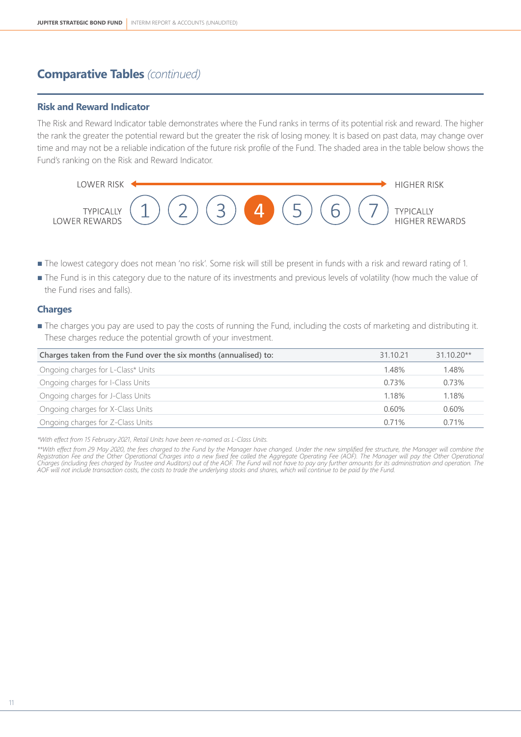## Comparative Tables *(continued)*

### Risk and Reward Indicator

The Risk and Reward Indicator table demonstrates where the Fund ranks in terms of its potential risk and reward. The higher the rank the greater the potential reward but the greater the risk of losing money. It is based on past data, may change over time and may not be a reliable indication of the future risk profile of the Fund. The shaded area in the table below shows the Fund's ranking on the Risk and Reward Indicator.

| LOWER RISK | | | | | | | HIGHER RISK |
|---|---|---|---|---|---|---|---|
| TYPICALLY LOWER REWARDS | 1 | 2 | 3 | **4** | 5 | 6 | 7 | TYPICALLY HIGHER REWARDS |

- The lowest category does not mean 'no risk'. Some risk will still be present in funds with a risk and reward rating of 1.
- The Fund is in this category due to the nature of its investments and previous levels of volatility (how much the value of the Fund rises and falls).

### Charges

- The charges you pay are used to pay the costs of running the Fund, including the costs of marketing and distributing it. These charges reduce the potential growth of your investment.

| Charges taken from the Fund over the six months (annualised) to: | 31.10.21 | 31.10.20** |
|---|---|---|
| Ongoing charges for L-Class* Units | 1.48% | 1.48% |
| Ongoing charges for I-Class Units | 0.73% | 0.73% |
| Ongoing charges for J-Class Units | 1.18% | 1.18% |
| Ongoing charges for X-Class Units | 0.60% | 0.60% |
| Ongoing charges for Z-Class Units | 0.71% | 0.71% |

*\*With effect from 15 February 2021, Retail Units have been re-named as L-Class Units.*

*\*\*With effect from 29 May 2020, the fees charged to the Fund by the Manager have changed. Under the new simplified fee structure, the Manager will combine the Registration Fee and the Other Operational Charges into a new fixed fee called the Aggregate Operating Fee (AOF). The Manager will pay the Other Operational Charges (including fees charged by Trustee and Auditors) out of the AOF. The Fund will not have to pay any further amounts for its administration and operation. The AOF will not include transaction costs, the costs to trade the underlying stocks and shares, which will continue to be paid by the Fund.*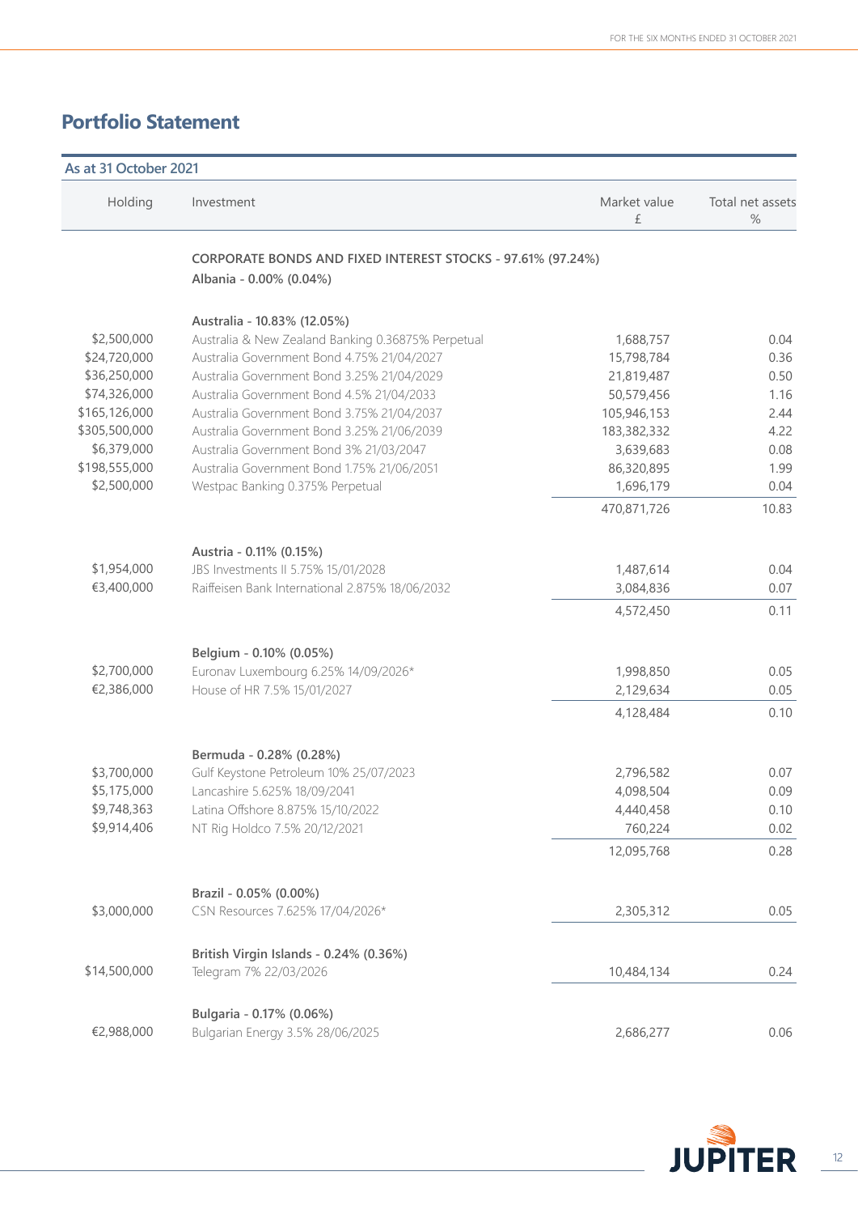# Portfolio Statement

**As at 31 October 2021**

| Holding | Investment | Market value £ | Total net assets % |
|---|---|---|---|
| | **CORPORATE BONDS AND FIXED INTEREST STOCKS - 97.61% (97.24%)** | | |
| | **Albania - 0.00% (0.04%)** | | |
| | **Australia - 10.83% (12.05%)** | | |
| $2,500,000 | Australia & New Zealand Banking 0.36875% Perpetual | 1,688,757 | 0.04 |
| $24,720,000 | Australia Government Bond 4.75% 21/04/2027 | 15,798,784 | 0.36 |
| $36,250,000 | Australia Government Bond 3.25% 21/04/2029 | 21,819,487 | 0.50 |
| $74,326,000 | Australia Government Bond 4.5% 21/04/2033 | 50,579,456 | 1.16 |
| $165,126,000 | Australia Government Bond 3.75% 21/04/2037 | 105,946,153 | 2.44 |
| $305,500,000 | Australia Government Bond 3.25% 21/06/2039 | 183,382,332 | 4.22 |
| $6,379,000 | Australia Government Bond 3% 21/03/2047 | 3,639,683 | 0.08 |
| $198,555,000 | Australia Government Bond 1.75% 21/06/2051 | 86,320,895 | 1.99 |
| $2,500,000 | Westpac Banking 0.375% Perpetual | 1,696,179 | 0.04 |
| | | 470,871,726 | 10.83 |
| | **Austria - 0.11% (0.15%)** | | |
| $1,954,000 | JBS Investments II 5.75% 15/01/2028 | 1,487,614 | 0.04 |
| €3,400,000 | Raiffeisen Bank International 2.875% 18/06/2032 | 3,084,836 | 0.07 |
| | | 4,572,450 | 0.11 |
| | **Belgium - 0.10% (0.05%)** | | |
| $2,700,000 | Euronav Luxembourg 6.25% 14/09/2026* | 1,998,850 | 0.05 |
| €2,386,000 | House of HR 7.5% 15/01/2027 | 2,129,634 | 0.05 |
| | | 4,128,484 | 0.10 |
| | **Bermuda - 0.28% (0.28%)** | | |
| $3,700,000 | Gulf Keystone Petroleum 10% 25/07/2023 | 2,796,582 | 0.07 |
| $5,175,000 | Lancashire 5.625% 18/09/2041 | 4,098,504 | 0.09 |
| $9,748,363 | Latina Offshore 8.875% 15/10/2022 | 4,440,458 | 0.10 |
| $9,914,406 | NT Rig Holdco 7.5% 20/12/2021 | 760,224 | 0.02 |
| | | 12,095,768 | 0.28 |
| | **Brazil - 0.05% (0.00%)** | | |
| $3,000,000 | CSN Resources 7.625% 17/04/2026* | 2,305,312 | 0.05 |
| | **British Virgin Islands - 0.24% (0.36%)** | | |
| $14,500,000 | Telegram 7% 22/03/2026 | 10,484,134 | 0.24 |
| | **Bulgaria - 0.17% (0.06%)** | | |
| €2,988,000 | Bulgarian Energy 3.5% 28/06/2025 | 2,686,277 | 0.06 |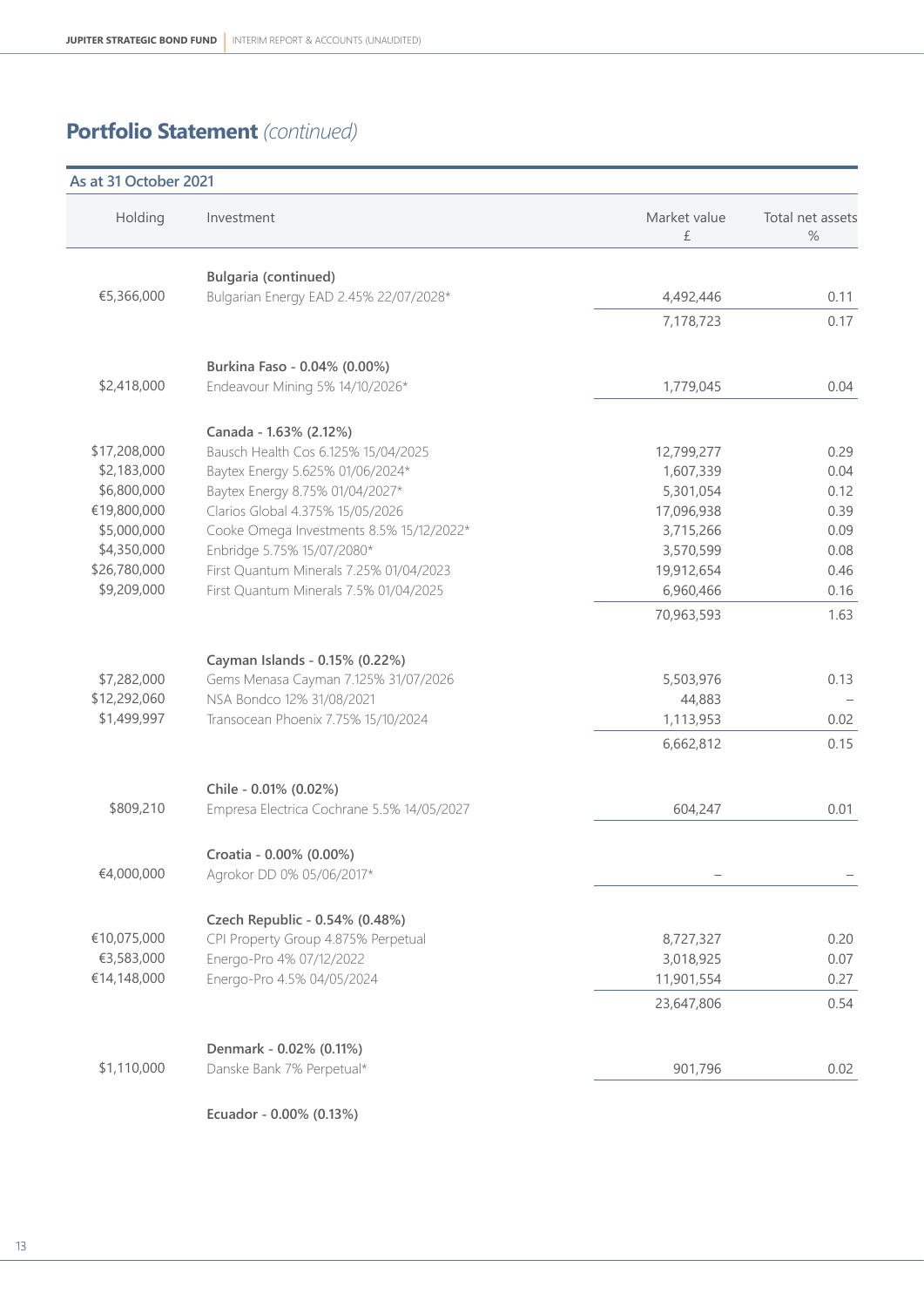## Portfolio Statement *(continued)*

**As at 31 October 2021**

| Holding | Investment | Market value £ | Total net assets % |
|---|---|---|---|
| | **Bulgaria (continued)** | | |
| €5,366,000 | Bulgarian Energy EAD 2.45% 22/07/2028* | 4,492,446 | 0.11 |
| | | 7,178,723 | 0.17 |
| | **Burkina Faso - 0.04% (0.00%)** | | |
| $2,418,000 | Endeavour Mining 5% 14/10/2026* | 1,779,045 | 0.04 |
| | **Canada - 1.63% (2.12%)** | | |
| $17,208,000 | Bausch Health Cos 6.125% 15/04/2025 | 12,799,277 | 0.29 |
| $2,183,000 | Baytex Energy 5.625% 01/06/2024* | 1,607,339 | 0.04 |
| $6,800,000 | Baytex Energy 8.75% 01/04/2027* | 5,301,054 | 0.12 |
| €19,800,000 | Clarios Global 4.375% 15/05/2026 | 17,096,938 | 0.39 |
| $5,000,000 | Cooke Omega Investments 8.5% 15/12/2022* | 3,715,266 | 0.09 |
| $4,350,000 | Enbridge 5.75% 15/07/2080* | 3,570,599 | 0.08 |
| $26,780,000 | First Quantum Minerals 7.25% 01/04/2023 | 19,912,654 | 0.46 |
| $9,209,000 | First Quantum Minerals 7.5% 01/04/2025 | 6,960,466 | 0.16 |
| | | 70,963,593 | 1.63 |
| | **Cayman Islands - 0.15% (0.22%)** | | |
| $7,282,000 | Gems Menasa Cayman 7.125% 31/07/2026 | 5,503,976 | 0.13 |
| $12,292,060 | NSA Bondco 12% 31/08/2021 | 44,883 | – |
| $1,499,997 | Transocean Phoenix 7.75% 15/10/2024 | 1,113,953 | 0.02 |
| | | 6,662,812 | 0.15 |
| | **Chile - 0.01% (0.02%)** | | |
| $809,210 | Empresa Electrica Cochrane 5.5% 14/05/2027 | 604,247 | 0.01 |
| | **Croatia - 0.00% (0.00%)** | | |
| €4,000,000 | Agrokor DD 0% 05/06/2017* | – | – |
| | **Czech Republic - 0.54% (0.48%)** | | |
| €10,075,000 | CPI Property Group 4.875% Perpetual | 8,727,327 | 0.20 |
| €3,583,000 | Energo-Pro 4% 07/12/2022 | 3,018,925 | 0.07 |
| €14,148,000 | Energo-Pro 4.5% 04/05/2024 | 11,901,554 | 0.27 |
| | | 23,647,806 | 0.54 |
| | **Denmark - 0.02% (0.11%)** | | |
| $1,110,000 | Danske Bank 7% Perpetual* | 901,796 | 0.02 |
| | **Ecuador - 0.00% (0.13%)** | | |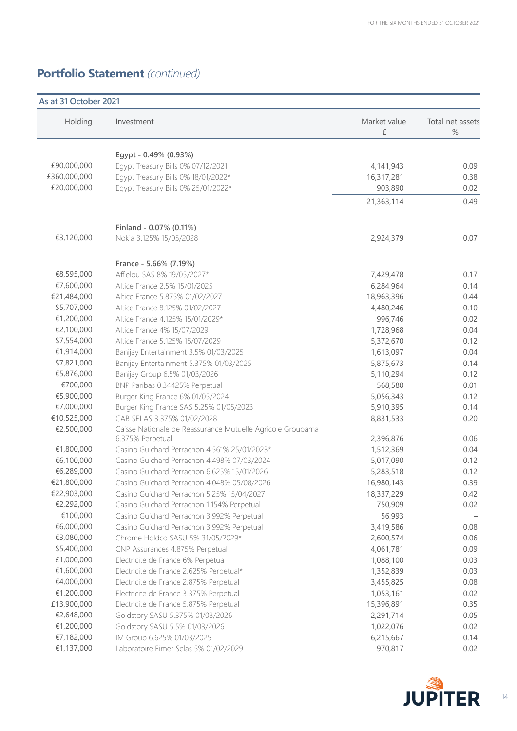## Portfolio Statement *(continued)*

**As at 31 October 2021**

| Holding | Investment | Market value £ | Total net assets % |
|---|---|---|---|
| | **Egypt - 0.49% (0.93%)** | | |
| £90,000,000 | Egypt Treasury Bills 0% 07/12/2021 | 4,141,943 | 0.09 |
| £360,000,000 | Egypt Treasury Bills 0% 18/01/2022* | 16,317,281 | 0.38 |
| £20,000,000 | Egypt Treasury Bills 0% 25/01/2022* | 903,890 | 0.02 |
| | | 21,363,114 | 0.49 |
| | **Finland - 0.07% (0.11%)** | | |
| €3,120,000 | Nokia 3.125% 15/05/2028 | 2,924,379 | 0.07 |
| | **France - 5.66% (7.19%)** | | |
| €8,595,000 | Afflelou SAS 8% 19/05/2027* | 7,429,478 | 0.17 |
| €7,600,000 | Altice France 2.5% 15/01/2025 | 6,284,964 | 0.14 |
| €21,484,000 | Altice France 5.875% 01/02/2027 | 18,963,396 | 0.44 |
| $5,707,000 | Altice France 8.125% 01/02/2027 | 4,480,246 | 0.10 |
| €1,200,000 | Altice France 4.125% 15/01/2029* | 996,746 | 0.02 |
| €2,100,000 | Altice France 4% 15/07/2029 | 1,728,968 | 0.04 |
| $7,554,000 | Altice France 5.125% 15/07/2029 | 5,372,670 | 0.12 |
| €1,914,000 | Banijay Entertainment 3.5% 01/03/2025 | 1,613,097 | 0.04 |
| $7,821,000 | Banijay Entertainment 5.375% 01/03/2025 | 5,875,673 | 0.14 |
| €5,876,000 | Banijay Group 6.5% 01/03/2026 | 5,110,294 | 0.12 |
| €700,000 | BNP Paribas 0.34425% Perpetual | 568,580 | 0.01 |
| €5,900,000 | Burger King France 6% 01/05/2024 | 5,056,343 | 0.12 |
| €7,000,000 | Burger King France SAS 5.25% 01/05/2023 | 5,910,395 | 0.14 |
| €10,525,000 | CAB SELAS 3.375% 01/02/2028 | 8,831,533 | 0.20 |
| €2,500,000 | Caisse Nationale de Reassurance Mutuelle Agricole Groupama 6.375% Perpetual | 2,396,876 | 0.06 |
| €1,800,000 | Casino Guichard Perrachon 4.561% 25/01/2023* | 1,512,369 | 0.04 |
| €6,100,000 | Casino Guichard Perrachon 4.498% 07/03/2024 | 5,017,090 | 0.12 |
| €6,289,000 | Casino Guichard Perrachon 6.625% 15/01/2026 | 5,283,518 | 0.12 |
| €21,800,000 | Casino Guichard Perrachon 4.048% 05/08/2026 | 16,980,143 | 0.39 |
| €22,903,000 | Casino Guichard Perrachon 5.25% 15/04/2027 | 18,337,229 | 0.42 |
| €2,292,000 | Casino Guichard Perrachon 1.154% Perpetual | 750,909 | 0.02 |
| €100,000 | Casino Guichard Perrachon 3.992% Perpetual | 56,993 | – |
| €6,000,000 | Casino Guichard Perrachon 3.992% Perpetual | 3,419,586 | 0.08 |
| €3,080,000 | Chrome Holdco SASU 5% 31/05/2029* | 2,600,574 | 0.06 |
| $5,400,000 | CNP Assurances 4.875% Perpetual | 4,061,781 | 0.09 |
| £1,000,000 | Electricite de France 6% Perpetual | 1,088,100 | 0.03 |
| €1,600,000 | Electricite de France 2.625% Perpetual* | 1,352,839 | 0.03 |
| €4,000,000 | Electricite de France 2.875% Perpetual | 3,455,825 | 0.08 |
| €1,200,000 | Electricite de France 3.375% Perpetual | 1,053,161 | 0.02 |
| £13,900,000 | Electricite de France 5.875% Perpetual | 15,396,891 | 0.35 |
| €2,648,000 | Goldstory SASU 5.375% 01/03/2026 | 2,291,714 | 0.05 |
| €1,200,000 | Goldstory SASU 5.5% 01/03/2026 | 1,022,076 | 0.02 |
| €7,182,000 | IM Group 6.625% 01/03/2025 | 6,215,667 | 0.14 |
| €1,137,000 | Laboratoire Eimer Selas 5% 01/02/2029 | 970,817 | 0.02 |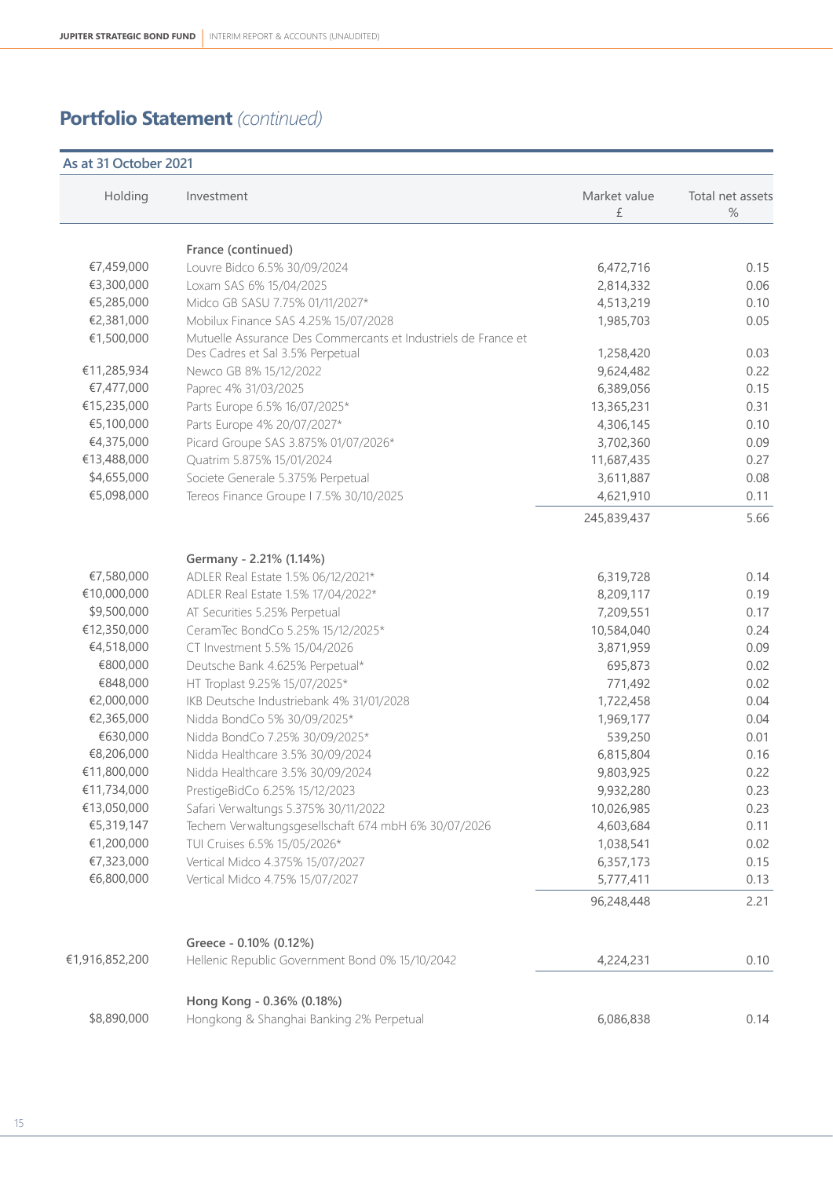## Portfolio Statement *(continued)*

**As at 31 October 2021**

| Holding | Investment | Market value £ | Total net assets % |
|---|---|---|---|
| | **France (continued)** | | |
| €7,459,000 | Louvre Bidco 6.5% 30/09/2024 | 6,472,716 | 0.15 |
| €3,300,000 | Loxam SAS 6% 15/04/2025 | 2,814,332 | 0.06 |
| €5,285,000 | Midco GB SASU 7.75% 01/11/2027* | 4,513,219 | 0.10 |
| €2,381,000 | Mobilux Finance SAS 4.25% 15/07/2028 | 1,985,703 | 0.05 |
| €1,500,000 | Mutuelle Assurance Des Commercants et Industriels de France et Des Cadres et Sal 3.5% Perpetual | 1,258,420 | 0.03 |
| €11,285,934 | Newco GB 8% 15/12/2022 | 9,624,482 | 0.22 |
| €7,477,000 | Paprec 4% 31/03/2025 | 6,389,056 | 0.15 |
| €15,235,000 | Parts Europe 6.5% 16/07/2025* | 13,365,231 | 0.31 |
| €5,100,000 | Parts Europe 4% 20/07/2027* | 4,306,145 | 0.10 |
| €4,375,000 | Picard Groupe SAS 3.875% 01/07/2026* | 3,702,360 | 0.09 |
| €13,488,000 | Quatrim 5.875% 15/01/2024 | 11,687,435 | 0.27 |
| $4,655,000 | Societe Generale 5.375% Perpetual | 3,611,887 | 0.08 |
| €5,098,000 | Tereos Finance Groupe I 7.5% 30/10/2025 | 4,621,910 | 0.11 |
| | | 245,839,437 | 5.66 |
| | **Germany - 2.21% (1.14%)** | | |
| €7,580,000 | ADLER Real Estate 1.5% 06/12/2021* | 6,319,728 | 0.14 |
| €10,000,000 | ADLER Real Estate 1.5% 17/04/2022* | 8,209,117 | 0.19 |
| $9,500,000 | AT Securities 5.25% Perpetual | 7,209,551 | 0.17 |
| €12,350,000 | CeramTec BondCo 5.25% 15/12/2025* | 10,584,040 | 0.24 |
| €4,518,000 | CT Investment 5.5% 15/04/2026 | 3,871,959 | 0.09 |
| €800,000 | Deutsche Bank 4.625% Perpetual* | 695,873 | 0.02 |
| €848,000 | HT Troplast 9.25% 15/07/2025* | 771,492 | 0.02 |
| €2,000,000 | IKB Deutsche Industriebank 4% 31/01/2028 | 1,722,458 | 0.04 |
| €2,365,000 | Nidda BondCo 5% 30/09/2025* | 1,969,177 | 0.04 |
| €630,000 | Nidda BondCo 7.25% 30/09/2025* | 539,250 | 0.01 |
| €8,206,000 | Nidda Healthcare 3.5% 30/09/2024 | 6,815,804 | 0.16 |
| €11,800,000 | Nidda Healthcare 3.5% 30/09/2024 | 9,803,925 | 0.22 |
| €11,734,000 | PrestigeBidCo 6.25% 15/12/2023 | 9,932,280 | 0.23 |
| €13,050,000 | Safari Verwaltungs 5.375% 30/11/2022 | 10,026,985 | 0.23 |
| €5,319,147 | Techem Verwaltungsgesellschaft 674 mbH 6% 30/07/2026 | 4,603,684 | 0.11 |
| €1,200,000 | TUI Cruises 6.5% 15/05/2026* | 1,038,541 | 0.02 |
| €7,323,000 | Vertical Midco 4.375% 15/07/2027 | 6,357,173 | 0.15 |
| €6,800,000 | Vertical Midco 4.75% 15/07/2027 | 5,777,411 | 0.13 |
| | | 96,248,448 | 2.21 |
| | **Greece - 0.10% (0.12%)** | | |
| €1,916,852,200 | Hellenic Republic Government Bond 0% 15/10/2042 | 4,224,231 | 0.10 |
| | **Hong Kong - 0.36% (0.18%)** | | |
| $8,890,000 | Hongkong & Shanghai Banking 2% Perpetual | 6,086,838 | 0.14 |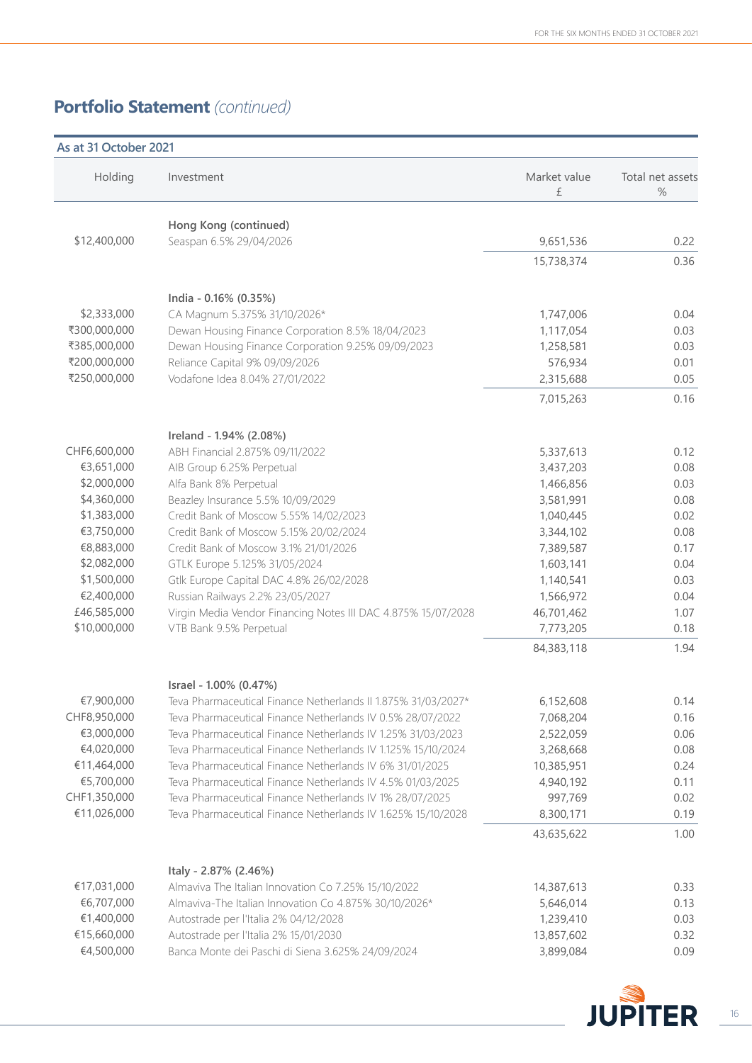## Portfolio Statement *(continued)*

**As at 31 October 2021**

| Holding | Investment | Market value £ | Total net assets % |
|---|---|---|---|
| | **Hong Kong (continued)** | | |
| $12,400,000 | Seaspan 6.5% 29/04/2026 | 9,651,536 | 0.22 |
| | | 15,738,374 | 0.36 |
| | **India - 0.16% (0.35%)** | | |
| $2,333,000 | CA Magnum 5.375% 31/10/2026* | 1,747,006 | 0.04 |
| ₹300,000,000 | Dewan Housing Finance Corporation 8.5% 18/04/2023 | 1,117,054 | 0.03 |
| ₹385,000,000 | Dewan Housing Finance Corporation 9.25% 09/09/2023 | 1,258,581 | 0.03 |
| ₹200,000,000 | Reliance Capital 9% 09/09/2026 | 576,934 | 0.01 |
| ₹250,000,000 | Vodafone Idea 8.04% 27/01/2022 | 2,315,688 | 0.05 |
| | | 7,015,263 | 0.16 |
| | **Ireland - 1.94% (2.08%)** | | |
| CHF6,600,000 | ABH Financial 2.875% 09/11/2022 | 5,337,613 | 0.12 |
| €3,651,000 | AIB Group 6.25% Perpetual | 3,437,203 | 0.08 |
| $2,000,000 | Alfa Bank 8% Perpetual | 1,466,856 | 0.03 |
| $4,360,000 | Beazley Insurance 5.5% 10/09/2029 | 3,581,991 | 0.08 |
| $1,383,000 | Credit Bank of Moscow 5.55% 14/02/2023 | 1,040,445 | 0.02 |
| €3,750,000 | Credit Bank of Moscow 5.15% 20/02/2024 | 3,344,102 | 0.08 |
| €8,883,000 | Credit Bank of Moscow 3.1% 21/01/2026 | 7,389,587 | 0.17 |
| $2,082,000 | GTLK Europe 5.125% 31/05/2024 | 1,603,141 | 0.04 |
| $1,500,000 | Gtlk Europe Capital DAC 4.8% 26/02/2028 | 1,140,541 | 0.03 |
| €2,400,000 | Russian Railways 2.2% 23/05/2027 | 1,566,972 | 0.04 |
| £46,585,000 | Virgin Media Vendor Financing Notes III DAC 4.875% 15/07/2028 | 46,701,462 | 1.07 |
| $10,000,000 | VTB Bank 9.5% Perpetual | 7,773,205 | 0.18 |
| | | 84,383,118 | 1.94 |
| | **Israel - 1.00% (0.47%)** | | |
| €7,900,000 | Teva Pharmaceutical Finance Netherlands II 1.875% 31/03/2027* | 6,152,608 | 0.14 |
| CHF8,950,000 | Teva Pharmaceutical Finance Netherlands IV 0.5% 28/07/2022 | 7,068,204 | 0.16 |
| €3,000,000 | Teva Pharmaceutical Finance Netherlands IV 1.25% 31/03/2023 | 2,522,059 | 0.06 |
| €4,020,000 | Teva Pharmaceutical Finance Netherlands IV 1.125% 15/10/2024 | 3,268,668 | 0.08 |
| €11,464,000 | Teva Pharmaceutical Finance Netherlands IV 6% 31/01/2025 | 10,385,951 | 0.24 |
| €5,700,000 | Teva Pharmaceutical Finance Netherlands IV 4.5% 01/03/2025 | 4,940,192 | 0.11 |
| CHF1,350,000 | Teva Pharmaceutical Finance Netherlands IV 1% 28/07/2025 | 997,769 | 0.02 |
| €11,026,000 | Teva Pharmaceutical Finance Netherlands IV 1.625% 15/10/2028 | 8,300,171 | 0.19 |
| | | 43,635,622 | 1.00 |
| | **Italy - 2.87% (2.46%)** | | |
| €17,031,000 | Almaviva The Italian Innovation Co 7.25% 15/10/2022 | 14,387,613 | 0.33 |
| €6,707,000 | Almaviva-The Italian Innovation Co 4.875% 30/10/2026* | 5,646,014 | 0.13 |
| €1,400,000 | Autostrade per l'Italia 2% 04/12/2028 | 1,239,410 | 0.03 |
| €15,660,000 | Autostrade per l'Italia 2% 15/01/2030 | 13,857,602 | 0.32 |
| €4,500,000 | Banca Monte dei Paschi di Siena 3.625% 24/09/2024 | 3,899,084 | 0.09 |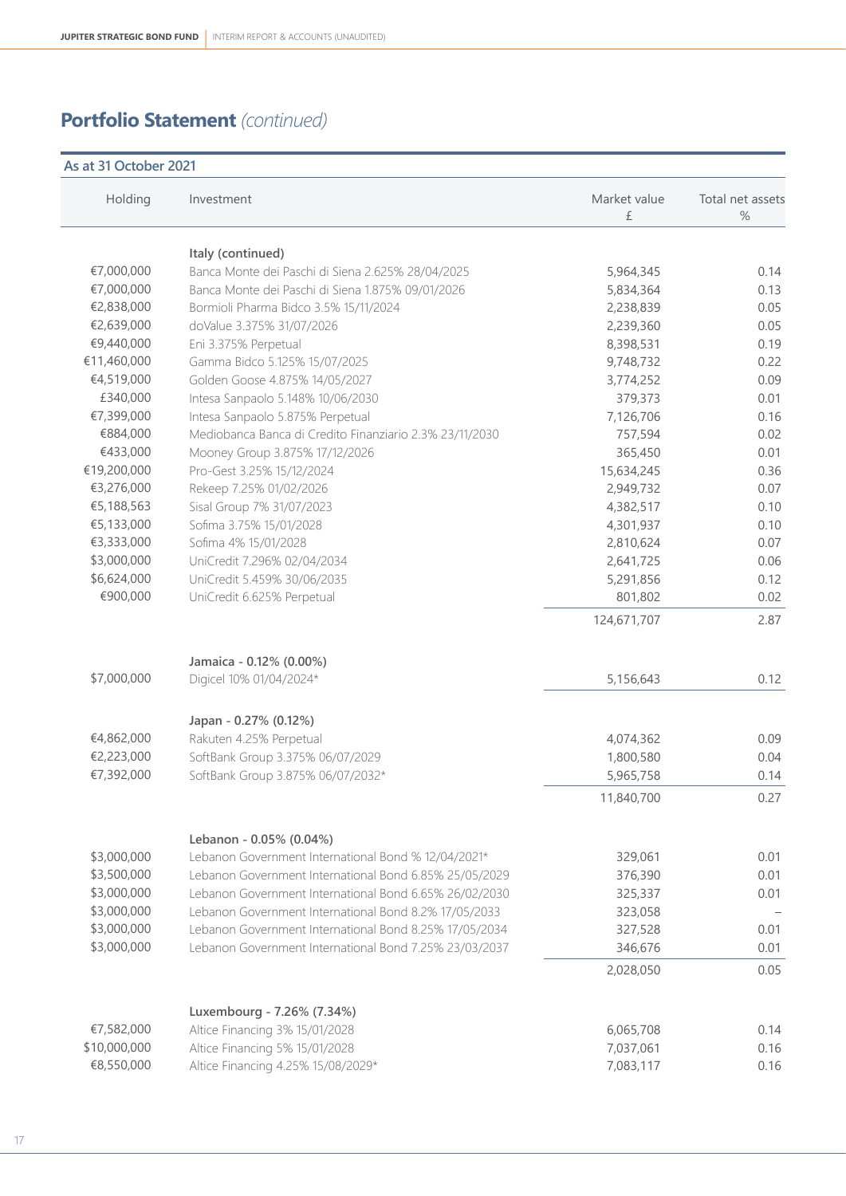## Portfolio Statement *(continued)*

**As at 31 October 2021**

| Holding | Investment | Market value £ | Total net assets % |
|---|---|---|---|
| | **Italy (continued)** | | |
| €7,000,000 | Banca Monte dei Paschi di Siena 2.625% 28/04/2025 | 5,964,345 | 0.14 |
| €7,000,000 | Banca Monte dei Paschi di Siena 1.875% 09/01/2026 | 5,834,364 | 0.13 |
| €2,838,000 | Bormioli Pharma Bidco 3.5% 15/11/2024 | 2,238,839 | 0.05 |
| €2,639,000 | doValue 3.375% 31/07/2026 | 2,239,360 | 0.05 |
| €9,440,000 | Eni 3.375% Perpetual | 8,398,531 | 0.19 |
| €11,460,000 | Gamma Bidco 5.125% 15/07/2025 | 9,748,732 | 0.22 |
| €4,519,000 | Golden Goose 4.875% 14/05/2027 | 3,774,252 | 0.09 |
| £340,000 | Intesa Sanpaolo 5.148% 10/06/2030 | 379,373 | 0.01 |
| €7,399,000 | Intesa Sanpaolo 5.875% Perpetual | 7,126,706 | 0.16 |
| €884,000 | Mediobanca Banca di Credito Finanziario 2.3% 23/11/2030 | 757,594 | 0.02 |
| €433,000 | Mooney Group 3.875% 17/12/2026 | 365,450 | 0.01 |
| €19,200,000 | Pro-Gest 3.25% 15/12/2024 | 15,634,245 | 0.36 |
| €3,276,000 | Rekeep 7.25% 01/02/2026 | 2,949,732 | 0.07 |
| €5,188,563 | Sisal Group 7% 31/07/2023 | 4,382,517 | 0.10 |
| €5,133,000 | Sofima 3.75% 15/01/2028 | 4,301,937 | 0.10 |
| €3,333,000 | Sofima 4% 15/01/2028 | 2,810,624 | 0.07 |
| $3,000,000 | UniCredit 7.296% 02/04/2034 | 2,641,725 | 0.06 |
| $6,624,000 | UniCredit 5.459% 30/06/2035 | 5,291,856 | 0.12 |
| €900,000 | UniCredit 6.625% Perpetual | 801,802 | 0.02 |
| | | 124,671,707 | 2.87 |
| | **Jamaica - 0.12% (0.00%)** | | |
| $7,000,000 | Digicel 10% 01/04/2024* | 5,156,643 | 0.12 |
| | **Japan - 0.27% (0.12%)** | | |
| €4,862,000 | Rakuten 4.25% Perpetual | 4,074,362 | 0.09 |
| €2,223,000 | SoftBank Group 3.375% 06/07/2029 | 1,800,580 | 0.04 |
| €7,392,000 | SoftBank Group 3.875% 06/07/2032* | 5,965,758 | 0.14 |
| | | 11,840,700 | 0.27 |
| | **Lebanon - 0.05% (0.04%)** | | |
| $3,000,000 | Lebanon Government International Bond % 12/04/2021* | 329,061 | 0.01 |
| $3,500,000 | Lebanon Government International Bond 6.85% 25/05/2029 | 376,390 | 0.01 |
| $3,000,000 | Lebanon Government International Bond 6.65% 26/02/2030 | 325,337 | 0.01 |
| $3,000,000 | Lebanon Government International Bond 8.2% 17/05/2033 | 323,058 | – |
| $3,000,000 | Lebanon Government International Bond 8.25% 17/05/2034 | 327,528 | 0.01 |
| $3,000,000 | Lebanon Government International Bond 7.25% 23/03/2037 | 346,676 | 0.01 |
| | | 2,028,050 | 0.05 |
| | **Luxembourg - 7.26% (7.34%)** | | |
| €7,582,000 | Altice Financing 3% 15/01/2028 | 6,065,708 | 0.14 |
| $10,000,000 | Altice Financing 5% 15/01/2028 | 7,037,061 | 0.16 |
| €8,550,000 | Altice Financing 4.25% 15/08/2029* | 7,083,117 | 0.16 |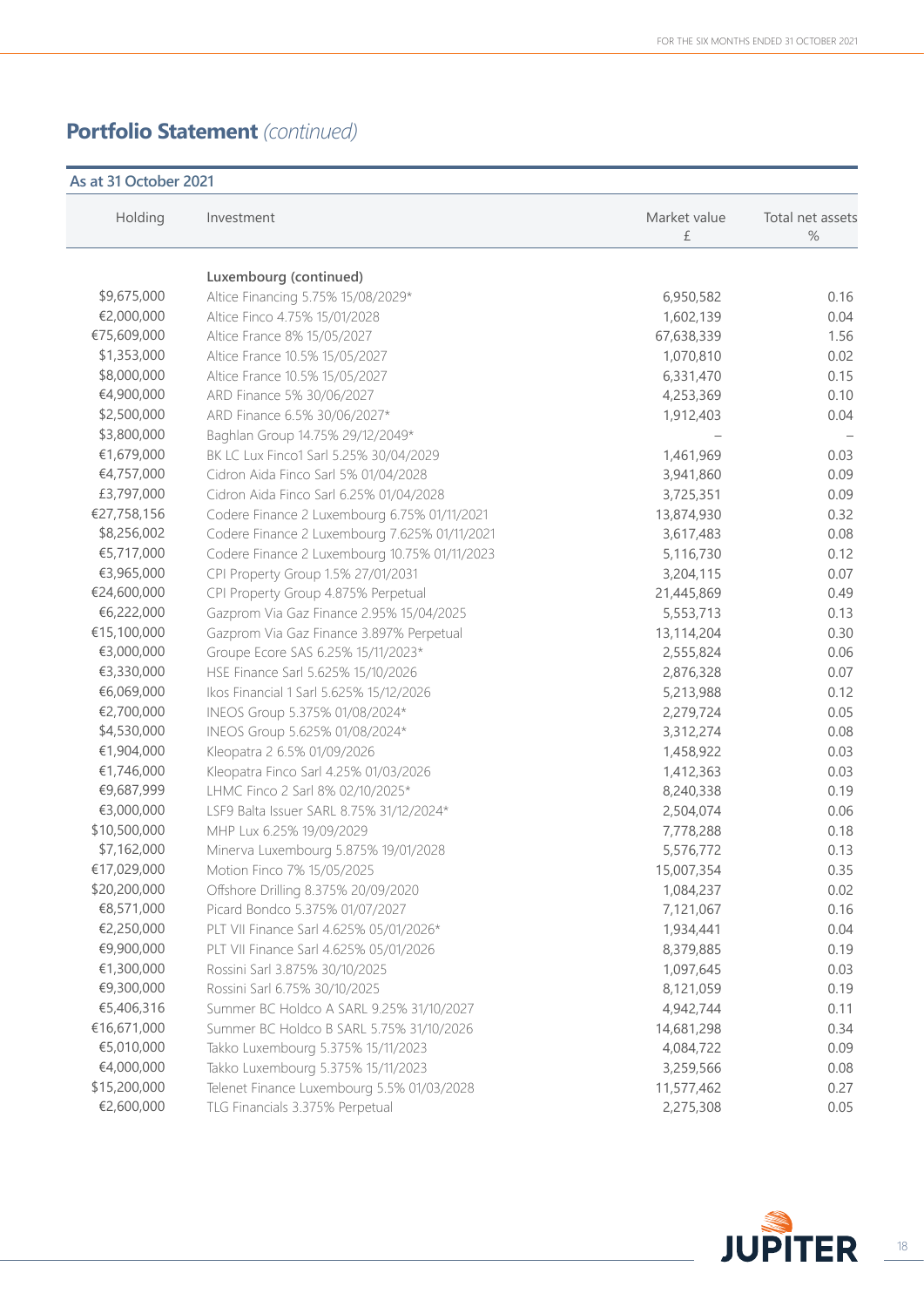# Portfolio Statement *(continued)*

**As at 31 October 2021**

| Holding | Investment | Market value £ | Total net assets % |
|---|---|---|---|
| | **Luxembourg (continued)** | | |
| $9,675,000 | Altice Financing 5.75% 15/08/2029* | 6,950,582 | 0.16 |
| €2,000,000 | Altice Finco 4.75% 15/01/2028 | 1,602,139 | 0.04 |
| €75,609,000 | Altice France 8% 15/05/2027 | 67,638,339 | 1.56 |
| $1,353,000 | Altice France 10.5% 15/05/2027 | 1,070,810 | 0.02 |
| $8,000,000 | Altice France 10.5% 15/05/2027 | 6,331,470 | 0.15 |
| €4,900,000 | ARD Finance 5% 30/06/2027 | 4,253,369 | 0.10 |
| $2,500,000 | ARD Finance 6.5% 30/06/2027* | 1,912,403 | 0.04 |
| $3,800,000 | Baghlan Group 14.75% 29/12/2049* | – | – |
| €1,679,000 | BK LC Lux Finco1 Sarl 5.25% 30/04/2029 | 1,461,969 | 0.03 |
| €4,757,000 | Cidron Aida Finco Sarl 5% 01/04/2028 | 3,941,860 | 0.09 |
| £3,797,000 | Cidron Aida Finco Sarl 6.25% 01/04/2028 | 3,725,351 | 0.09 |
| €27,758,156 | Codere Finance 2 Luxembourg 6.75% 01/11/2021 | 13,874,930 | 0.32 |
| $8,256,002 | Codere Finance 2 Luxembourg 7.625% 01/11/2021 | 3,617,483 | 0.08 |
| €5,717,000 | Codere Finance 2 Luxembourg 10.75% 01/11/2023 | 5,116,730 | 0.12 |
| €3,965,000 | CPI Property Group 1.5% 27/01/2031 | 3,204,115 | 0.07 |
| €24,600,000 | CPI Property Group 4.875% Perpetual | 21,445,869 | 0.49 |
| €6,222,000 | Gazprom Via Gaz Finance 2.95% 15/04/2025 | 5,553,713 | 0.13 |
| €15,100,000 | Gazprom Via Gaz Finance 3.897% Perpetual | 13,114,204 | 0.30 |
| €3,000,000 | Groupe Ecore SAS 6.25% 15/11/2023* | 2,555,824 | 0.06 |
| €3,330,000 | HSE Finance Sarl 5.625% 15/10/2026 | 2,876,328 | 0.07 |
| €6,069,000 | Ikos Financial 1 Sarl 5.625% 15/12/2026 | 5,213,988 | 0.12 |
| €2,700,000 | INEOS Group 5.375% 01/08/2024* | 2,279,724 | 0.05 |
| $4,530,000 | INEOS Group 5.625% 01/08/2024* | 3,312,274 | 0.08 |
| €1,904,000 | Kleopatra 2 6.5% 01/09/2026 | 1,458,922 | 0.03 |
| €1,746,000 | Kleopatra Finco Sarl 4.25% 01/03/2026 | 1,412,363 | 0.03 |
| €9,687,999 | LHMC Finco 2 Sarl 8% 02/10/2025* | 8,240,338 | 0.19 |
| €3,000,000 | LSF9 Balta Issuer SARL 8.75% 31/12/2024* | 2,504,074 | 0.06 |
| $10,500,000 | MHP Lux 6.25% 19/09/2029 | 7,778,288 | 0.18 |
| $7,162,000 | Minerva Luxembourg 5.875% 19/01/2028 | 5,576,772 | 0.13 |
| €17,029,000 | Motion Finco 7% 15/05/2025 | 15,007,354 | 0.35 |
| $20,200,000 | Offshore Drilling 8.375% 20/09/2020 | 1,084,237 | 0.02 |
| €8,571,000 | Picard Bondco 5.375% 01/07/2027 | 7,121,067 | 0.16 |
| €2,250,000 | PLT VII Finance Sarl 4.625% 05/01/2026* | 1,934,441 | 0.04 |
| €9,900,000 | PLT VII Finance Sarl 4.625% 05/01/2026 | 8,379,885 | 0.19 |
| €1,300,000 | Rossini Sarl 3.875% 30/10/2025 | 1,097,645 | 0.03 |
| €9,300,000 | Rossini Sarl 6.75% 30/10/2025 | 8,121,059 | 0.19 |
| €5,406,316 | Summer BC Holdco A SARL 9.25% 31/10/2027 | 4,942,744 | 0.11 |
| €16,671,000 | Summer BC Holdco B SARL 5.75% 31/10/2026 | 14,681,298 | 0.34 |
| €5,010,000 | Takko Luxembourg 5.375% 15/11/2023 | 4,084,722 | 0.09 |
| €4,000,000 | Takko Luxembourg 5.375% 15/11/2023 | 3,259,566 | 0.08 |
| $15,200,000 | Telenet Finance Luxembourg 5.5% 01/03/2028 | 11,577,462 | 0.27 |
| €2,600,000 | TLG Financials 3.375% Perpetual | 2,275,308 | 0.05 |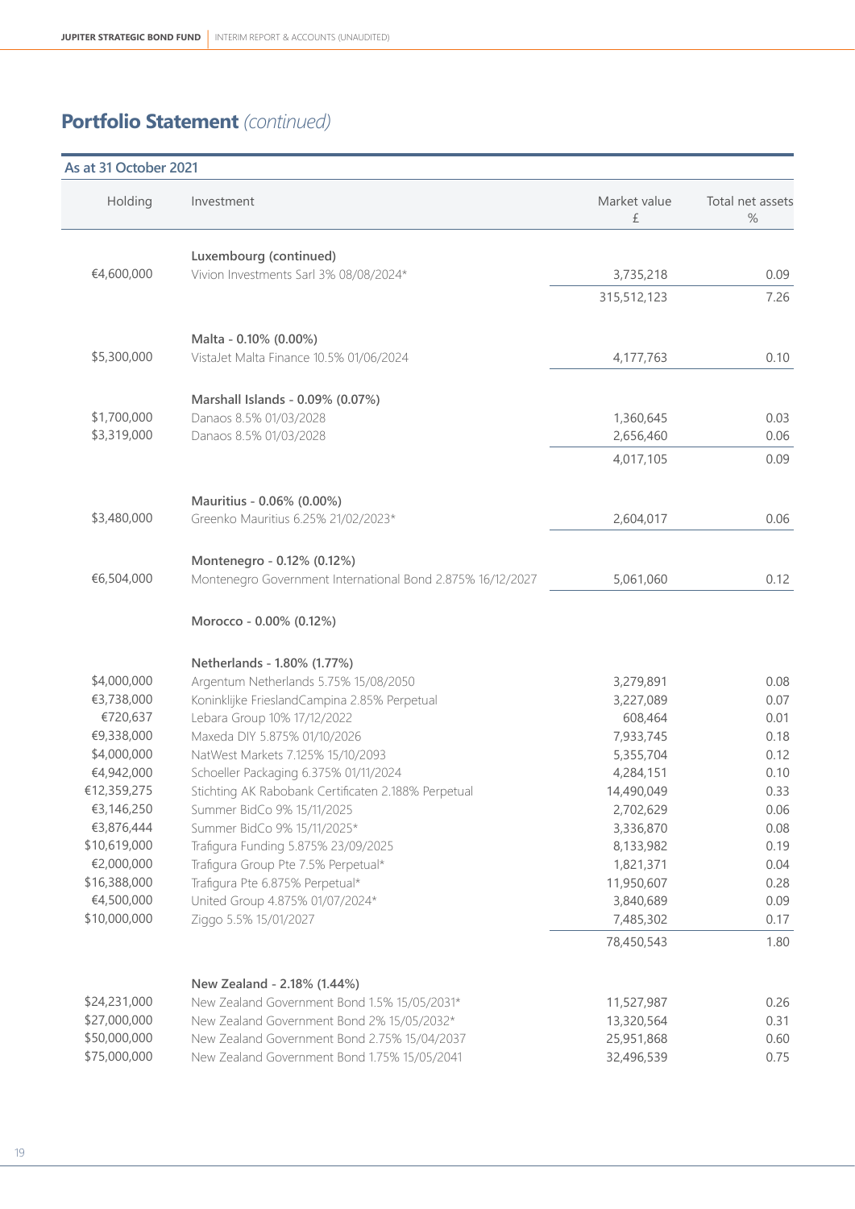# Portfolio Statement *(continued)*

**As at 31 October 2021**

| Holding | Investment | Market value £ | Total net assets % |
|---|---|---|---|
| | **Luxembourg (continued)** | | |
| €4,600,000 | Vivion Investments Sarl 3% 08/08/2024* | 3,735,218 | 0.09 |
| | | 315,512,123 | 7.26 |
| | **Malta - 0.10% (0.00%)** | | |
| $5,300,000 | VistaJet Malta Finance 10.5% 01/06/2024 | 4,177,763 | 0.10 |
| | **Marshall Islands - 0.09% (0.07%)** | | |
| $1,700,000 | Danaos 8.5% 01/03/2028 | 1,360,645 | 0.03 |
| $3,319,000 | Danaos 8.5% 01/03/2028 | 2,656,460 | 0.06 |
| | | 4,017,105 | 0.09 |
| | **Mauritius - 0.06% (0.00%)** | | |
| $3,480,000 | Greenko Mauritius 6.25% 21/02/2023* | 2,604,017 | 0.06 |
| | **Montenegro - 0.12% (0.12%)** | | |
| €6,504,000 | Montenegro Government International Bond 2.875% 16/12/2027 | 5,061,060 | 0.12 |
| | **Morocco - 0.00% (0.12%)** | | |
| | **Netherlands - 1.80% (1.77%)** | | |
| $4,000,000 | Argentum Netherlands 5.75% 15/08/2050 | 3,279,891 | 0.08 |
| €3,738,000 | Koninklijke FrieslandCampina 2.85% Perpetual | 3,227,089 | 0.07 |
| €720,637 | Lebara Group 10% 17/12/2022 | 608,464 | 0.01 |
| €9,338,000 | Maxeda DIY 5.875% 01/10/2026 | 7,933,745 | 0.18 |
| $4,000,000 | NatWest Markets 7.125% 15/10/2093 | 5,355,704 | 0.12 |
| €4,942,000 | Schoeller Packaging 6.375% 01/11/2024 | 4,284,151 | 0.10 |
| €12,359,275 | Stichting AK Rabobank Certificaten 2.188% Perpetual | 14,490,049 | 0.33 |
| €3,146,250 | Summer BidCo 9% 15/11/2025 | 2,702,629 | 0.06 |
| €3,876,444 | Summer BidCo 9% 15/11/2025* | 3,336,870 | 0.08 |
| $10,619,000 | Trafigura Funding 5.875% 23/09/2025 | 8,133,982 | 0.19 |
| €2,000,000 | Trafigura Group Pte 7.5% Perpetual* | 1,821,371 | 0.04 |
| $16,388,000 | Trafigura Pte 6.875% Perpetual* | 11,950,607 | 0.28 |
| €4,500,000 | United Group 4.875% 01/07/2024* | 3,840,689 | 0.09 |
| $10,000,000 | Ziggo 5.5% 15/01/2027 | 7,485,302 | 0.17 |
| | | 78,450,543 | 1.80 |
| | **New Zealand - 2.18% (1.44%)** | | |
| $24,231,000 | New Zealand Government Bond 1.5% 15/05/2031* | 11,527,987 | 0.26 |
| $27,000,000 | New Zealand Government Bond 2% 15/05/2032* | 13,320,564 | 0.31 |
| $50,000,000 | New Zealand Government Bond 2.75% 15/04/2037 | 25,951,868 | 0.60 |
| $75,000,000 | New Zealand Government Bond 1.75% 15/05/2041 | 32,496,539 | 0.75 |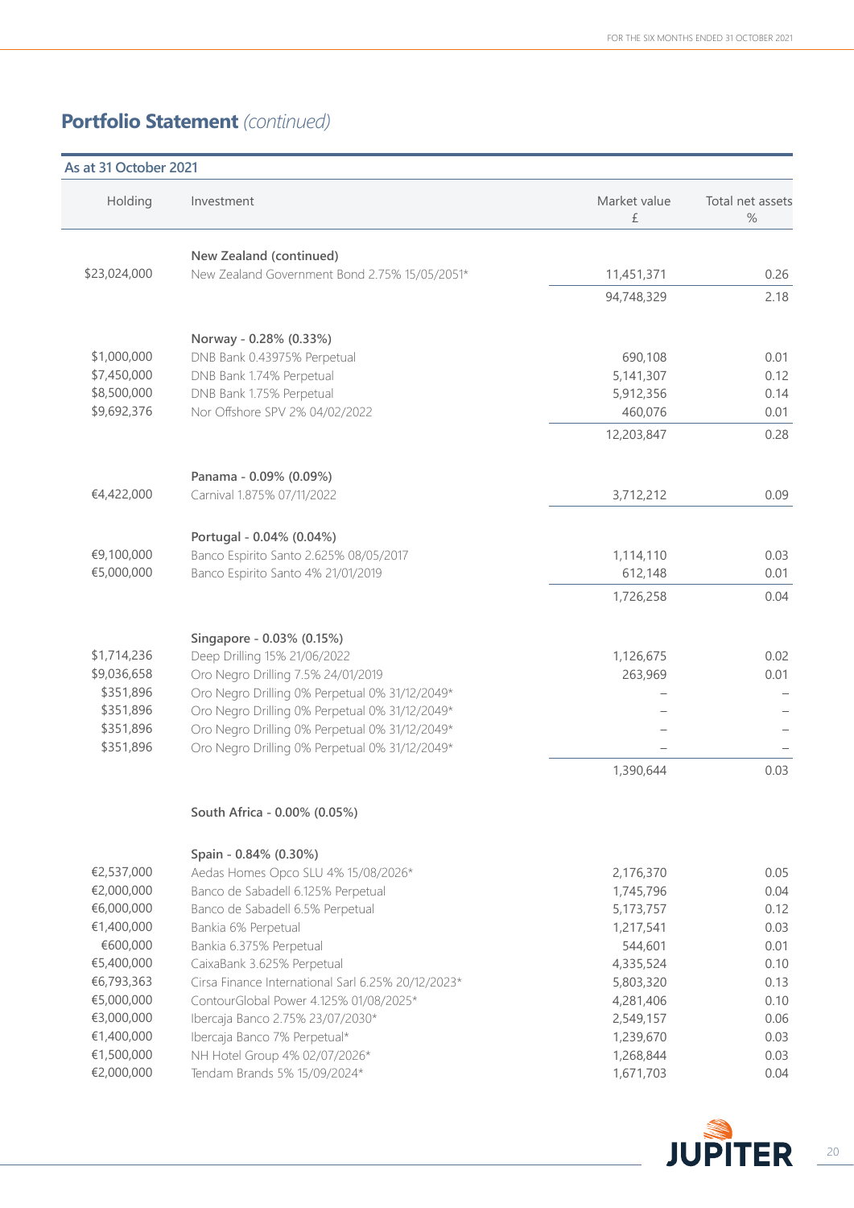## Portfolio Statement *(continued)*

**As at 31 October 2021**

| Holding | Investment | Market value £ | Total net assets % |
|---|---|---|---|
| | **New Zealand (continued)** | | |
| $23,024,000 | New Zealand Government Bond 2.75% 15/05/2051* | 11,451,371 | 0.26 |
| | | 94,748,329 | 2.18 |
| | **Norway - 0.28% (0.33%)** | | |
| $1,000,000 | DNB Bank 0.43975% Perpetual | 690,108 | 0.01 |
| $7,450,000 | DNB Bank 1.74% Perpetual | 5,141,307 | 0.12 |
| $8,500,000 | DNB Bank 1.75% Perpetual | 5,912,356 | 0.14 |
| $9,692,376 | Nor Offshore SPV 2% 04/02/2022 | 460,076 | 0.01 |
| | | 12,203,847 | 0.28 |
| | **Panama - 0.09% (0.09%)** | | |
| €4,422,000 | Carnival 1.875% 07/11/2022 | 3,712,212 | 0.09 |
| | **Portugal - 0.04% (0.04%)** | | |
| €9,100,000 | Banco Espirito Santo 2.625% 08/05/2017 | 1,114,110 | 0.03 |
| €5,000,000 | Banco Espirito Santo 4% 21/01/2019 | 612,148 | 0.01 |
| | | 1,726,258 | 0.04 |
| | **Singapore - 0.03% (0.15%)** | | |
| $1,714,236 | Deep Drilling 15% 21/06/2022 | 1,126,675 | 0.02 |
| $9,036,658 | Oro Negro Drilling 7.5% 24/01/2019 | 263,969 | 0.01 |
| $351,896 | Oro Negro Drilling 0% Perpetual 0% 31/12/2049* | – | – |
| $351,896 | Oro Negro Drilling 0% Perpetual 0% 31/12/2049* | – | – |
| $351,896 | Oro Negro Drilling 0% Perpetual 0% 31/12/2049* | – | – |
| $351,896 | Oro Negro Drilling 0% Perpetual 0% 31/12/2049* | – | – |
| | | 1,390,644 | 0.03 |
| | **South Africa - 0.00% (0.05%)** | | |
| | **Spain - 0.84% (0.30%)** | | |
| €2,537,000 | Aedas Homes Opco SLU 4% 15/08/2026* | 2,176,370 | 0.05 |
| €2,000,000 | Banco de Sabadell 6.125% Perpetual | 1,745,796 | 0.04 |
| €6,000,000 | Banco de Sabadell 6.5% Perpetual | 5,173,757 | 0.12 |
| €1,400,000 | Bankia 6% Perpetual | 1,217,541 | 0.03 |
| €600,000 | Bankia 6.375% Perpetual | 544,601 | 0.01 |
| €5,400,000 | CaixaBank 3.625% Perpetual | 4,335,524 | 0.10 |
| €6,793,363 | Cirsa Finance International Sarl 6.25% 20/12/2023* | 5,803,320 | 0.13 |
| €5,000,000 | ContourGlobal Power 4.125% 01/08/2025* | 4,281,406 | 0.10 |
| €3,000,000 | Ibercaja Banco 2.75% 23/07/2030* | 2,549,157 | 0.06 |
| €1,400,000 | Ibercaja Banco 7% Perpetual* | 1,239,670 | 0.03 |
| €1,500,000 | NH Hotel Group 4% 02/07/2026* | 1,268,844 | 0.03 |
| €2,000,000 | Tendam Brands 5% 15/09/2024* | 1,671,703 | 0.04 |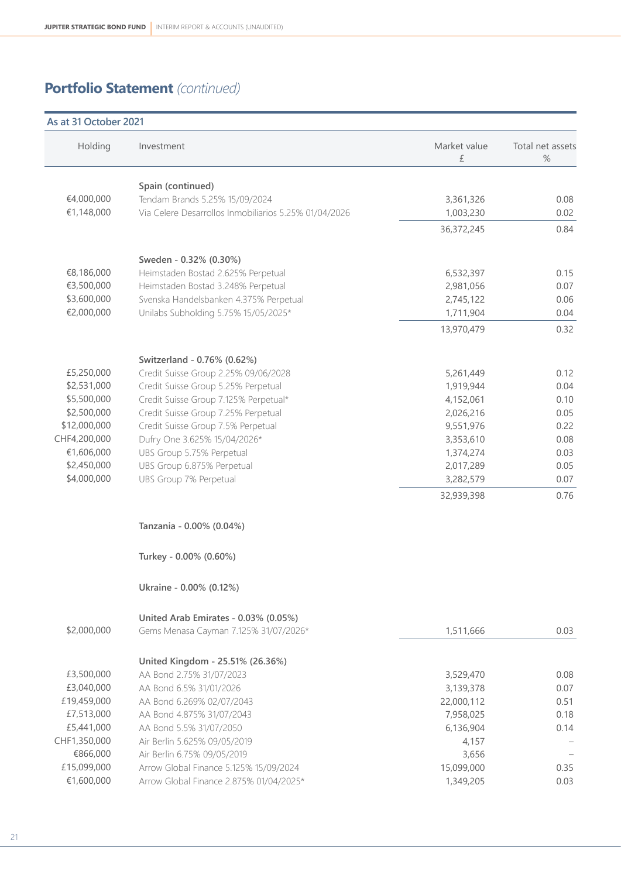## Portfolio Statement *(continued)*

**As at 31 October 2021**

| Holding | Investment | Market value £ | Total net assets % |
|---|---|---|---|
| | **Spain (continued)** | | |
| €4,000,000 | Tendam Brands 5.25% 15/09/2024 | 3,361,326 | 0.08 |
| €1,148,000 | Via Celere Desarrollos Inmobiliarios 5.25% 01/04/2026 | 1,003,230 | 0.02 |
| | | 36,372,245 | 0.84 |
| | **Sweden - 0.32% (0.30%)** | | |
| €8,186,000 | Heimstaden Bostad 2.625% Perpetual | 6,532,397 | 0.15 |
| €3,500,000 | Heimstaden Bostad 3.248% Perpetual | 2,981,056 | 0.07 |
| $3,600,000 | Svenska Handelsbanken 4.375% Perpetual | 2,745,122 | 0.06 |
| €2,000,000 | Unilabs Subholding 5.75% 15/05/2025* | 1,711,904 | 0.04 |
| | | 13,970,479 | 0.32 |
| | **Switzerland - 0.76% (0.62%)** | | |
| £5,250,000 | Credit Suisse Group 2.25% 09/06/2028 | 5,261,449 | 0.12 |
| $2,531,000 | Credit Suisse Group 5.25% Perpetual | 1,919,944 | 0.04 |
| $5,500,000 | Credit Suisse Group 7.125% Perpetual* | 4,152,061 | 0.10 |
| $2,500,000 | Credit Suisse Group 7.25% Perpetual | 2,026,216 | 0.05 |
| $12,000,000 | Credit Suisse Group 7.5% Perpetual | 9,551,976 | 0.22 |
| CHF4,200,000 | Dufry One 3.625% 15/04/2026* | 3,353,610 | 0.08 |
| €1,606,000 | UBS Group 5.75% Perpetual | 1,374,274 | 0.03 |
| $2,450,000 | UBS Group 6.875% Perpetual | 2,017,289 | 0.05 |
| $4,000,000 | UBS Group 7% Perpetual | 3,282,579 | 0.07 |
| | | 32,939,398 | 0.76 |
| | **Tanzania - 0.00% (0.04%)** | | |
| | **Turkey - 0.00% (0.60%)** | | |
| | **Ukraine - 0.00% (0.12%)** | | |
| | **United Arab Emirates - 0.03% (0.05%)** | | |
| $2,000,000 | Gems Menasa Cayman 7.125% 31/07/2026* | 1,511,666 | 0.03 |
| | **United Kingdom - 25.51% (26.36%)** | | |
| £3,500,000 | AA Bond 2.75% 31/07/2023 | 3,529,470 | 0.08 |
| £3,040,000 | AA Bond 6.5% 31/01/2026 | 3,139,378 | 0.07 |
| £19,459,000 | AA Bond 6.269% 02/07/2043 | 22,000,112 | 0.51 |
| £7,513,000 | AA Bond 4.875% 31/07/2043 | 7,958,025 | 0.18 |
| £5,441,000 | AA Bond 5.5% 31/07/2050 | 6,136,904 | 0.14 |
| CHF1,350,000 | Air Berlin 5.625% 09/05/2019 | 4,157 | – |
| €866,000 | Air Berlin 6.75% 09/05/2019 | 3,656 | – |
| £15,099,000 | Arrow Global Finance 5.125% 15/09/2024 | 15,099,000 | 0.35 |
| €1,600,000 | Arrow Global Finance 2.875% 01/04/2025* | 1,349,205 | 0.03 |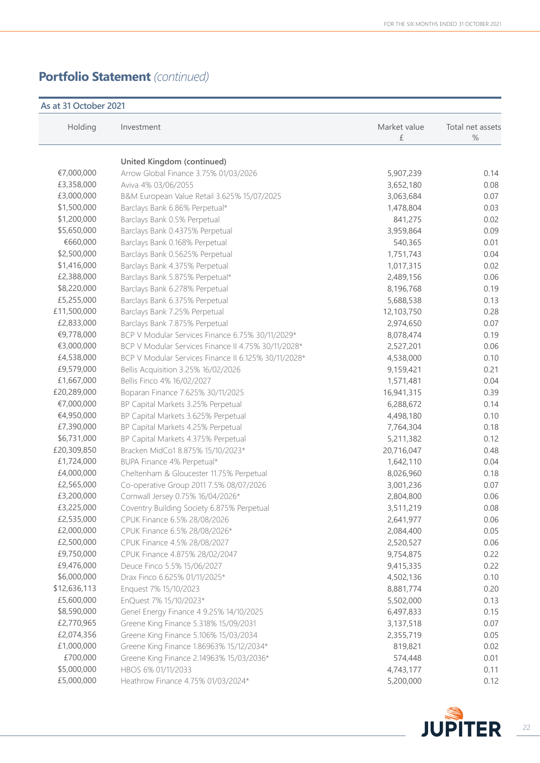# Portfolio Statement *(continued)*

**As at 31 October 2021**

| Holding | Investment | Market value £ | Total net assets % |
|---|---|---|---|
| | **United Kingdom (continued)** | | |
| €7,000,000 | Arrow Global Finance 3.75% 01/03/2026 | 5,907,239 | 0.14 |
| £3,358,000 | Aviva 4% 03/06/2055 | 3,652,180 | 0.08 |
| £3,000,000 | B&M European Value Retail 3.625% 15/07/2025 | 3,063,684 | 0.07 |
| $1,500,000 | Barclays Bank 6.86% Perpetual* | 1,478,804 | 0.03 |
| $1,200,000 | Barclays Bank 0.5% Perpetual | 841,275 | 0.02 |
| $5,650,000 | Barclays Bank 0.4375% Perpetual | 3,959,864 | 0.09 |
| €660,000 | Barclays Bank 0.168% Perpetual | 540,365 | 0.01 |
| $2,500,000 | Barclays Bank 0.5625% Perpetual | 1,751,743 | 0.04 |
| $1,416,000 | Barclays Bank 4.375% Perpetual | 1,017,315 | 0.02 |
| £2,388,000 | Barclays Bank 5.875% Perpetual* | 2,489,156 | 0.06 |
| $8,220,000 | Barclays Bank 6.278% Perpetual | 8,196,768 | 0.19 |
| £5,255,000 | Barclays Bank 6.375% Perpetual | 5,688,538 | 0.13 |
| £11,500,000 | Barclays Bank 7.25% Perpetual | 12,103,750 | 0.28 |
| £2,833,000 | Barclays Bank 7.875% Perpetual | 2,974,650 | 0.07 |
| €9,778,000 | BCP V Modular Services Finance 6.75% 30/11/2029* | 8,078,474 | 0.19 |
| €3,000,000 | BCP V Modular Services Finance II 4.75% 30/11/2028* | 2,527,201 | 0.06 |
| £4,538,000 | BCP V Modular Services Finance II 6.125% 30/11/2028* | 4,538,000 | 0.10 |
| £9,579,000 | Bellis Acquisition 3.25% 16/02/2026 | 9,159,421 | 0.21 |
| £1,667,000 | Bellis Finco 4% 16/02/2027 | 1,571,481 | 0.04 |
| £20,289,000 | Boparan Finance 7.625% 30/11/2025 | 16,941,315 | 0.39 |
| €7,000,000 | BP Capital Markets 3.25% Perpetual | 6,288,672 | 0.14 |
| €4,950,000 | BP Capital Markets 3.625% Perpetual | 4,498,180 | 0.10 |
| £7,390,000 | BP Capital Markets 4.25% Perpetual | 7,764,304 | 0.18 |
| $6,731,000 | BP Capital Markets 4.375% Perpetual | 5,211,382 | 0.12 |
| £20,309,850 | Bracken MidCo1 8.875% 15/10/2023* | 20,716,047 | 0.48 |
| £1,724,000 | BUPA Finance 4% Perpetual* | 1,642,110 | 0.04 |
| £4,000,000 | Cheltenham & Gloucester 11.75% Perpetual | 8,026,960 | 0.18 |
| £2,565,000 | Co-operative Group 2011 7.5% 08/07/2026 | 3,001,236 | 0.07 |
| £3,200,000 | Cornwall Jersey 0.75% 16/04/2026* | 2,804,800 | 0.06 |
| £3,225,000 | Coventry Building Society 6.875% Perpetual | 3,511,219 | 0.08 |
| £2,535,000 | CPUK Finance 6.5% 28/08/2026 | 2,641,977 | 0.06 |
| £2,000,000 | CPUK Finance 6.5% 28/08/2026* | 2,084,400 | 0.05 |
| £2,500,000 | CPUK Finance 4.5% 28/08/2027 | 2,520,527 | 0.06 |
| £9,750,000 | CPUK Finance 4.875% 28/02/2047 | 9,754,875 | 0.22 |
| £9,476,000 | Deuce Finco 5.5% 15/06/2027 | 9,415,335 | 0.22 |
| $6,000,000 | Drax Finco 6.625% 01/11/2025* | 4,502,136 | 0.10 |
| $12,636,113 | Enquest 7% 15/10/2023 | 8,881,774 | 0.20 |
| £5,600,000 | EnQuest 7% 15/10/2023* | 5,502,000 | 0.13 |
| $8,590,000 | Genel Energy Finance 4 9.25% 14/10/2025 | 6,497,833 | 0.15 |
| £2,770,965 | Greene King Finance 5.318% 15/09/2031 | 3,137,518 | 0.07 |
| £2,074,356 | Greene King Finance 5.106% 15/03/2034 | 2,355,719 | 0.05 |
| £1,000,000 | Greene King Finance 1.86963% 15/12/2034* | 819,821 | 0.02 |
| £700,000 | Greene King Finance 2.14963% 15/03/2036* | 574,448 | 0.01 |
| $5,000,000 | HBOS 6% 01/11/2033 | 4,743,177 | 0.11 |
| £5,000,000 | Heathrow Finance 4.75% 01/03/2024* | 5,200,000 | 0.12 |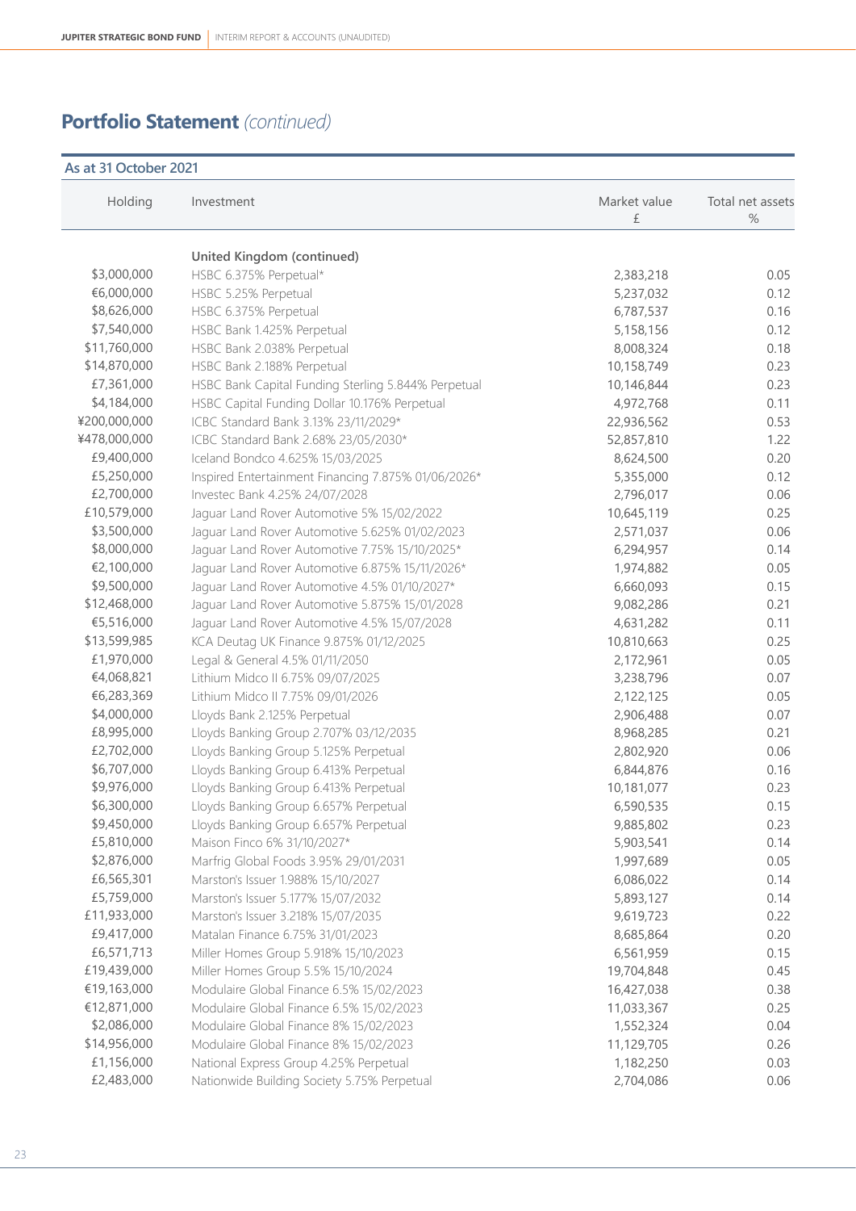## **Portfolio Statement** *(continued)*

**As at 31 October 2021**

| Holding | Investment | Market value £ | Total net assets % |
|---|---|---|---|
| | **United Kingdom (continued)** | | |
| $3,000,000 | HSBC 6.375% Perpetual* | 2,383,218 | 0.05 |
| €6,000,000 | HSBC 5.25% Perpetual | 5,237,032 | 0.12 |
| $8,626,000 | HSBC 6.375% Perpetual | 6,787,537 | 0.16 |
| $7,540,000 | HSBC Bank 1.425% Perpetual | 5,158,156 | 0.12 |
| $11,760,000 | HSBC Bank 2.038% Perpetual | 8,008,324 | 0.18 |
| $14,870,000 | HSBC Bank 2.188% Perpetual | 10,158,749 | 0.23 |
| £7,361,000 | HSBC Bank Capital Funding Sterling 5.844% Perpetual | 10,146,844 | 0.23 |
| $4,184,000 | HSBC Capital Funding Dollar 10.176% Perpetual | 4,972,768 | 0.11 |
| ¥200,000,000 | ICBC Standard Bank 3.13% 23/11/2029* | 22,936,562 | 0.53 |
| ¥478,000,000 | ICBC Standard Bank 2.68% 23/05/2030* | 52,857,810 | 1.22 |
| £9,400,000 | Iceland Bondco 4.625% 15/03/2025 | 8,624,500 | 0.20 |
| £5,250,000 | Inspired Entertainment Financing 7.875% 01/06/2026* | 5,355,000 | 0.12 |
| £2,700,000 | Investec Bank 4.25% 24/07/2028 | 2,796,017 | 0.06 |
| £10,579,000 | Jaguar Land Rover Automotive 5% 15/02/2022 | 10,645,119 | 0.25 |
| $3,500,000 | Jaguar Land Rover Automotive 5.625% 01/02/2023 | 2,571,037 | 0.06 |
| $8,000,000 | Jaguar Land Rover Automotive 7.75% 15/10/2025* | 6,294,957 | 0.14 |
| €2,100,000 | Jaguar Land Rover Automotive 6.875% 15/11/2026* | 1,974,882 | 0.05 |
| $9,500,000 | Jaguar Land Rover Automotive 4.5% 01/10/2027* | 6,660,093 | 0.15 |
| $12,468,000 | Jaguar Land Rover Automotive 5.875% 15/01/2028 | 9,082,286 | 0.21 |
| €5,516,000 | Jaguar Land Rover Automotive 4.5% 15/07/2028 | 4,631,282 | 0.11 |
| $13,599,985 | KCA Deutag UK Finance 9.875% 01/12/2025 | 10,810,663 | 0.25 |
| £1,970,000 | Legal & General 4.5% 01/11/2050 | 2,172,961 | 0.05 |
| €4,068,821 | Lithium Midco II 6.75% 09/07/2025 | 3,238,796 | 0.07 |
| €6,283,369 | Lithium Midco II 7.75% 09/01/2026 | 2,122,125 | 0.05 |
| $4,000,000 | Lloyds Bank 2.125% Perpetual | 2,906,488 | 0.07 |
| £8,995,000 | Lloyds Banking Group 2.707% 03/12/2035 | 8,968,285 | 0.21 |
| £2,702,000 | Lloyds Banking Group 5.125% Perpetual | 2,802,920 | 0.06 |
| $6,707,000 | Lloyds Banking Group 6.413% Perpetual | 6,844,876 | 0.16 |
| $9,976,000 | Lloyds Banking Group 6.413% Perpetual | 10,181,077 | 0.23 |
| $6,300,000 | Lloyds Banking Group 6.657% Perpetual | 6,590,535 | 0.15 |
| $9,450,000 | Lloyds Banking Group 6.657% Perpetual | 9,885,802 | 0.23 |
| £5,810,000 | Maison Finco 6% 31/10/2027* | 5,903,541 | 0.14 |
| $2,876,000 | Marfrig Global Foods 3.95% 29/01/2031 | 1,997,689 | 0.05 |
| £6,565,301 | Marston's Issuer 1.988% 15/10/2027 | 6,086,022 | 0.14 |
| £5,759,000 | Marston's Issuer 5.177% 15/07/2032 | 5,893,127 | 0.14 |
| £11,933,000 | Marston's Issuer 3.218% 15/07/2035 | 9,619,723 | 0.22 |
| £9,417,000 | Matalan Finance 6.75% 31/01/2023 | 8,685,864 | 0.20 |
| £6,571,713 | Miller Homes Group 5.918% 15/10/2023 | 6,561,959 | 0.15 |
| £19,439,000 | Miller Homes Group 5.5% 15/10/2024 | 19,704,848 | 0.45 |
| €19,163,000 | Modulaire Global Finance 6.5% 15/02/2023 | 16,427,038 | 0.38 |
| €12,871,000 | Modulaire Global Finance 6.5% 15/02/2023 | 11,033,367 | 0.25 |
| $2,086,000 | Modulaire Global Finance 8% 15/02/2023 | 1,552,324 | 0.04 |
| $14,956,000 | Modulaire Global Finance 8% 15/02/2023 | 11,129,705 | 0.26 |
| £1,156,000 | National Express Group 4.25% Perpetual | 1,182,250 | 0.03 |
| £2,483,000 | Nationwide Building Society 5.75% Perpetual | 2,704,086 | 0.06 |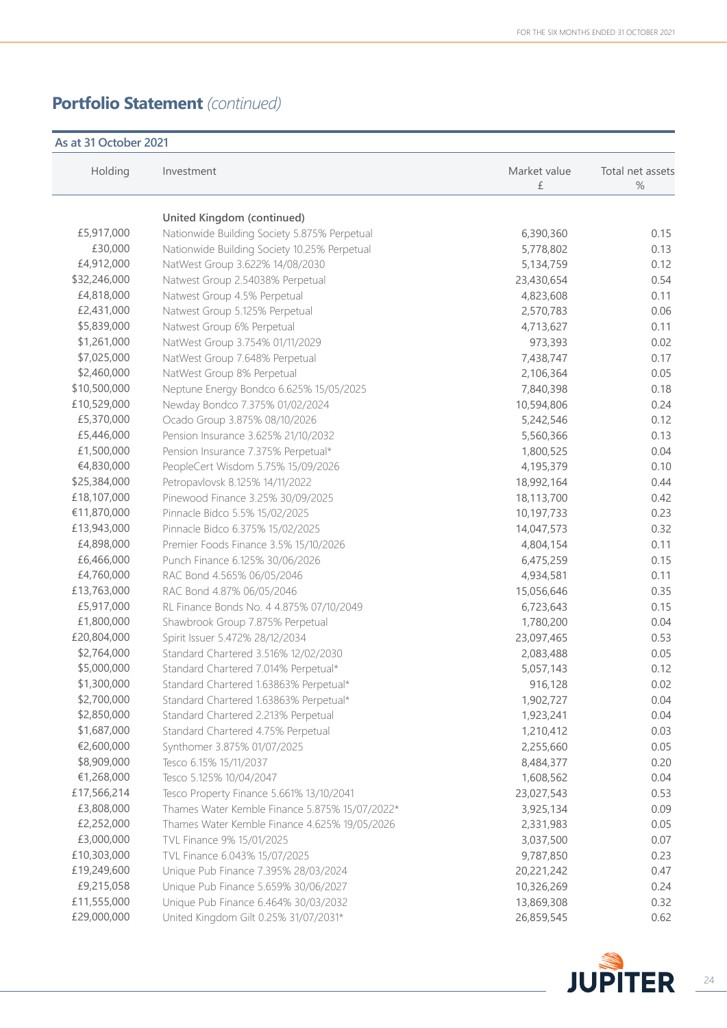## Portfolio Statement *(continued)*

**As at 31 October 2021**

| Holding | Investment | Market value £ | Total net assets % |
|---|---|---|---|
| | **United Kingdom (continued)** | | |
| £5,917,000 | Nationwide Building Society 5.875% Perpetual | 6,390,360 | 0.15 |
| £30,000 | Nationwide Building Society 10.25% Perpetual | 5,778,802 | 0.13 |
| £4,912,000 | NatWest Group 3.622% 14/08/2030 | 5,134,759 | 0.12 |
| $32,246,000 | Natwest Group 2.54038% Perpetual | 23,430,654 | 0.54 |
| £4,818,000 | Natwest Group 4.5% Perpetual | 4,823,608 | 0.11 |
| £2,431,000 | Natwest Group 5.125% Perpetual | 2,570,783 | 0.06 |
| $5,839,000 | Natwest Group 6% Perpetual | 4,713,627 | 0.11 |
| $1,261,000 | NatWest Group 3.754% 01/11/2029 | 973,393 | 0.02 |
| £7,025,000 | NatWest Group 7.648% Perpetual | 7,438,747 | 0.17 |
| $2,460,000 | NatWest Group 8% Perpetual | 2,106,364 | 0.05 |
| $10,500,000 | Neptune Energy Bondco 6.625% 15/05/2025 | 7,840,398 | 0.18 |
| £10,529,000 | Newday Bondco 7.375% 01/02/2024 | 10,594,806 | 0.24 |
| £5,370,000 | Ocado Group 3.875% 08/10/2026 | 5,242,546 | 0.12 |
| £5,446,000 | Pension Insurance 3.625% 21/10/2032 | 5,560,366 | 0.13 |
| £1,500,000 | Pension Insurance 7.375% Perpetual* | 1,800,525 | 0.04 |
| €4,830,000 | PeopleCert Wisdom 5.75% 15/09/2026 | 4,195,379 | 0.10 |
| $25,384,000 | Petropavlovsk 8.125% 14/11/2022 | 18,992,164 | 0.44 |
| £18,107,000 | Pinewood Finance 3.25% 30/09/2025 | 18,113,700 | 0.42 |
| €11,870,000 | Pinnacle Bidco 5.5% 15/02/2025 | 10,197,733 | 0.23 |
| £13,943,000 | Pinnacle Bidco 6.375% 15/02/2025 | 14,047,573 | 0.32 |
| £4,898,000 | Premier Foods Finance 3.5% 15/10/2026 | 4,804,154 | 0.11 |
| £6,466,000 | Punch Finance 6.125% 30/06/2026 | 6,475,259 | 0.15 |
| £4,760,000 | RAC Bond 4.565% 06/05/2046 | 4,934,581 | 0.11 |
| £13,763,000 | RAC Bond 4.87% 06/05/2046 | 15,056,646 | 0.35 |
| £5,917,000 | RL Finance Bonds No. 4 4.875% 07/10/2049 | 6,723,643 | 0.15 |
| £1,800,000 | Shawbrook Group 7.875% Perpetual | 1,780,200 | 0.04 |
| £20,804,000 | Spirit Issuer 5.472% 28/12/2034 | 23,097,465 | 0.53 |
| $2,764,000 | Standard Chartered 3.516% 12/02/2030 | 2,083,488 | 0.05 |
| $5,000,000 | Standard Chartered 7.014% Perpetual* | 5,057,143 | 0.12 |
| $1,300,000 | Standard Chartered 1.63863% Perpetual* | 916,128 | 0.02 |
| $2,700,000 | Standard Chartered 1.63863% Perpetual* | 1,902,727 | 0.04 |
| $2,850,000 | Standard Chartered 2.213% Perpetual | 1,923,241 | 0.04 |
| $1,687,000 | Standard Chartered 4.75% Perpetual | 1,210,412 | 0.03 |
| €2,600,000 | Synthomer 3.875% 01/07/2025 | 2,255,660 | 0.05 |
| £8,909,000 | Tesco 6.15% 15/11/2037 | 8,484,377 | 0.20 |
| €1,268,000 | Tesco 5.125% 10/04/2047 | 1,608,562 | 0.04 |
| £17,566,214 | Tesco Property Finance 5.661% 13/10/2041 | 23,027,543 | 0.53 |
| £3,808,000 | Thames Water Kemble Finance 5.875% 15/07/2022* | 3,925,134 | 0.09 |
| £2,252,000 | Thames Water Kemble Finance 4.625% 19/05/2026 | 2,331,983 | 0.05 |
| £3,000,000 | TVL Finance 9% 15/01/2025 | 3,037,500 | 0.07 |
| £10,303,000 | TVL Finance 6.043% 15/07/2025 | 9,787,850 | 0.23 |
| £19,249,600 | Unique Pub Finance 7.395% 28/03/2024 | 20,221,242 | 0.47 |
| £9,215,058 | Unique Pub Finance 5.659% 30/06/2027 | 10,326,269 | 0.24 |
| £11,555,000 | Unique Pub Finance 6.464% 30/03/2032 | 13,869,308 | 0.32 |
| £29,000,000 | United Kingdom Gilt 0.25% 31/07/2031* | 26,859,545 | 0.62 |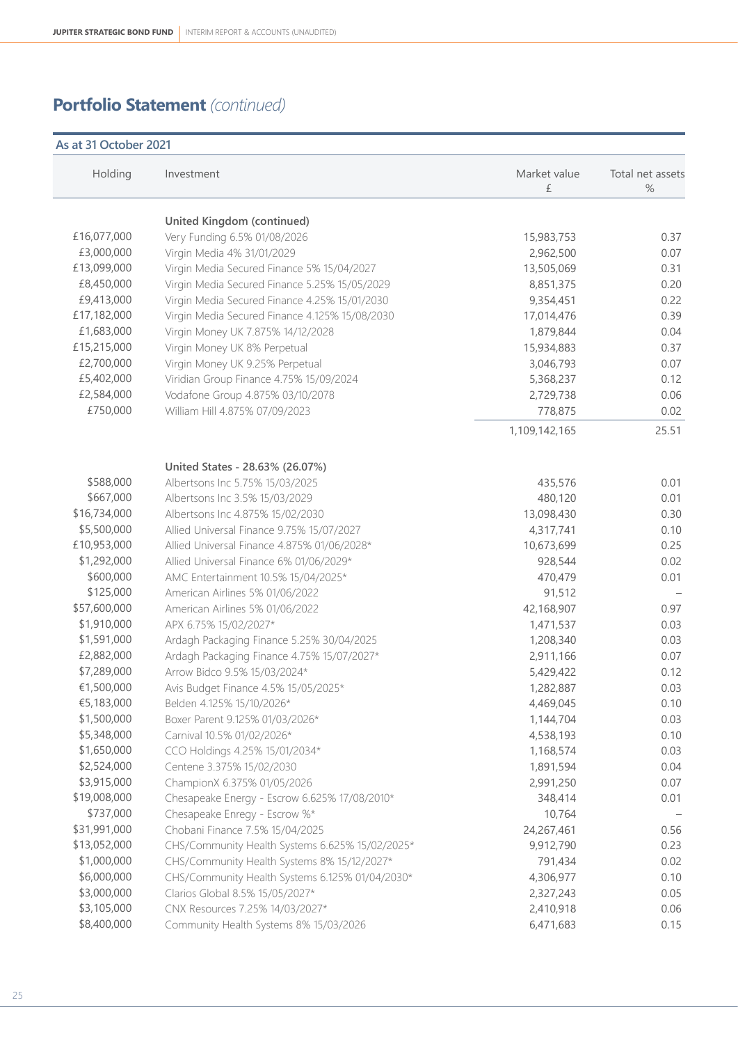## Portfolio Statement *(continued)*

**As at 31 October 2021**

| Holding | Investment | Market value £ | Total net assets % |
|---|---|---|---|
| | **United Kingdom (continued)** | | |
| £16,077,000 | Very Funding 6.5% 01/08/2026 | 15,983,753 | 0.37 |
| £3,000,000 | Virgin Media 4% 31/01/2029 | 2,962,500 | 0.07 |
| £13,099,000 | Virgin Media Secured Finance 5% 15/04/2027 | 13,505,069 | 0.31 |
| £8,450,000 | Virgin Media Secured Finance 5.25% 15/05/2029 | 8,851,375 | 0.20 |
| £9,413,000 | Virgin Media Secured Finance 4.25% 15/01/2030 | 9,354,451 | 0.22 |
| £17,182,000 | Virgin Media Secured Finance 4.125% 15/08/2030 | 17,014,476 | 0.39 |
| £1,683,000 | Virgin Money UK 7.875% 14/12/2028 | 1,879,844 | 0.04 |
| £15,215,000 | Virgin Money UK 8% Perpetual | 15,934,883 | 0.37 |
| £2,700,000 | Virgin Money UK 9.25% Perpetual | 3,046,793 | 0.07 |
| £5,402,000 | Viridian Group Finance 4.75% 15/09/2024 | 5,368,237 | 0.12 |
| £2,584,000 | Vodafone Group 4.875% 03/10/2078 | 2,729,738 | 0.06 |
| £750,000 | William Hill 4.875% 07/09/2023 | 778,875 | 0.02 |
| | | 1,109,142,165 | 25.51 |
| | **United States - 28.63% (26.07%)** | | |
| $588,000 | Albertsons Inc 5.75% 15/03/2025 | 435,576 | 0.01 |
| $667,000 | Albertsons Inc 3.5% 15/03/2029 | 480,120 | 0.01 |
| $16,734,000 | Albertsons Inc 4.875% 15/02/2030 | 13,098,430 | 0.30 |
| $5,500,000 | Allied Universal Finance 9.75% 15/07/2027 | 4,317,741 | 0.10 |
| £10,953,000 | Allied Universal Finance 4.875% 01/06/2028* | 10,673,699 | 0.25 |
| $1,292,000 | Allied Universal Finance 6% 01/06/2029* | 928,544 | 0.02 |
| $600,000 | AMC Entertainment 10.5% 15/04/2025* | 470,479 | 0.01 |
| $125,000 | American Airlines 5% 01/06/2022 | 91,512 | – |
| $57,600,000 | American Airlines 5% 01/06/2022 | 42,168,907 | 0.97 |
| $1,910,000 | APX 6.75% 15/02/2027* | 1,471,537 | 0.03 |
| $1,591,000 | Ardagh Packaging Finance 5.25% 30/04/2025 | 1,208,340 | 0.03 |
| £2,882,000 | Ardagh Packaging Finance 4.75% 15/07/2027* | 2,911,166 | 0.07 |
| $7,289,000 | Arrow Bidco 9.5% 15/03/2024* | 5,429,422 | 0.12 |
| €1,500,000 | Avis Budget Finance 4.5% 15/05/2025* | 1,282,887 | 0.03 |
| €5,183,000 | Belden 4.125% 15/10/2026* | 4,469,045 | 0.10 |
| $1,500,000 | Boxer Parent 9.125% 01/03/2026* | 1,144,704 | 0.03 |
| $5,348,000 | Carnival 10.5% 01/02/2026* | 4,538,193 | 0.10 |
| $1,650,000 | CCO Holdings 4.25% 15/01/2034* | 1,168,574 | 0.03 |
| $2,524,000 | Centene 3.375% 15/02/2030 | 1,891,594 | 0.04 |
| $3,915,000 | ChampionX 6.375% 01/05/2026 | 2,991,250 | 0.07 |
| $19,008,000 | Chesapeake Energy - Escrow 6.625% 17/08/2010* | 348,414 | 0.01 |
| $737,000 | Chesapeake Enregy - Escrow %* | 10,764 | – |
| $31,991,000 | Chobani Finance 7.5% 15/04/2025 | 24,267,461 | 0.56 |
| $13,052,000 | CHS/Community Health Systems 6.625% 15/02/2025* | 9,912,790 | 0.23 |
| $1,000,000 | CHS/Community Health Systems 8% 15/12/2027* | 791,434 | 0.02 |
| $6,000,000 | CHS/Community Health Systems 6.125% 01/04/2030* | 4,306,977 | 0.10 |
| $3,000,000 | Clarios Global 8.5% 15/05/2027* | 2,327,243 | 0.05 |
| $3,105,000 | CNX Resources 7.25% 14/03/2027* | 2,410,918 | 0.06 |
| $8,400,000 | Community Health Systems 8% 15/03/2026 | 6,471,683 | 0.15 |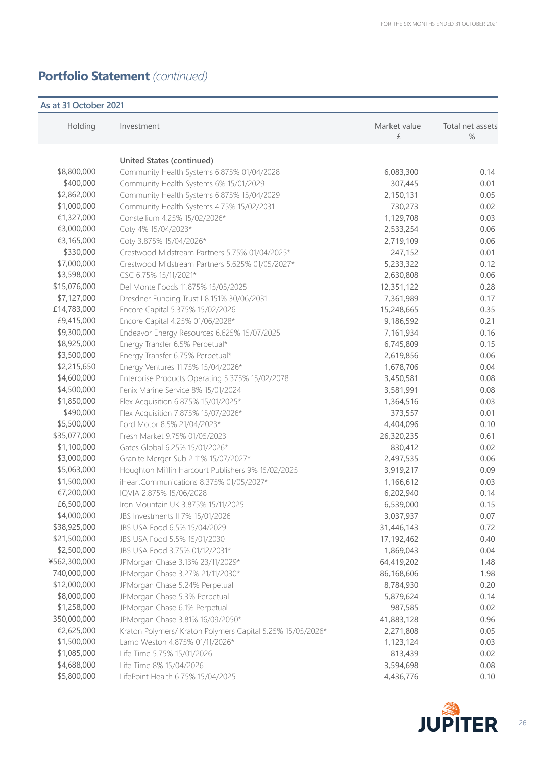## Portfolio Statement *(continued)*

**As at 31 October 2021**

| Holding | Investment | Market value £ | Total net assets % |
|---|---|---|---|
| | **United States (continued)** | | |
| $8,800,000 | Community Health Systems 6.875% 01/04/2028 | 6,083,300 | 0.14 |
| $400,000 | Community Health Systems 6% 15/01/2029 | 307,445 | 0.01 |
| $2,862,000 | Community Health Systems 6.875% 15/04/2029 | 2,150,131 | 0.05 |
| $1,000,000 | Community Health Systems 4.75% 15/02/2031 | 730,273 | 0.02 |
| €1,327,000 | Constellium 4.25% 15/02/2026* | 1,129,708 | 0.03 |
| €3,000,000 | Coty 4% 15/04/2023* | 2,533,254 | 0.06 |
| €3,165,000 | Coty 3.875% 15/04/2026* | 2,719,109 | 0.06 |
| $330,000 | Crestwood Midstream Partners 5.75% 01/04/2025* | 247,152 | 0.01 |
| $7,000,000 | Crestwood Midstream Partners 5.625% 01/05/2027* | 5,233,322 | 0.12 |
| $3,598,000 | CSC 6.75% 15/11/2021* | 2,630,808 | 0.06 |
| $15,076,000 | Del Monte Foods 11.875% 15/05/2025 | 12,351,122 | 0.28 |
| $7,127,000 | Dresdner Funding Trust I 8.151% 30/06/2031 | 7,361,989 | 0.17 |
| £14,783,000 | Encore Capital 5.375% 15/02/2026 | 15,248,665 | 0.35 |
| £9,415,000 | Encore Capital 4.25% 01/06/2028* | 9,186,592 | 0.21 |
| $9,300,000 | Endeavor Energy Resources 6.625% 15/07/2025 | 7,161,934 | 0.16 |
| $8,925,000 | Energy Transfer 6.5% Perpetual* | 6,745,809 | 0.15 |
| $3,500,000 | Energy Transfer 6.75% Perpetual* | 2,619,856 | 0.06 |
| $2,215,650 | Energy Ventures 11.75% 15/04/2026* | 1,678,706 | 0.04 |
| $4,600,000 | Enterprise Products Operating 5.375% 15/02/2078 | 3,450,581 | 0.08 |
| $4,500,000 | Fenix Marine Service 8% 15/01/2024 | 3,581,991 | 0.08 |
| $1,850,000 | Flex Acquisition 6.875% 15/01/2025* | 1,364,516 | 0.03 |
| $490,000 | Flex Acquisition 7.875% 15/07/2026* | 373,557 | 0.01 |
| $5,500,000 | Ford Motor 8.5% 21/04/2023* | 4,404,096 | 0.10 |
| $35,077,000 | Fresh Market 9.75% 01/05/2023 | 26,320,235 | 0.61 |
| $1,100,000 | Gates Global 6.25% 15/01/2026* | 830,412 | 0.02 |
| $3,000,000 | Granite Merger Sub 2 11% 15/07/2027* | 2,497,535 | 0.06 |
| $5,063,000 | Houghton Mifflin Harcourt Publishers 9% 15/02/2025 | 3,919,217 | 0.09 |
| $1,500,000 | iHeartCommunications 8.375% 01/05/2027* | 1,166,612 | 0.03 |
| €7,200,000 | IQVIA 2.875% 15/06/2028 | 6,202,940 | 0.14 |
| £6,500,000 | Iron Mountain UK 3.875% 15/11/2025 | 6,539,000 | 0.15 |
| $4,000,000 | JBS Investments II 7% 15/01/2026 | 3,037,937 | 0.07 |
| $38,925,000 | JBS USA Food 6.5% 15/04/2029 | 31,446,143 | 0.72 |
| $21,500,000 | JBS USA Food 5.5% 15/01/2030 | 17,192,462 | 0.40 |
| $2,500,000 | JBS USA Food 3.75% 01/12/2031* | 1,869,043 | 0.04 |
| ¥562,300,000 | JPMorgan Chase 3.13% 23/11/2029* | 64,419,202 | 1.48 |
| 740,000,000 | JPMorgan Chase 3.27% 21/11/2030* | 86,168,606 | 1.98 |
| $12,000,000 | JPMorgan Chase 5.24% Perpetual | 8,784,930 | 0.20 |
| $8,000,000 | JPMorgan Chase 5.3% Perpetual | 5,879,624 | 0.14 |
| $1,258,000 | JPMorgan Chase 6.1% Perpetual | 987,585 | 0.02 |
| 350,000,000 | JPMorgan Chase 3.81% 16/09/2050* | 41,883,128 | 0.96 |
| €2,625,000 | Kraton Polymers/ Kraton Polymers Capital 5.25% 15/05/2026* | 2,271,808 | 0.05 |
| $1,500,000 | Lamb Weston 4.875% 01/11/2026* | 1,123,124 | 0.03 |
| $1,085,000 | Life Time 5.75% 15/01/2026 | 813,439 | 0.02 |
| $4,688,000 | Life Time 8% 15/04/2026 | 3,594,698 | 0.08 |
| $5,800,000 | LifePoint Health 6.75% 15/04/2025 | 4,436,776 | 0.10 |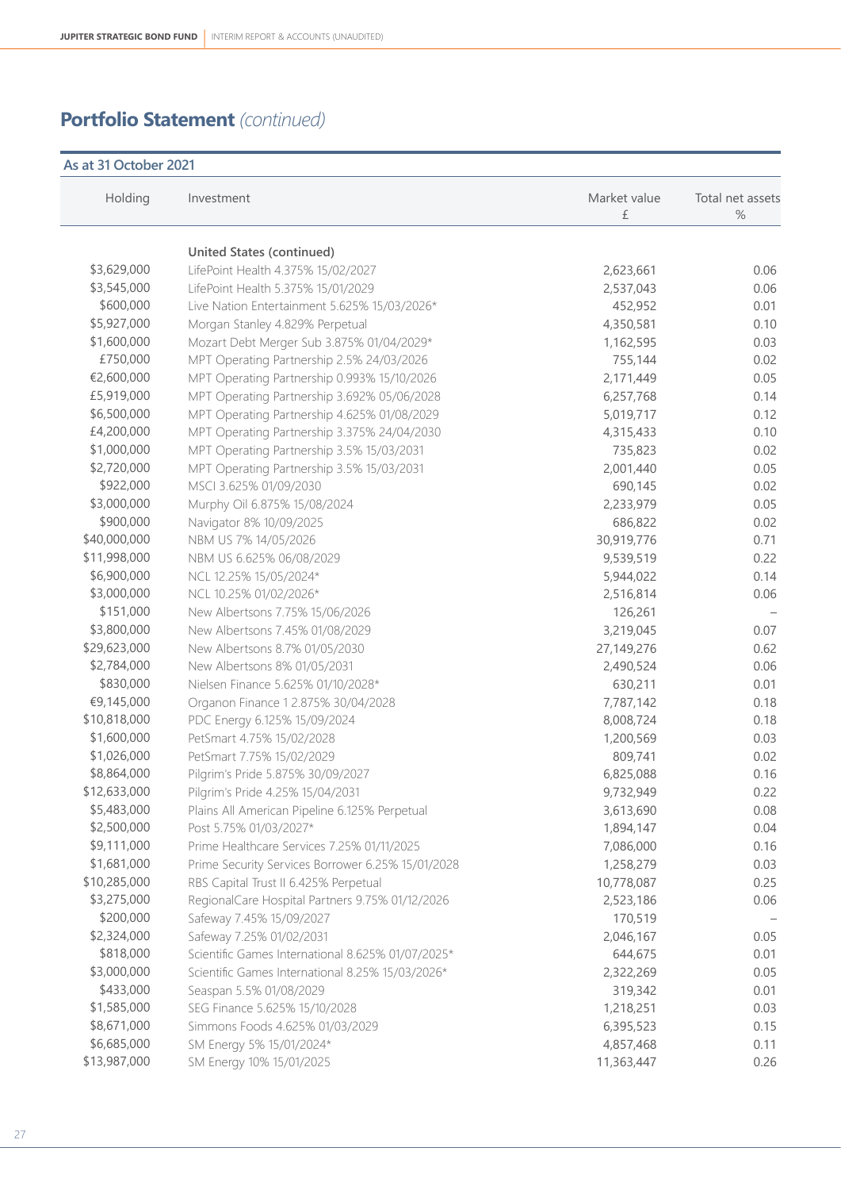## Portfolio Statement *(continued)*

As at 31 October 2021

| Holding | Investment | Market value £ | Total net assets % |
|---|---|---|---|
| | **United States (continued)** | | |
| $3,629,000 | LifePoint Health 4.375% 15/02/2027 | 2,623,661 | 0.06 |
| $3,545,000 | LifePoint Health 5.375% 15/01/2029 | 2,537,043 | 0.06 |
| $600,000 | Live Nation Entertainment 5.625% 15/03/2026* | 452,952 | 0.01 |
| $5,927,000 | Morgan Stanley 4.829% Perpetual | 4,350,581 | 0.10 |
| $1,600,000 | Mozart Debt Merger Sub 3.875% 01/04/2029* | 1,162,595 | 0.03 |
| £750,000 | MPT Operating Partnership 2.5% 24/03/2026 | 755,144 | 0.02 |
| €2,600,000 | MPT Operating Partnership 0.993% 15/10/2026 | 2,171,449 | 0.05 |
| £5,919,000 | MPT Operating Partnership 3.692% 05/06/2028 | 6,257,768 | 0.14 |
| $6,500,000 | MPT Operating Partnership 4.625% 01/08/2029 | 5,019,717 | 0.12 |
| £4,200,000 | MPT Operating Partnership 3.375% 24/04/2030 | 4,315,433 | 0.10 |
| $1,000,000 | MPT Operating Partnership 3.5% 15/03/2031 | 735,823 | 0.02 |
| $2,720,000 | MPT Operating Partnership 3.5% 15/03/2031 | 2,001,440 | 0.05 |
| $922,000 | MSCI 3.625% 01/09/2030 | 690,145 | 0.02 |
| $3,000,000 | Murphy Oil 6.875% 15/08/2024 | 2,233,979 | 0.05 |
| $900,000 | Navigator 8% 10/09/2025 | 686,822 | 0.02 |
| $40,000,000 | NBM US 7% 14/05/2026 | 30,919,776 | 0.71 |
| $11,998,000 | NBM US 6.625% 06/08/2029 | 9,539,519 | 0.22 |
| $6,900,000 | NCL 12.25% 15/05/2024* | 5,944,022 | 0.14 |
| $3,000,000 | NCL 10.25% 01/02/2026* | 2,516,814 | 0.06 |
| $151,000 | New Albertsons 7.75% 15/06/2026 | 126,261 | – |
| $3,800,000 | New Albertsons 7.45% 01/08/2029 | 3,219,045 | 0.07 |
| $29,623,000 | New Albertsons 8.7% 01/05/2030 | 27,149,276 | 0.62 |
| $2,784,000 | New Albertsons 8% 01/05/2031 | 2,490,524 | 0.06 |
| $830,000 | Nielsen Finance 5.625% 01/10/2028* | 630,211 | 0.01 |
| €9,145,000 | Organon Finance 1 2.875% 30/04/2028 | 7,787,142 | 0.18 |
| $10,818,000 | PDC Energy 6.125% 15/09/2024 | 8,008,724 | 0.18 |
| $1,600,000 | PetSmart 4.75% 15/02/2028 | 1,200,569 | 0.03 |
| $1,026,000 | PetSmart 7.75% 15/02/2029 | 809,741 | 0.02 |
| $8,864,000 | Pilgrim's Pride 5.875% 30/09/2027 | 6,825,088 | 0.16 |
| $12,633,000 | Pilgrim's Pride 4.25% 15/04/2031 | 9,732,949 | 0.22 |
| $5,483,000 | Plains All American Pipeline 6.125% Perpetual | 3,613,690 | 0.08 |
| $2,500,000 | Post 5.75% 01/03/2027* | 1,894,147 | 0.04 |
| $9,111,000 | Prime Healthcare Services 7.25% 01/11/2025 | 7,086,000 | 0.16 |
| $1,681,000 | Prime Security Services Borrower 6.25% 15/01/2028 | 1,258,279 | 0.03 |
| $10,285,000 | RBS Capital Trust II 6.425% Perpetual | 10,778,087 | 0.25 |
| $3,275,000 | RegionalCare Hospital Partners 9.75% 01/12/2026 | 2,523,186 | 0.06 |
| $200,000 | Safeway 7.45% 15/09/2027 | 170,519 | – |
| $2,324,000 | Safeway 7.25% 01/02/2031 | 2,046,167 | 0.05 |
| $818,000 | Scientific Games International 8.625% 01/07/2025* | 644,675 | 0.01 |
| $3,000,000 | Scientific Games International 8.25% 15/03/2026* | 2,322,269 | 0.05 |
| $433,000 | Seaspan 5.5% 01/08/2029 | 319,342 | 0.01 |
| $1,585,000 | SEG Finance 5.625% 15/10/2028 | 1,218,251 | 0.03 |
| $8,671,000 | Simmons Foods 4.625% 01/03/2029 | 6,395,523 | 0.15 |
| $6,685,000 | SM Energy 5% 15/01/2024* | 4,857,468 | 0.11 |
| $13,987,000 | SM Energy 10% 15/01/2025 | 11,363,447 | 0.26 |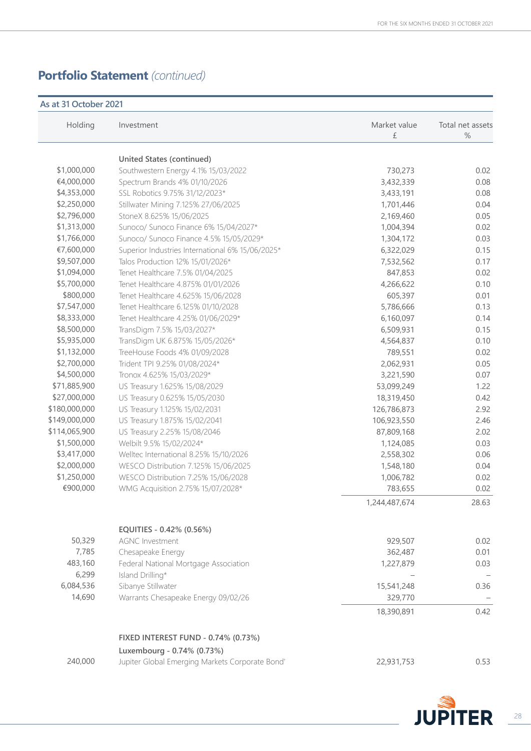## Portfolio Statement *(continued)*

**As at 31 October 2021**

| Holding | Investment | Market value £ | Total net assets % |
|---|---|---|---|
| | **United States (continued)** | | |
| $1,000,000 | Southwestern Energy 4.1% 15/03/2022 | 730,273 | 0.02 |
| €4,000,000 | Spectrum Brands 4% 01/10/2026 | 3,432,339 | 0.08 |
| $4,353,000 | SSL Robotics 9.75% 31/12/2023* | 3,433,191 | 0.08 |
| $2,250,000 | Stillwater Mining 7.125% 27/06/2025 | 1,701,446 | 0.04 |
| $2,796,000 | StoneX 8.625% 15/06/2025 | 2,169,460 | 0.05 |
| $1,313,000 | Sunoco/ Sunoco Finance 6% 15/04/2027* | 1,004,394 | 0.02 |
| $1,766,000 | Sunoco/ Sunoco Finance 4.5% 15/05/2029* | 1,304,172 | 0.03 |
| €7,600,000 | Superior Industries International 6% 15/06/2025* | 6,322,029 | 0.15 |
| $9,507,000 | Talos Production 12% 15/01/2026* | 7,532,562 | 0.17 |
| $1,094,000 | Tenet Healthcare 7.5% 01/04/2025 | 847,853 | 0.02 |
| $5,700,000 | Tenet Healthcare 4.875% 01/01/2026 | 4,266,622 | 0.10 |
| $800,000 | Tenet Healthcare 4.625% 15/06/2028 | 605,397 | 0.01 |
| $7,547,000 | Tenet Healthcare 6.125% 01/10/2028 | 5,786,666 | 0.13 |
| $8,333,000 | Tenet Healthcare 4.25% 01/06/2029* | 6,160,097 | 0.14 |
| $8,500,000 | TransDigm 7.5% 15/03/2027* | 6,509,931 | 0.15 |
| $5,935,000 | TransDigm UK 6.875% 15/05/2026* | 4,564,837 | 0.10 |
| $1,132,000 | TreeHouse Foods 4% 01/09/2028 | 789,551 | 0.02 |
| $2,700,000 | Trident TPI 9.25% 01/08/2024* | 2,062,931 | 0.05 |
| $4,500,000 | Tronox 4.625% 15/03/2029* | 3,221,590 | 0.07 |
| $71,885,900 | US Treasury 1.625% 15/08/2029 | 53,099,249 | 1.22 |
| $27,000,000 | US Treasury 0.625% 15/05/2030 | 18,319,450 | 0.42 |
| $180,000,000 | US Treasury 1.125% 15/02/2031 | 126,786,873 | 2.92 |
| $149,000,000 | US Treasury 1.875% 15/02/2041 | 106,923,550 | 2.46 |
| $114,065,900 | US Treasury 2.25% 15/08/2046 | 87,809,168 | 2.02 |
| $1,500,000 | Welbilt 9.5% 15/02/2024* | 1,124,085 | 0.03 |
| $3,417,000 | Welltec International 8.25% 15/10/2026 | 2,558,302 | 0.06 |
| $2,000,000 | WESCO Distribution 7.125% 15/06/2025 | 1,548,180 | 0.04 |
| $1,250,000 | WESCO Distribution 7.25% 15/06/2028 | 1,006,782 | 0.02 |
| €900,000 | WMG Acquisition 2.75% 15/07/2028* | 783,655 | 0.02 |
| | | 1,244,487,674 | 28.63 |
| | **EQUITIES - 0.42% (0.56%)** | | |
| 50,329 | AGNC Investment | 929,507 | 0.02 |
| 7,785 | Chesapeake Energy | 362,487 | 0.01 |
| 483,160 | Federal National Mortgage Association | 1,227,879 | 0.03 |
| 6,299 | Island Drilling* | – | – |
| 6,084,536 | Sibanye Stillwater | 15,541,248 | 0.36 |
| 14,690 | Warrants Chesapeake Energy 09/02/26 | 329,770 | – |
| | | 18,390,891 | 0.42 |
| | **FIXED INTEREST FUND - 0.74% (0.73%)** | | |
| | **Luxembourg - 0.74% (0.73%)** | | |
| 240,000 | Jupiter Global Emerging Markets Corporate Bond[†] | 22,931,753 | 0.53 |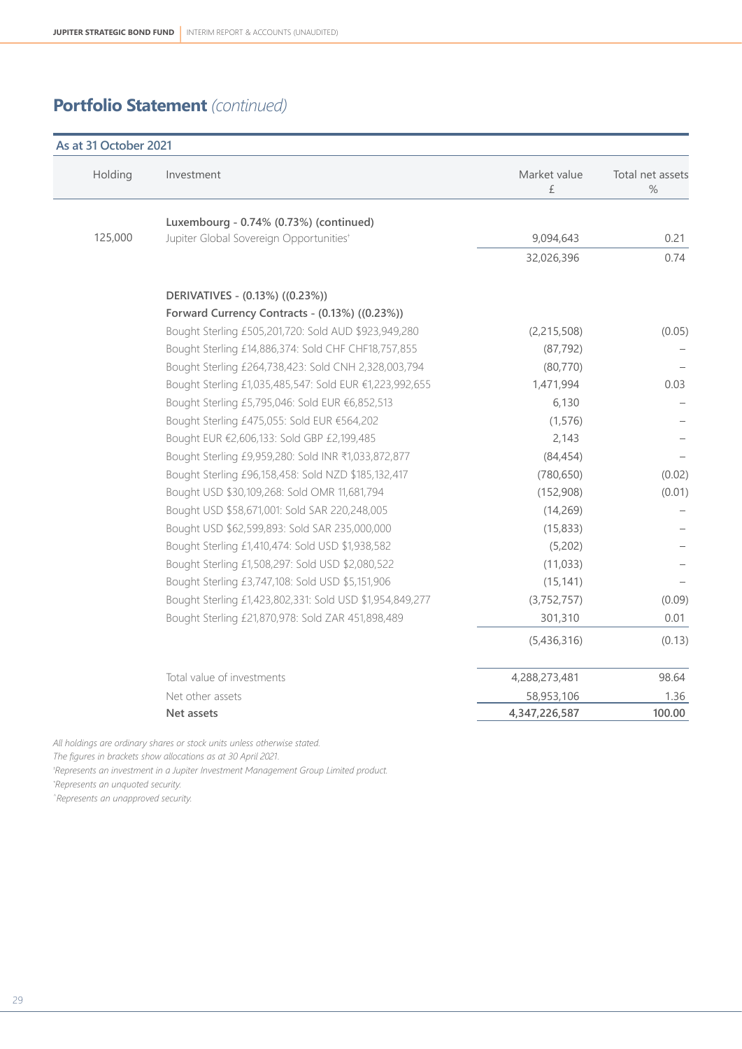## Portfolio Statement *(continued)*

| Holding | Investment | Market value £ | Total net assets % |
|---|---|---|---|
| **As at 31 October 2021** | | | |
| | **Luxembourg - 0.74% (0.73%) (continued)** | | |
| 125,000 | Jupiter Global Sovereign Opportunities[¹] | 9,094,643 | 0.21 |
| | | 32,026,396 | 0.74 |
| | | | |
| | **DERIVATIVES - (0.13%) ((0.23%))** | | |
| | **Forward Currency Contracts - (0.13%) ((0.23%))** | | |
| | Bought Sterling £505,201,720: Sold AUD $923,949,280 | (2,215,508) | (0.05) |
| | Bought Sterling £14,886,374: Sold CHF CHF18,757,855 | (87,792) | – |
| | Bought Sterling £264,738,423: Sold CNH 2,328,003,794 | (80,770) | – |
| | Bought Sterling £1,035,485,547: Sold EUR €1,223,992,655 | 1,471,994 | 0.03 |
| | Bought Sterling £5,795,046: Sold EUR €6,852,513 | 6,130 | – |
| | Bought Sterling £475,055: Sold EUR €564,202 | (1,576) | – |
| | Bought EUR €2,606,133: Sold GBP £2,199,485 | 2,143 | – |
| | Bought Sterling £9,959,280: Sold INR ₹1,033,872,877 | (84,454) | – |
| | Bought Sterling £96,158,458: Sold NZD $185,132,417 | (780,650) | (0.02) |
| | Bought USD $30,109,268: Sold OMR 11,681,794 | (152,908) | (0.01) |
| | Bought USD $58,671,001: Sold SAR 220,248,005 | (14,269) | – |
| | Bought USD $62,599,893: Sold SAR 235,000,000 | (15,833) | – |
| | Bought Sterling £1,410,474: Sold USD $1,938,582 | (5,202) | – |
| | Bought Sterling £1,508,297: Sold USD $2,080,522 | (11,033) | – |
| | Bought Sterling £3,747,108: Sold USD $5,151,906 | (15,141) | – |
| | Bought Sterling £1,423,802,331: Sold USD $1,954,849,277 | (3,752,757) | (0.09) |
| | Bought Sterling £21,870,978: Sold ZAR 451,898,489 | 301,310 | 0.01 |
| | | (5,436,316) | (0.13) |
| | | | |
| | Total value of investments | 4,288,273,481 | 98.64 |
| | Net other assets | 58,953,106 | 1.36 |
| | **Net assets** | **4,347,226,587** | **100.00** |

*All holdings are ordinary shares or stock units unless otherwise stated.*
*The figures in brackets show allocations as at 30 April 2021.*
*[¹]Represents an investment in a Jupiter Investment Management Group Limited product.*
*[²]Represents an unquoted security.*
*[³]Represents an unapproved security.*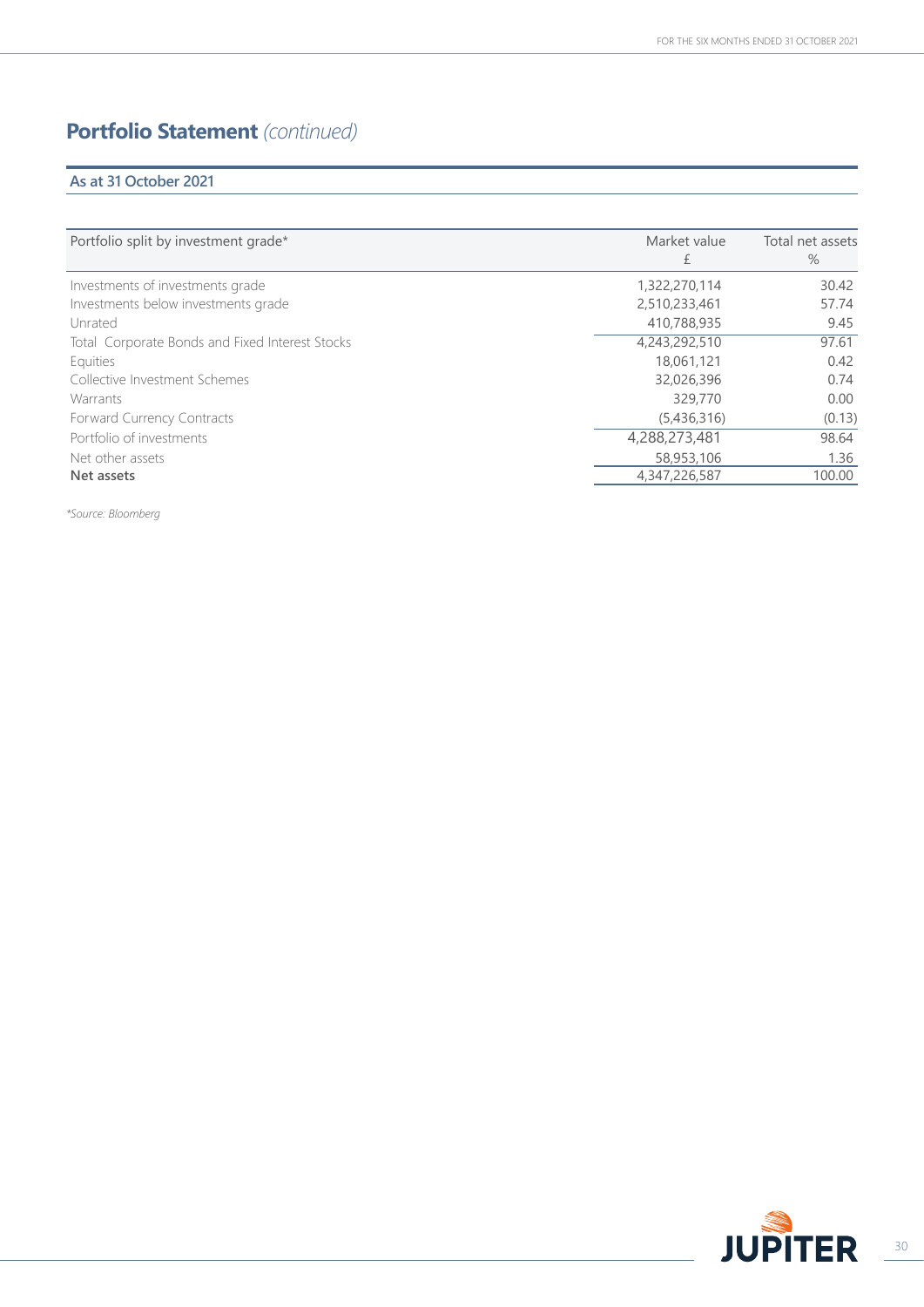# Portfolio Statement *(continued)*

## As at 31 October 2021

| Portfolio split by investment grade* | Market value £ | Total net assets % |
|---|---|---|
| Investments of investments grade | 1,322,270,114 | 30.42 |
| Investments below investments grade | 2,510,233,461 | 57.74 |
| Unrated | 410,788,935 | 9.45 |
| Total Corporate Bonds and Fixed Interest Stocks | 4,243,292,510 | 97.61 |
| Equities | 18,061,121 | 0.42 |
| Collective Investment Schemes | 32,026,396 | 0.74 |
| Warrants | 329,770 | 0.00 |
| Forward Currency Contracts | (5,436,316) | (0.13) |
| Portfolio of investments | 4,288,273,481 | 98.64 |
| Net other assets | 58,953,106 | 1.36 |
| **Net assets** | 4,347,226,587 | 100.00 |

*\*Source: Bloomberg*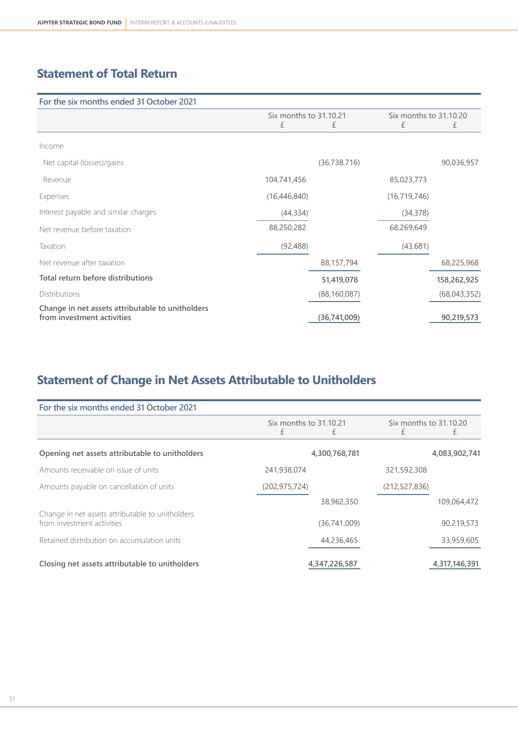## Statement of Total Return

For the six months ended 31 October 2021

| | Six months to 31.10.21 | | Six months to 31.10.20 | |
|---|---|---|---|---|
| | £ | £ | £ | £ |
| Income | | | | |
| Net capital (losses)/gains | | (36,738,716) | | 90,036,957 |
| Revenue | 104,741,456 | | 85,023,773 | |
| Expenses | (16,446,840) | | (16,719,746) | |
| Interest payable and similar charges | (44,334) | | (34,378) | |
| Net revenue before taxation | 88,250,282 | | 68,269,649 | |
| Taxation | (92,488) | | (43,681) | |
| Net revenue after taxation | | 88,157,794 | | 68,225,968 |
| **Total return before distributions** | | **51,419,078** | | **158,262,925** |
| Distributions | | (88,160,087) | | (68,043,352) |
| **Change in net assets attributable to unitholders from investment activities** | | **(36,741,009)** | | **90,219,573** |

## Statement of Change in Net Assets Attributable to Unitholders

For the six months ended 31 October 2021

| | Six months to 31.10.21 | | Six months to 31.10.20 | |
|---|---|---|---|---|
| | £ | £ | £ | £ |
| **Opening net assets attributable to unitholders** | | **4,300,768,781** | | **4,083,902,741** |
| Amounts receivable on issue of units | 241,938,074 | | 321,592,308 | |
| Amounts payable on cancellation of units | (202,975,724) | | (212,527,836) | |
| | | 38,962,350 | | 109,064,472 |
| Change in net assets attributable to unitholders from investment activities | | (36,741,009) | | 90,219,573 |
| Retained distribution on accumulation units | | 44,236,465 | | 33,959,605 |
| **Closing net assets attributable to unitholders** | | **4,347,226,587** | | **4,317,146,391** |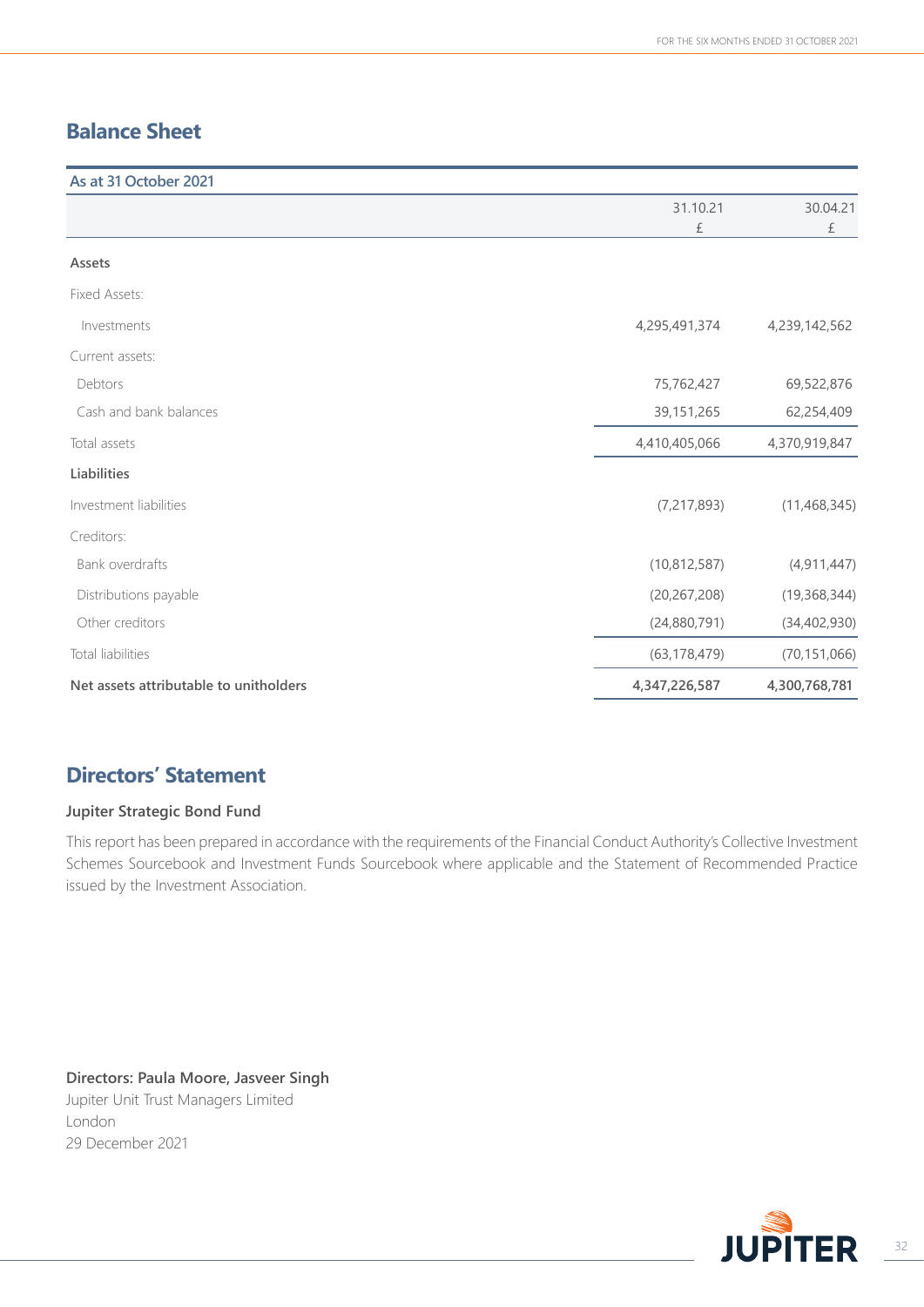## Balance Sheet

| As at 31 October 2021 | 31.10.21<br>£ | 30.04.21<br>£ |
|---|---|---|
| **Assets** | | |
| Fixed Assets: | | |
| Investments | 4,295,491,374 | 4,239,142,562 |
| Current assets: | | |
| Debtors | 75,762,427 | 69,522,876 |
| Cash and bank balances | 39,151,265 | 62,254,409 |
| Total assets | 4,410,405,066 | 4,370,919,847 |
| **Liabilities** | | |
| Investment liabilities | (7,217,893) | (11,468,345) |
| Creditors: | | |
| Bank overdrafts | (10,812,587) | (4,911,447) |
| Distributions payable | (20,267,208) | (19,368,344) |
| Other creditors | (24,880,791) | (34,402,930) |
| Total liabilities | (63,178,479) | (70,151,066) |
| **Net assets attributable to unitholders** | 4,347,226,587 | 4,300,768,781 |

## Directors' Statement

**Jupiter Strategic Bond Fund**

This report has been prepared in accordance with the requirements of the Financial Conduct Authority's Collective Investment Schemes Sourcebook and Investment Funds Sourcebook where applicable and the Statement of Recommended Practice issued by the Investment Association.

**Directors: Paula Moore, Jasveer Singh**
Jupiter Unit Trust Managers Limited
London
29 December 2021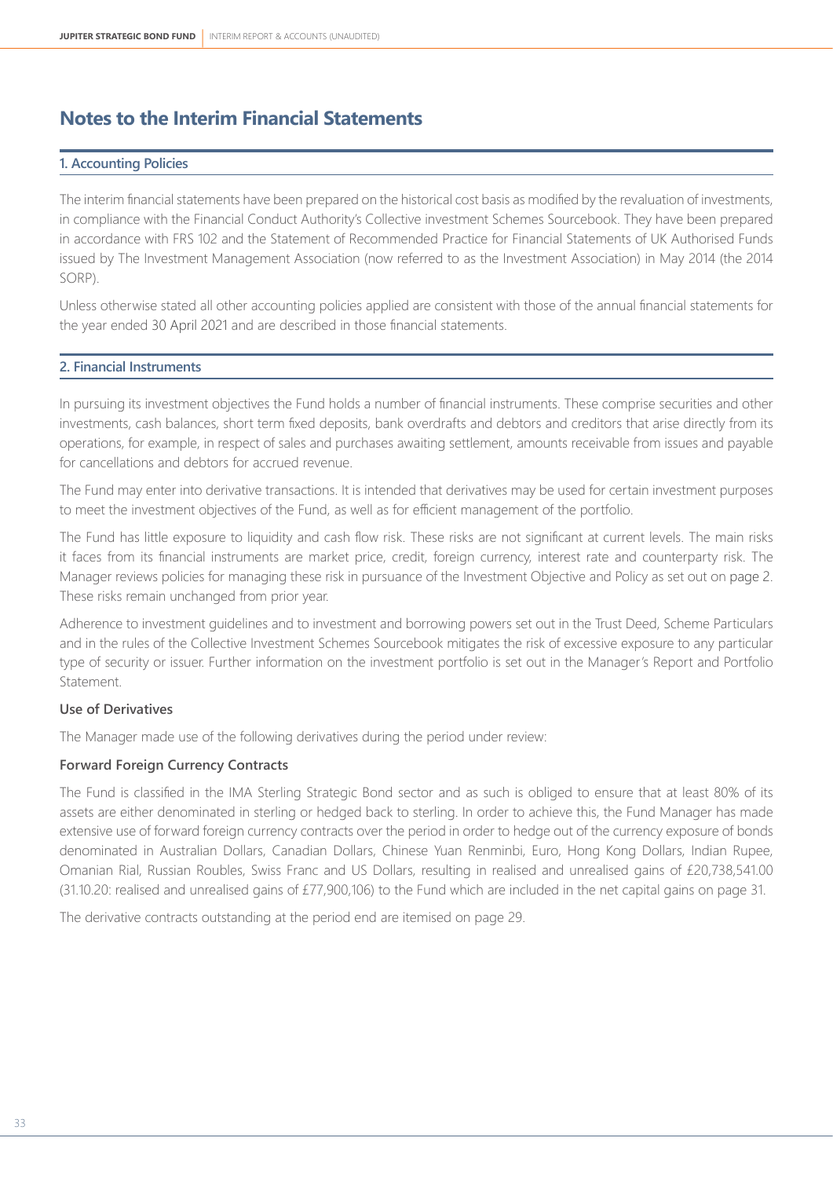# Notes to the Interim Financial Statements

## 1. Accounting Policies

The interim financial statements have been prepared on the historical cost basis as modified by the revaluation of investments, in compliance with the Financial Conduct Authority's Collective investment Schemes Sourcebook. They have been prepared in accordance with FRS 102 and the Statement of Recommended Practice for Financial Statements of UK Authorised Funds issued by The Investment Management Association (now referred to as the Investment Association) in May 2014 (the 2014 SORP).

Unless otherwise stated all other accounting policies applied are consistent with those of the annual financial statements for the year ended 30 April 2021 and are described in those financial statements.

## 2. Financial Instruments

In pursuing its investment objectives the Fund holds a number of financial instruments. These comprise securities and other investments, cash balances, short term fixed deposits, bank overdrafts and debtors and creditors that arise directly from its operations, for example, in respect of sales and purchases awaiting settlement, amounts receivable from issues and payable for cancellations and debtors for accrued revenue.

The Fund may enter into derivative transactions. It is intended that derivatives may be used for certain investment purposes to meet the investment objectives of the Fund, as well as for efficient management of the portfolio.

The Fund has little exposure to liquidity and cash flow risk. These risks are not significant at current levels. The main risks it faces from its financial instruments are market price, credit, foreign currency, interest rate and counterparty risk. The Manager reviews policies for managing these risk in pursuance of the Investment Objective and Policy as set out on page 2. These risks remain unchanged from prior year.

Adherence to investment guidelines and to investment and borrowing powers set out in the Trust Deed, Scheme Particulars and in the rules of the Collective Investment Schemes Sourcebook mitigates the risk of excessive exposure to any particular type of security or issuer. Further information on the investment portfolio is set out in the Manager's Report and Portfolio Statement.

### Use of Derivatives

The Manager made use of the following derivatives during the period under review:

### Forward Foreign Currency Contracts

The Fund is classified in the IMA Sterling Strategic Bond sector and as such is obliged to ensure that at least 80% of its assets are either denominated in sterling or hedged back to sterling. In order to achieve this, the Fund Manager has made extensive use of forward foreign currency contracts over the period in order to hedge out of the currency exposure of bonds denominated in Australian Dollars, Canadian Dollars, Chinese Yuan Renminbi, Euro, Hong Kong Dollars, Indian Rupee, Omanian Rial, Russian Roubles, Swiss Franc and US Dollars, resulting in realised and unrealised gains of £20,738,541.00 (31.10.20: realised and unrealised gains of £77,900,106) to the Fund which are included in the net capital gains on page 31.

The derivative contracts outstanding at the period end are itemised on page 29.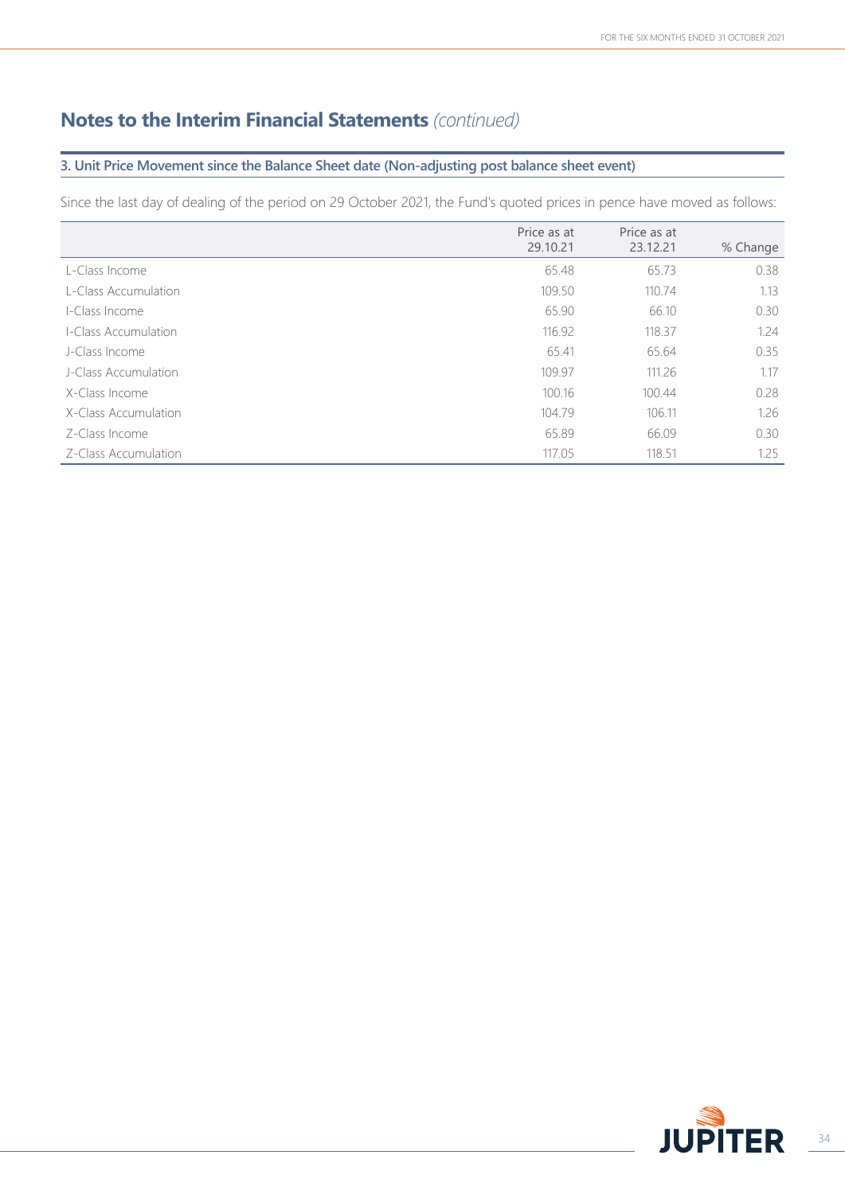# Notes to the Interim Financial Statements *(continued)*

## 3. Unit Price Movement since the Balance Sheet date (Non-adjusting post balance sheet event)

Since the last day of dealing of the period on 29 October 2021, the Fund's quoted prices in pence have moved as follows:

| | Price as at 29.10.21 | Price as at 23.12.21 | % Change |
|---|---|---|---|
| L-Class Income | 65.48 | 65.73 | 0.38 |
| L-Class Accumulation | 109.50 | 110.74 | 1.13 |
| I-Class Income | 65.90 | 66.10 | 0.30 |
| I-Class Accumulation | 116.92 | 118.37 | 1.24 |
| J-Class Income | 65.41 | 65.64 | 0.35 |
| J-Class Accumulation | 109.97 | 111.26 | 1.17 |
| X-Class Income | 100.16 | 100.44 | 0.28 |
| X-Class Accumulation | 104.79 | 106.11 | 1.26 |
| Z-Class Income | 65.89 | 66.09 | 0.30 |
| Z-Class Accumulation | 117.05 | 118.51 | 1.25 |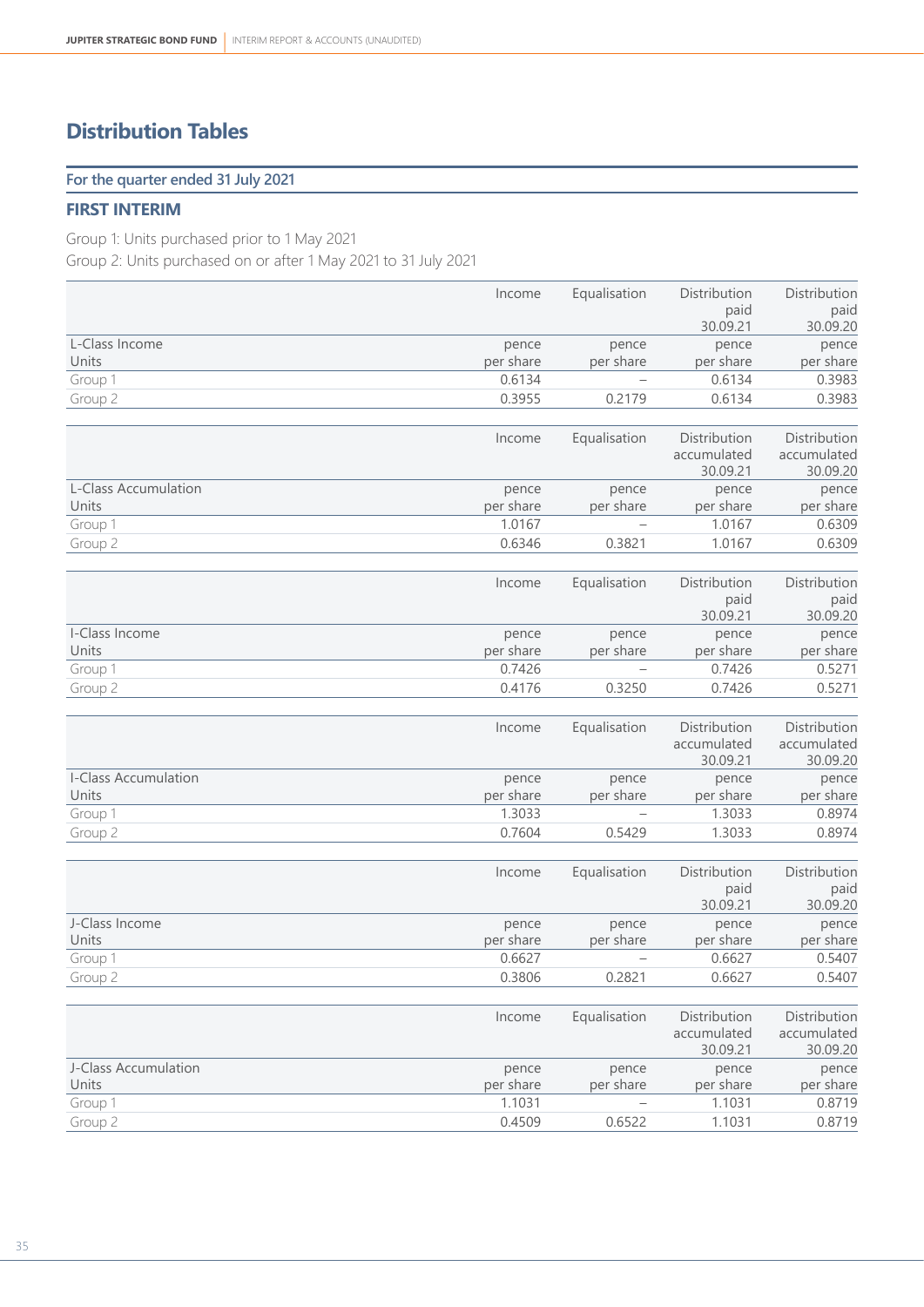# Distribution Tables

## For the quarter ended 31 July 2021

### FIRST INTERIM

Group 1: Units purchased prior to 1 May 2021
Group 2: Units purchased on or after 1 May 2021 to 31 July 2021

| | Income | Equalisation | Distribution paid 30.09.21 | Distribution paid 30.09.20 |
|---|---|---|---|---|
| L-Class Income Units | pence per share | pence per share | pence per share | pence per share |
| Group 1 | 0.6134 | – | 0.6134 | 0.3983 |
| Group 2 | 0.3955 | 0.2179 | 0.6134 | 0.3983 |

| | Income | Equalisation | Distribution accumulated 30.09.21 | Distribution accumulated 30.09.20 |
|---|---|---|---|---|
| L-Class Accumulation Units | pence per share | pence per share | pence per share | pence per share |
| Group 1 | 1.0167 | – | 1.0167 | 0.6309 |
| Group 2 | 0.6346 | 0.3821 | 1.0167 | 0.6309 |

| | Income | Equalisation | Distribution paid 30.09.21 | Distribution paid 30.09.20 |
|---|---|---|---|---|
| I-Class Income Units | pence per share | pence per share | pence per share | pence per share |
| Group 1 | 0.7426 | – | 0.7426 | 0.5271 |
| Group 2 | 0.4176 | 0.3250 | 0.7426 | 0.5271 |

| | Income | Equalisation | Distribution accumulated 30.09.21 | Distribution accumulated 30.09.20 |
|---|---|---|---|---|
| I-Class Accumulation Units | pence per share | pence per share | pence per share | pence per share |
| Group 1 | 1.3033 | – | 1.3033 | 0.8974 |
| Group 2 | 0.7604 | 0.5429 | 1.3033 | 0.8974 |

| | Income | Equalisation | Distribution paid 30.09.21 | Distribution paid 30.09.20 |
|---|---|---|---|---|
| J-Class Income Units | pence per share | pence per share | pence per share | pence per share |
| Group 1 | 0.6627 | – | 0.6627 | 0.5407 |
| Group 2 | 0.3806 | 0.2821 | 0.6627 | 0.5407 |

| | Income | Equalisation | Distribution accumulated 30.09.21 | Distribution accumulated 30.09.20 |
|---|---|---|---|---|
| J-Class Accumulation Units | pence per share | pence per share | pence per share | pence per share |
| Group 1 | 1.1031 | – | 1.1031 | 0.8719 |
| Group 2 | 0.4509 | 0.6522 | 1.1031 | 0.8719 |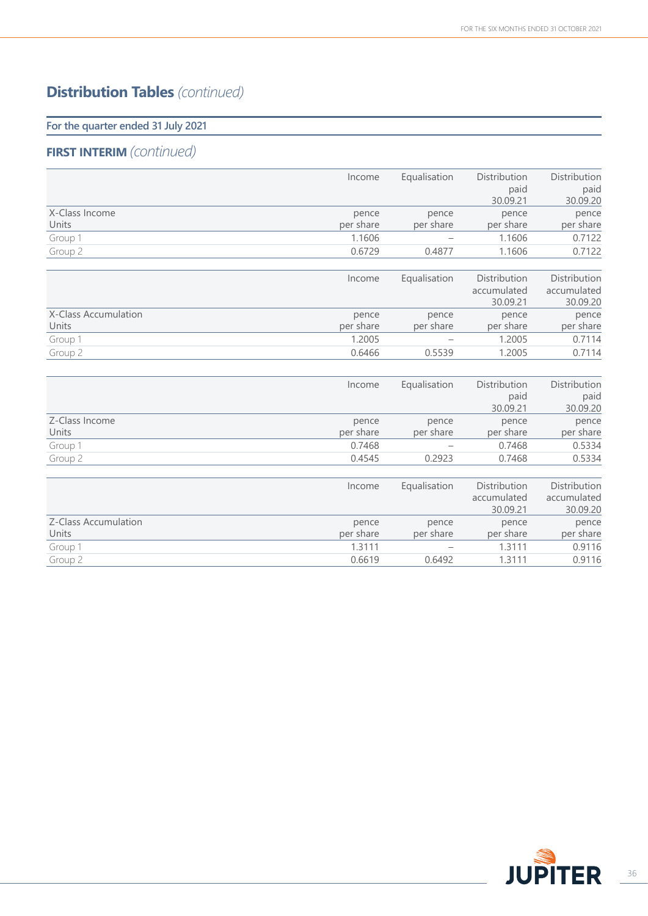# Distribution Tables *(continued)*

## For the quarter ended 31 July 2021

### FIRST INTERIM *(continued)*

| X-Class Income Units | Income pence per share | Equalisation pence per share | Distribution paid 30.09.21 pence per share | Distribution paid 30.09.20 pence per share |
|---|---|---|---|---|
| Group 1 | 1.1606 | – | 1.1606 | 0.7122 |
| Group 2 | 0.6729 | 0.4877 | 1.1606 | 0.7122 |

| X-Class Accumulation Units | Income pence per share | Equalisation pence per share | Distribution accumulated 30.09.21 pence per share | Distribution accumulated 30.09.20 pence per share |
|---|---|---|---|---|
| Group 1 | 1.2005 | – | 1.2005 | 0.7114 |
| Group 2 | 0.6466 | 0.5539 | 1.2005 | 0.7114 |

| Z-Class Income Units | Income pence per share | Equalisation pence per share | Distribution paid 30.09.21 pence per share | Distribution paid 30.09.20 pence per share |
|---|---|---|---|---|
| Group 1 | 0.7468 | – | 0.7468 | 0.5334 |
| Group 2 | 0.4545 | 0.2923 | 0.7468 | 0.5334 |

| Z-Class Accumulation Units | Income pence per share | Equalisation pence per share | Distribution accumulated 30.09.21 pence per share | Distribution accumulated 30.09.20 pence per share |
|---|---|---|---|---|
| Group 1 | 1.3111 | – | 1.3111 | 0.9116 |
| Group 2 | 0.6619 | 0.6492 | 1.3111 | 0.9116 |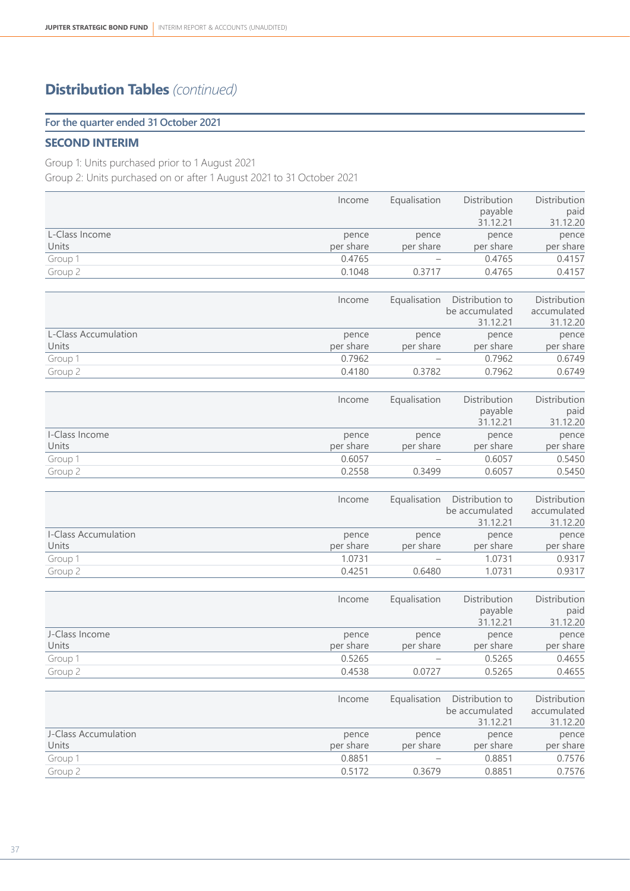# Distribution Tables *(continued)*

## For the quarter ended 31 October 2021

### SECOND INTERIM

Group 1: Units purchased prior to 1 August 2021
Group 2: Units purchased on or after 1 August 2021 to 31 October 2021

| | Income | Equalisation | Distribution payable 31.12.21 | Distribution paid 31.12.20 |
|---|---|---|---|---|
| L-Class Income Units | pence per share | pence per share | pence per share | pence per share |
| Group 1 | 0.4765 | – | 0.4765 | 0.4157 |
| Group 2 | 0.1048 | 0.3717 | 0.4765 | 0.4157 |

| | Income | Equalisation | Distribution to be accumulated 31.12.21 | Distribution accumulated 31.12.20 |
|---|---|---|---|---|
| L-Class Accumulation Units | pence per share | pence per share | pence per share | pence per share |
| Group 1 | 0.7962 | – | 0.7962 | 0.6749 |
| Group 2 | 0.4180 | 0.3782 | 0.7962 | 0.6749 |

| | Income | Equalisation | Distribution payable 31.12.21 | Distribution paid 31.12.20 |
|---|---|---|---|---|
| I-Class Income Units | pence per share | pence per share | pence per share | pence per share |
| Group 1 | 0.6057 | – | 0.6057 | 0.5450 |
| Group 2 | 0.2558 | 0.3499 | 0.6057 | 0.5450 |

| | Income | Equalisation | Distribution to be accumulated 31.12.21 | Distribution accumulated 31.12.20 |
|---|---|---|---|---|
| I-Class Accumulation Units | pence per share | pence per share | pence per share | pence per share |
| Group 1 | 1.0731 | – | 1.0731 | 0.9317 |
| Group 2 | 0.4251 | 0.6480 | 1.0731 | 0.9317 |

| | Income | Equalisation | Distribution payable 31.12.21 | Distribution paid 31.12.20 |
|---|---|---|---|---|
| J-Class Income Units | pence per share | pence per share | pence per share | pence per share |
| Group 1 | 0.5265 | – | 0.5265 | 0.4655 |
| Group 2 | 0.4538 | 0.0727 | 0.5265 | 0.4655 |

| | Income | Equalisation | Distribution to be accumulated 31.12.21 | Distribution accumulated 31.12.20 |
|---|---|---|---|---|
| J-Class Accumulation Units | pence per share | pence per share | pence per share | pence per share |
| Group 1 | 0.8851 | – | 0.8851 | 0.7576 |
| Group 2 | 0.5172 | 0.3679 | 0.8851 | 0.7576 |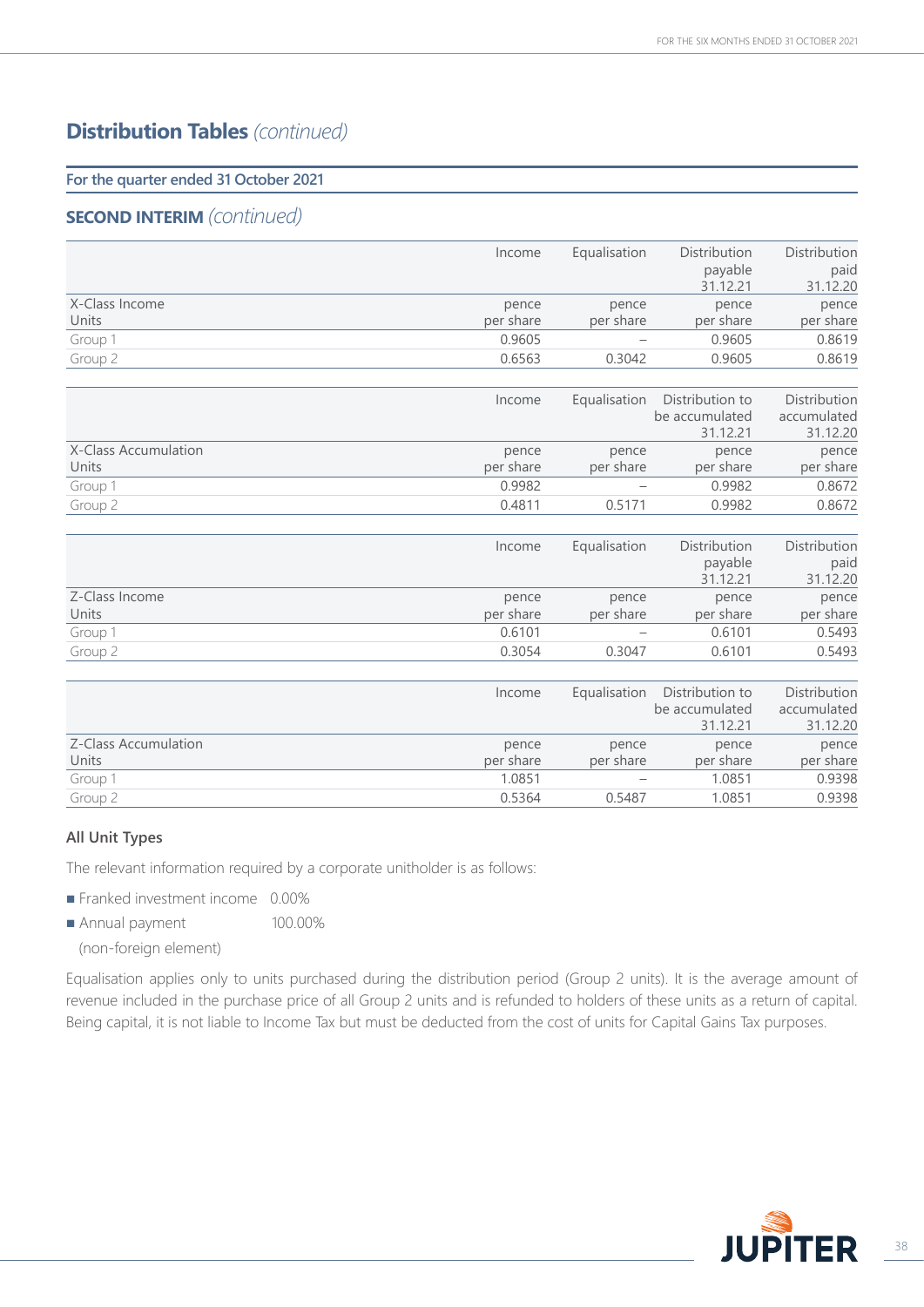## Distribution Tables *(continued)*

**For the quarter ended 31 October 2021**

### SECOND INTERIM *(continued)*

| X-Class Income Units | Income pence per share | Equalisation pence per share | Distribution payable 31.12.21 pence per share | Distribution paid 31.12.20 pence per share |
|---|---|---|---|---|
| Group 1 | 0.9605 | – | 0.9605 | 0.8619 |
| Group 2 | 0.6563 | 0.3042 | 0.9605 | 0.8619 |

| X-Class Accumulation Units | Income pence per share | Equalisation pence per share | Distribution to be accumulated 31.12.21 pence per share | Distribution accumulated 31.12.20 pence per share |
|---|---|---|---|---|
| Group 1 | 0.9982 | – | 0.9982 | 0.8672 |
| Group 2 | 0.4811 | 0.5171 | 0.9982 | 0.8672 |

| Z-Class Income Units | Income pence per share | Equalisation pence per share | Distribution payable 31.12.21 pence per share | Distribution paid 31.12.20 pence per share |
|---|---|---|---|---|
| Group 1 | 0.6101 | – | 0.6101 | 0.5493 |
| Group 2 | 0.3054 | 0.3047 | 0.6101 | 0.5493 |

| Z-Class Accumulation Units | Income pence per share | Equalisation pence per share | Distribution to be accumulated 31.12.21 pence per share | Distribution accumulated 31.12.20 pence per share |
|---|---|---|---|---|
| Group 1 | 1.0851 | – | 1.0851 | 0.9398 |
| Group 2 | 0.5364 | 0.5487 | 1.0851 | 0.9398 |

**All Unit Types**

The relevant information required by a corporate unitholder is as follows:

- Franked investment income 0.00%
- Annual payment (non-foreign element) 100.00%

Equalisation applies only to units purchased during the distribution period (Group 2 units). It is the average amount of revenue included in the purchase price of all Group 2 units and is refunded to holders of these units as a return of capital. Being capital, it is not liable to Income Tax but must be deducted from the cost of units for Capital Gains Tax purposes.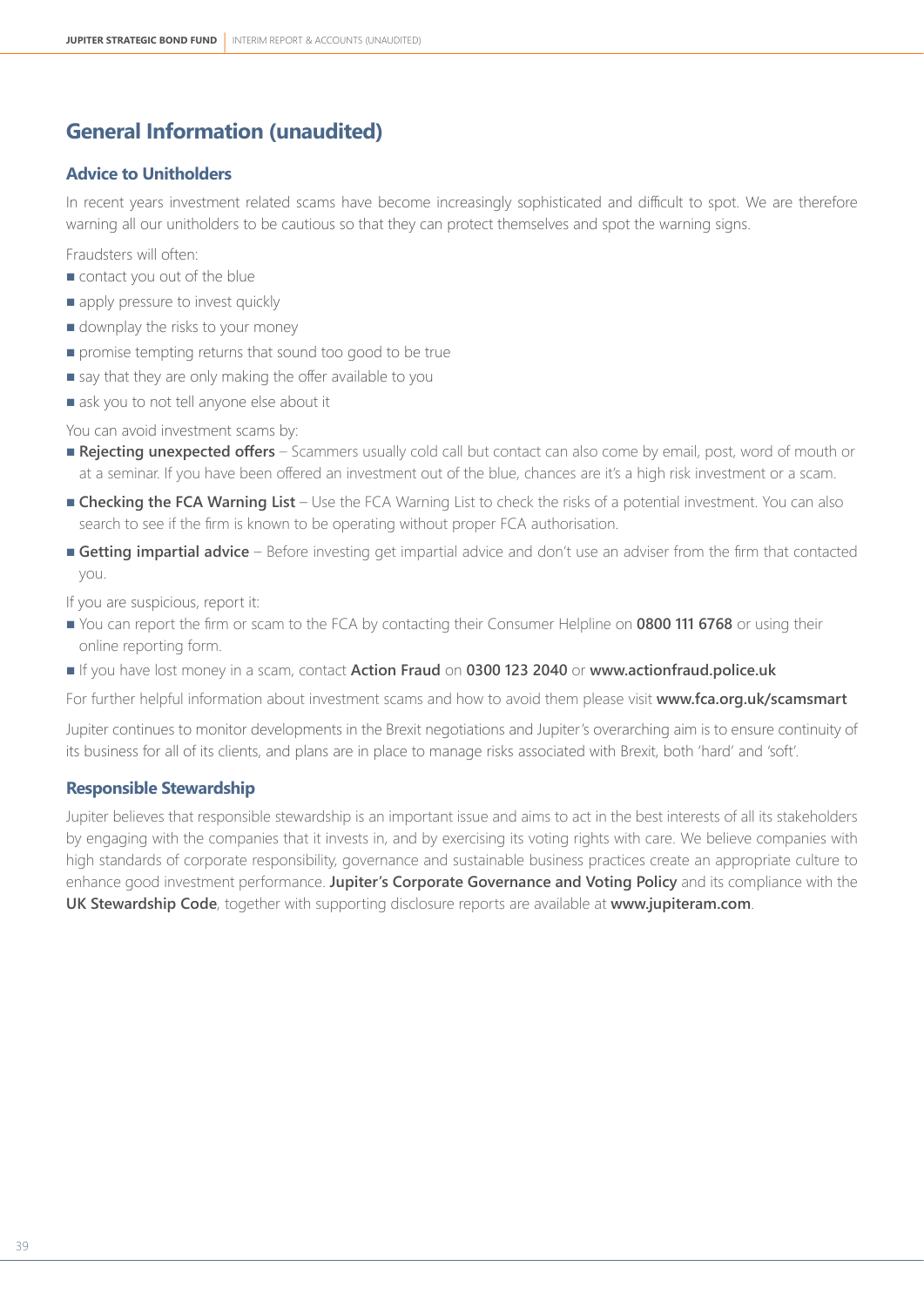## General Information (unaudited)

### Advice to Unitholders

In recent years investment related scams have become increasingly sophisticated and difficult to spot. We are therefore warning all our unitholders to be cautious so that they can protect themselves and spot the warning signs.

Fraudsters will often:

- contact you out of the blue
- apply pressure to invest quickly
- downplay the risks to your money
- promise tempting returns that sound too good to be true
- say that they are only making the offer available to you
- ask you to not tell anyone else about it

You can avoid investment scams by:

- **Rejecting unexpected offers** – Scammers usually cold call but contact can also come by email, post, word of mouth or at a seminar. If you have been offered an investment out of the blue, chances are it's a high risk investment or a scam.
- **Checking the FCA Warning List** – Use the FCA Warning List to check the risks of a potential investment. You can also search to see if the firm is known to be operating without proper FCA authorisation.
- **Getting impartial advice** – Before investing get impartial advice and don't use an adviser from the firm that contacted you.

If you are suspicious, report it:

- You can report the firm or scam to the FCA by contacting their Consumer Helpline on **0800 111 6768** or using their online reporting form.
- If you have lost money in a scam, contact **Action Fraud** on **0300 123 2040** or **www.actionfraud.police.uk**

For further helpful information about investment scams and how to avoid them please visit **www.fca.org.uk/scamsmart**

Jupiter continues to monitor developments in the Brexit negotiations and Jupiter's overarching aim is to ensure continuity of its business for all of its clients, and plans are in place to manage risks associated with Brexit, both 'hard' and 'soft'.

### Responsible Stewardship

Jupiter believes that responsible stewardship is an important issue and aims to act in the best interests of all its stakeholders by engaging with the companies that it invests in, and by exercising its voting rights with care. We believe companies with high standards of corporate responsibility, governance and sustainable business practices create an appropriate culture to enhance good investment performance. **Jupiter's Corporate Governance and Voting Policy** and its compliance with the **UK Stewardship Code**, together with supporting disclosure reports are available at **www.jupiteram.com**.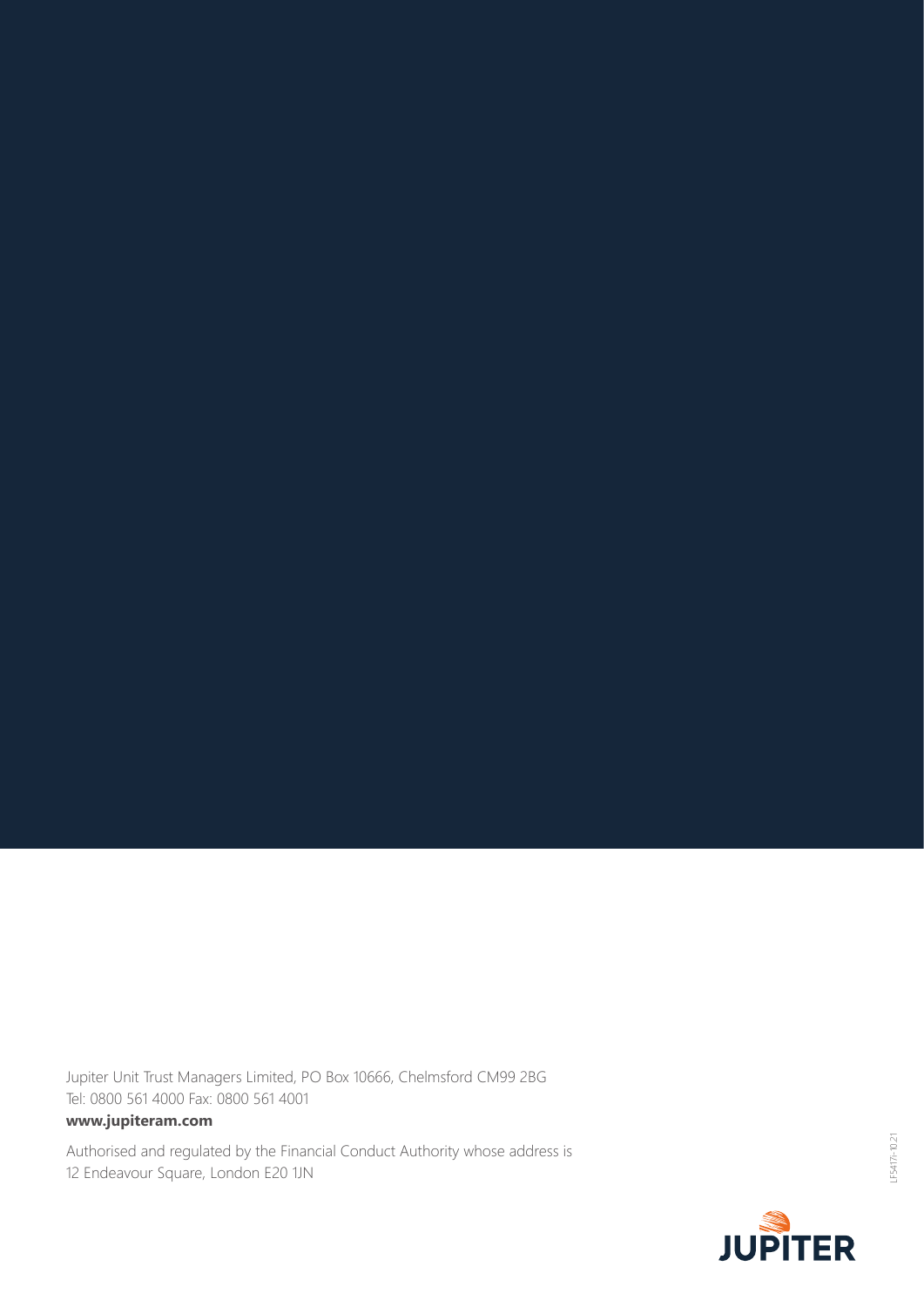Jupiter Unit Trust Managers Limited, PO Box 10666, Chelmsford CM99 2BG
Tel: 0800 561 4000 Fax: 0800 561 4001
**www.jupiteram.com**

Authorised and regulated by the Financial Conduct Authority whose address is
12 Endeavour Square, London E20 1JN

LF5417-10.21

JUPITER